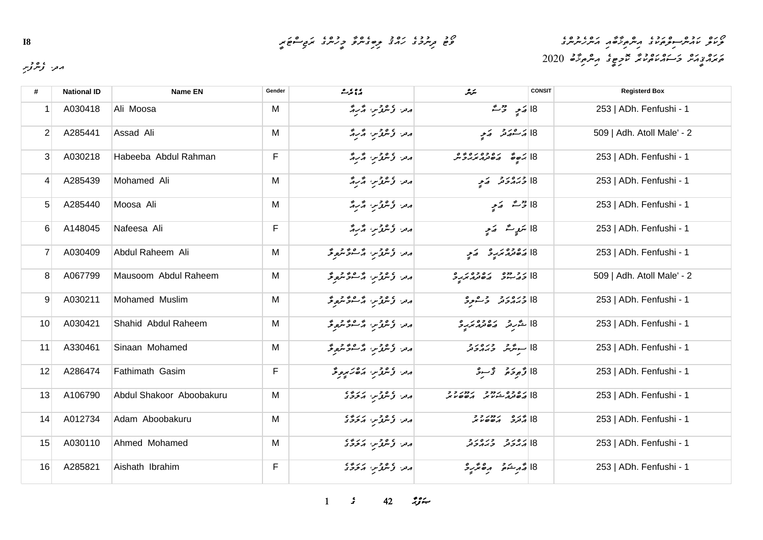ޕާރލަމެންޓްގެ މެންބަރުންނާއި އަންހެނުންނާއި ކައުންސިލްތަކުގެ އިންތިޚާބު 2020

ތިޔޮ އިސްލާމް ދިވެހިރާއްޖެ ޖުމްހޫރިއްޔާގެ ރިޔާސީ އިންތިޚާބު

I8

އދ. ފެންފުށި

| # | National ID | Name EN | Gender | ގޮތުގެ | ނަން | CONSIT | Registerd Box |
|---|---|---|---|---|---|---|---|
| 1 | A030418 | Ali Moosa | M | އދ. ފެންފުށި، އާރިއާ | އަލި މޫސާ | I8 | 253 \| ADh. Fenfushi - 1 |
| 2 | A285441 | Assad Ali | M | އދ. ފެންފުށި، އާރިއާ | އަސްޢަދު އަލި | I8 | 509 \| Adh. Atoll Male' - 2 |
| 3 | A030218 | Habeeba Abdul Rahman | F | އދ. ފެންފުށި، އާރިއާ | ހަބީބާ އަބްދުއްރަޙްމާން | I8 | 253 \| ADh. Fenfushi - 1 |
| 4 | A285439 | Mohamed Ali | M | އދ. ފެންފުށި، އާރިއާ | މުޙައްމަދު އަލި | I8 | 253 \| ADh. Fenfushi - 1 |
| 5 | A285440 | Moosa Ali | M | އދ. ފެންފުށި، އާރިއާ | މޫސާ އަލި | I8 | 253 \| ADh. Fenfushi - 1 |
| 6 | A148045 | Nafeesa Ali | F | އދ. ފެންފުށި، އާރިއާ | ނަފީސާ އަލި | I8 | 253 \| ADh. Fenfushi - 1 |
| 7 | A030409 | Abdul Raheem Ali | M | އދ. ފެންފުށި، އާސްމާނީވިލާ | އަބްދުއްރަޙީމް އަލި | I8 | 253 \| ADh. Fenfushi - 1 |
| 8 | A067799 | Mausoom Abdul Raheem | M | އދ. ފެންފުށި، އާސްމާނީވިލާ | މައުޞޫމް އަބްދުއްރަޙީމް | I8 | 509 \| Adh. Atoll Male' - 2 |
| 9 | A030211 | Mohamed Muslim | M | އދ. ފެންފުށި، އާސްމާނީވިލާ | މުޙައްމަދު މުސްލިމް | I8 | 253 \| ADh. Fenfushi - 1 |
| 10 | A030421 | Shahid Abdul Raheem | M | އދ. ފެންފުށި، އާސްމާނީވިލާ | ޝާހިދު އަބްދުއްރަޙީމް | I8 | 253 \| ADh. Fenfushi - 1 |
| 11 | A330461 | Sinaan Mohamed | M | އދ. ފެންފުށި، އާސްމާނީވިލާ | ސިނާން މުޙައްމަދު | I8 | 253 \| ADh. Fenfushi - 1 |
| 12 | A286474 | Fathimath Gasim | F | އދ. ފެންފުށި، އަބްރަކީވިލާ | ފާތިމަތު ޤާސިމް | I8 | 253 \| ADh. Fenfushi - 1 |
| 13 | A106790 | Abdul Shakoor Aboobakuru | M | އދ. ފެންފުށި، އަވަގާމް | އަބްދުއްޝަކޫރު އަބޫބަކުރު | I8 | 253 \| ADh. Fenfushi - 1 |
| 14 | A012734 | Adam Aboobakuru | M | އދ. ފެންފުށި، އަވަގާމް | އާދަމް އަބޫބަކުރު | I8 | 253 \| ADh. Fenfushi - 1 |
| 15 | A030110 | Ahmed Mohamed | M | އދ. ފެންފުށި، އަވަގާމް | އަޙްމަދު މުޙައްމަދު | I8 | 253 \| ADh. Fenfushi - 1 |
| 16 | A285821 | Aishath Ibrahim | F | އދ. ފެންފުށި، އަވަގާމް | އާއިޝަތު އިބްރާހީމް | I8 | 253 \| ADh. Fenfushi - 1 |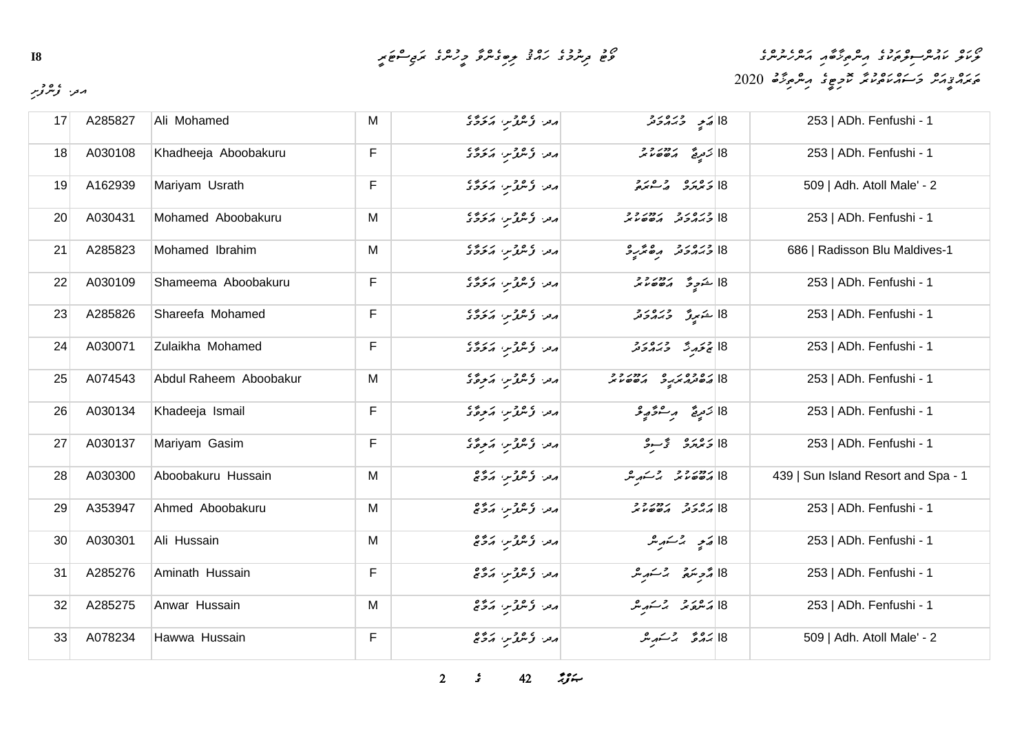| 17 | A285827 | Ali Mohamed | M | އދ. ފެންފުށި، އަލަމާގެ | I8 އަލި މުހައްމަދު | 253 \| ADh. Fenfushi - 1 |
|---|---|---|---|---|---|---|
| 18 | A030108 | Khadheeja Aboobakuru | F | އދ. ފެންފުށި، އަލަމާގެ | I8 ޚަދީޖާ އަބޫބަކުރު | 253 \| ADh. Fenfushi - 1 |
| 19 | A162939 | Mariyam Usrath | F | އދ. ފެންފުށި، އަލަމާގެ | I8 މަރިޔަމް އުސްރަތު | 509 \| Adh. Atoll Male' - 2 |
| 20 | A030431 | Mohamed Aboobakuru | M | އދ. ފެންފުށި، އަލަމާގެ | I8 މުހައްމަދު އަބޫބަކުރު | 253 \| ADh. Fenfushi - 1 |
| 21 | A285823 | Mohamed Ibrahim | M | އދ. ފެންފުށި، އަލަމާގެ | I8 މުހައްމަދު އިބްރާހީމް | 686 \| Radisson Blu Maldives-1 |
| 22 | A030109 | Shameema Aboobakuru | F | އދ. ފެންފުށި، އަލަމާގެ | I8 ޝަމީމާ އަބޫބަކުރު | 253 \| ADh. Fenfushi - 1 |
| 23 | A285826 | Shareefa Mohamed | F | އދ. ފެންފުށި، އަލަމާގެ | I8 ޝަރީފާ މުހައްމަދު | 253 \| ADh. Fenfushi - 1 |
| 24 | A030071 | Zulaikha Mohamed | F | އދ. ފެންފުށި، އަލަމާގެ | I8 ޒުލައިޚާ މުހައްމަދު | 253 \| ADh. Fenfushi - 1 |
| 25 | A074543 | Abdul Raheem Aboobakur | M | އދ. ފެންފުށި، އަލިވާގެ | I8 އަބްދުއްރަޙީމް އަބޫބަކުރު | 253 \| ADh. Fenfushi - 1 |
| 26 | A030134 | Khadeeja Ismail | F | އދ. ފެންފުށި، އަލިވާގެ | I8 ޚަދީޖާ އިސްމާޢީލް | 253 \| ADh. Fenfushi - 1 |
| 27 | A030137 | Mariyam Gasim | F | އދ. ފެންފުށި، އަލިވާގެ | I8 މަރިޔަމް ޤާސިމް | 253 \| ADh. Fenfushi - 1 |
| 28 | A030300 | Aboobakuru Hussain | M | އދ. ފެންފުށި، އަމާޒް | I8 އަބޫބަކުރު ހުސައިން | 439 \| Sun Island Resort and Spa - 1 |
| 29 | A353947 | Ahmed Aboobakuru | M | އދ. ފެންފުށި، އަމާޒް | I8 އަޙްމަދު އަބޫބަކުރު | 253 \| ADh. Fenfushi - 1 |
| 30 | A030301 | Ali Hussain | M | އދ. ފެންފުށި، އަމާޒް | I8 އަލި ހުސައިން | 253 \| ADh. Fenfushi - 1 |
| 31 | A285276 | Aminath Hussain | F | އދ. ފެންފުށި، އަމާޒް | I8 އާމިނަތު ހުސައިން | 253 \| ADh. Fenfushi - 1 |
| 32 | A285275 | Anwar Hussain | M | އދ. ފެންފުށި، އަމާޒް | I8 އަންވަރު ހުސައިން | 253 \| ADh. Fenfushi - 1 |
| 33 | A078234 | Hawwa Hussain | F | އދ. ފެންފުށި، އަމާޒް | I8 ހައްވާ ހުސައިން | 509 \| Adh. Atoll Male' - 2 |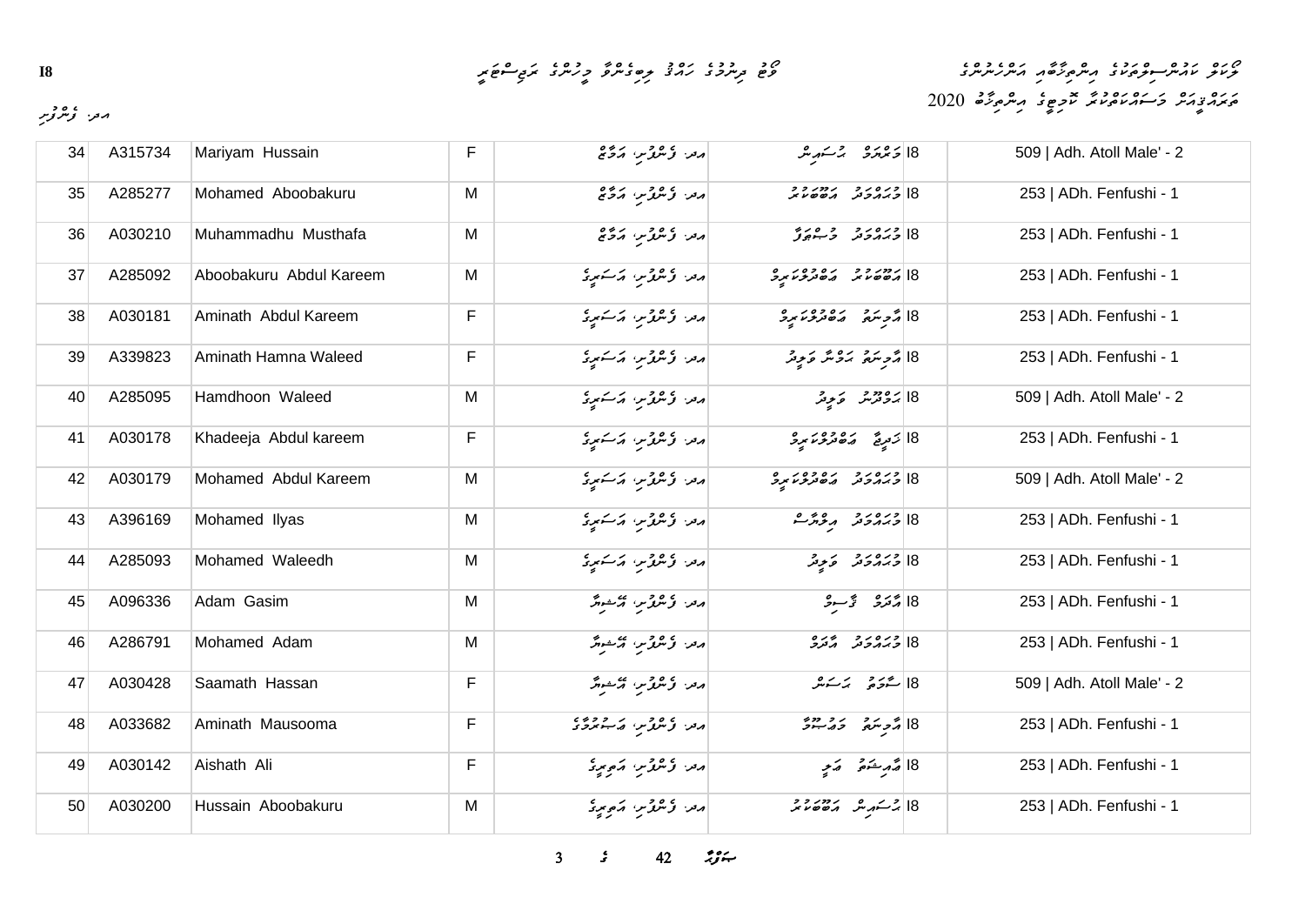| 34 | A315734 | Mariyam Hussain | F | مدر. وَسْرَوْسِ، مَرَدَّجْ | I8 وَبْرْمَرْدْ بْرْسَمَرِسْ | 509 \| Adh. Atoll Male' - 2 |
|---|---|---|---|---|---|---|
| 35 | A285277 | Mohamed Aboobakuru | M | مدر. وَسْرَوْسِ، مَرَدَّجْ | I8 دْبَرْمْرَدْ مْرْصْصْبَرْ | 253 \| ADh. Fenfushi - 1 |
| 36 | A030210 | Muhammadhu Musthafa | M | مدر. وَسْرَوْسِ، مَرَدَّجْ | I8 دْبَرْمْرَدْ دْسْبْرَدْ | 253 \| ADh. Fenfushi - 1 |
| 37 | A285092 | Aboobakuru Abdul Kareem | M | مدر. وَسْرَوْسِ، مَرْسَمَرِدْ | I8 مْرْصْصْبَرْ مْرْصْرْمْدْمَرِدْ | 253 \| ADh. Fenfushi - 1 |
| 38 | A030181 | Aminath Abdul Kareem | F | مدر. وَسْرَوْسِ، مَرْسَمَرِدْ | I8 مْرْجِسَمْ مْرْصْرْمْدْمَرِدْ | 253 \| ADh. Fenfushi - 1 |
| 39 | A339823 | Aminath Hamna Waleed | F | مدر. وَسْرَوْسِ، مَرْسَمَرِدْ | I8 مْرْجِسَمْ بَرْدْسْ وَمِرِدْ | 253 \| ADh. Fenfushi - 1 |
| 40 | A285095 | Hamdhoon Waleed | M | مدر. وَسْرَوْسِ، مَرْسَمَرِدْ | I8 بَرْدْدْسْ وَمِرِدْ | 509 \| Adh. Atoll Male' - 2 |
| 41 | A030178 | Khadeeja Abdul kareem | F | مدر. وَسْرَوْسِ، مَرْسَمَرِدْ | I8 زَمِرِجْ مْرْصْرْمْدْمَرِدْ | 253 \| ADh. Fenfushi - 1 |
| 42 | A030179 | Mohamed Abdul Kareem | M | مدر. وَسْرَوْسِ، مَرْسَمَرِدْ | I8 دْبَرْمْرَدْ مْرْصْرْمْدْمَرِدْ | 509 \| Adh. Atoll Male' - 2 |
| 43 | A396169 | Mohamed Ilyas | M | مدر. وَسْرَوْسِ، مَرْسَمَرِدْ | I8 دْبَرْمْرَدْ مِدْمَرْسْ | 253 \| ADh. Fenfushi - 1 |
| 44 | A285093 | Mohamed Waleedh | M | مدر. وَسْرَوْسِ، مَرْسَمَرِدْ | I8 دْبَرْمْرَدْ وَمِرِدْ | 253 \| ADh. Fenfushi - 1 |
| 45 | A096336 | Adam Gasim | M | مدر. وَسْرَوْسِ، مْرْسْمِرْ | I8 مْرْتَرْدْ تْرْسِدْ | 253 \| ADh. Fenfushi - 1 |
| 46 | A286791 | Mohamed Adam | M | مدر. وَسْرَوْسِ، مْرْسْمِرْ | I8 دْبَرْمْرَدْ مْرْتَرْدْ | 253 \| ADh. Fenfushi - 1 |
| 47 | A030428 | Saamath Hassan | F | مدر. وَسْرَوْسِ، مْرْسْمِرْ | I8 سْتْرَمْ بَرْسَسْ | 509 \| Adh. Atoll Male' - 2 |
| 48 | A033682 | Aminath Mausooma | F | مدر. وَسْرَوْسِ، مَرْسْمَرْدْدْ | I8 مْرْجِسَمْ دَمْرْسْدْ | 253 \| ADh. Fenfushi - 1 |
| 49 | A030142 | Aishath Ali | F | مدر. وَسْرَوْسِ، مَرْمِرِدْ | I8 مْرْمِرْشَمْ مَرِ | 253 \| ADh. Fenfushi - 1 |
| 50 | A030200 | Hussain Aboobakuru | M | مدر. وَسْرَوْسِ، مَرْمِرِدْ | I8 بْرْسَمَرِسْ مْرْصْصْبَرْ | 253 \| ADh. Fenfushi - 1 |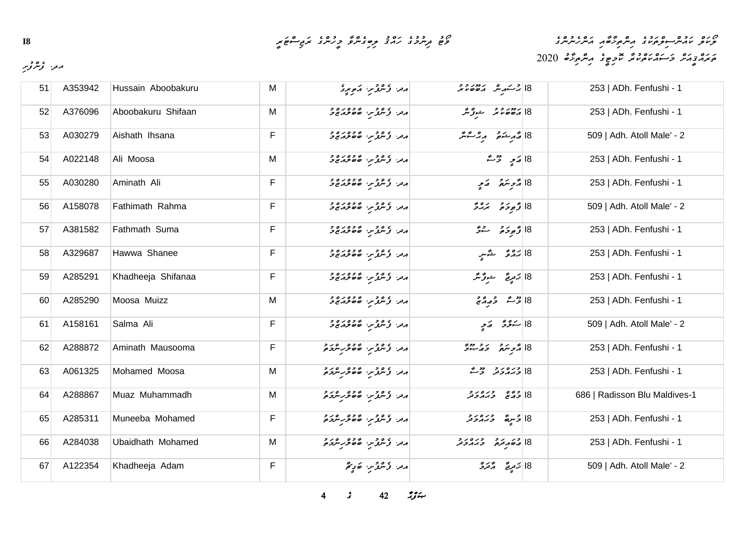| 51 | A353942 | Hussain Aboobakuru | M | އދ. ފެންފުށި، އަލިރީގެ | I8 ޙުސައިން އަބޫބަކުރު | 253 \| ADh. Fenfushi - 1 |
|---|---|---|---|---|---|---|
| 52 | A376096 | Aboobakuru Shifaan | M | އދ. ފެންފުށި، ބޯޓުއަޅާގެ | I8 އަބޫބަކުރު ޝިފާން | 253 \| ADh. Fenfushi - 1 |
| 53 | A030279 | Aishath Ihsana | F | އދ. ފެންފުށި، ބޯޓުއަޅާގެ | I8 އައިޝަތު އިޙްސާނާ | 509 \| Adh. Atoll Male' - 2 |
| 54 | A022148 | Ali Moosa | M | އދ. ފެންފުށި، ބޯޓުއަޅާގެ | I8 އަލި މޫސާ | 253 \| ADh. Fenfushi - 1 |
| 55 | A030280 | Aminath Ali | F | އދ. ފެންފުށި، ބޯޓުއަޅާގެ | I8 އާމިނަތު އަލި | 253 \| ADh. Fenfushi - 1 |
| 56 | A158078 | Fathimath Rahma | F | އދ. ފެންފުށި، ބޯޓުއަޅާގެ | I8 ފާތިމަތު ރަޙްމާ | 509 \| Adh. Atoll Male' - 2 |
| 57 | A381582 | Fathmath Suma | F | އދ. ފެންފުށި، ބޯޓުއަޅާގެ | I8 ފާތިމަތު ސުމާ | 253 \| ADh. Fenfushi - 1 |
| 58 | A329687 | Hawwa Shanee | F | އދ. ފެންފުށި، ބޯޓުއަޅާގެ | I8 ހައްވާ ޝާނީ | 253 \| ADh. Fenfushi - 1 |
| 59 | A285291 | Khadheeja Shifanaa | F | އދ. ފެންފުށި، ބޯޓުއަޅާގެ | I8 ޚަދީޖާ ޝިފާނާ | 253 \| ADh. Fenfushi - 1 |
| 60 | A285290 | Moosa Muizz | M | އދ. ފެންފުށި، ބޯޓުއަޅާގެ | I8 މޫސާ މުޢިއްޒު | 253 \| ADh. Fenfushi - 1 |
| 61 | A158161 | Salma Ali | F | އދ. ފެންފުށި، ބޯޓުއަޅާގެ | I8 ސަލްމާ އަލި | 509 \| Adh. Atoll Male' - 2 |
| 62 | A288872 | Aminath Mausooma | F | އދ. ފެންފުށި، ބޯޓުވެންނަރުދޮ | I8 އާމިނަތު މައުޞޫމާ | 253 \| ADh. Fenfushi - 1 |
| 63 | A061325 | Mohamed Moosa | M | އދ. ފެންފުށި، ބޯޓުވެންނަރުދޮ | I8 މުޙައްމަދު މޫސާ | 253 \| ADh. Fenfushi - 1 |
| 64 | A288867 | Muaz Muhammadh | M | އދ. ފެންފުށި، ބޯޓުވެންނަރުދޮ | I8 މުޢާޒު މުޙައްމަދު | 686 \| Radisson Blu Maldives-1 |
| 65 | A285311 | Muneeba Mohamed | F | އދ. ފެންފުށި، ބޯޓުވެންނަރުދޮ | I8 މުނީބާ މުޙައްމަދު | 253 \| ADh. Fenfushi - 1 |
| 66 | A284038 | Ubaidhath Mohamed | M | އދ. ފެންފުށި، ބޯޓުވެންނަރުދޮ | I8 އުބައިދަތު މުޙައްމަދު | 253 \| ADh. Fenfushi - 1 |
| 67 | A122354 | Khadheeja Adam | F | އދ. ފެންފުށި، ބަގީޗާ | I8 ޚަދީޖާ އާދަމް | 509 \| Adh. Atoll Male' - 2 |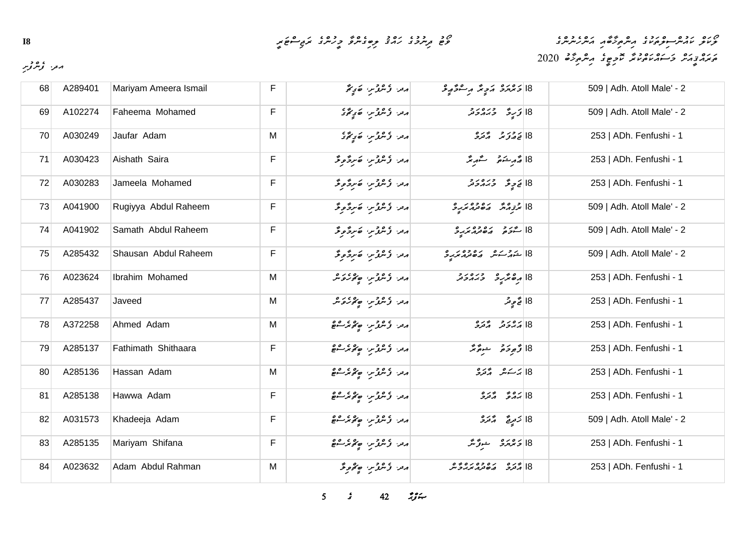| 68 | A289401 | Mariyam Ameera Ismail | F | އދ. ފެންފުށި، ބަލިލާ | I8 މަރިޔަމް އަމީރާ އިސްމާޢީލް | 509 \| Adh. Atoll Male' - 2 |
|---|---|---|---|---|---|---|
| 69 | A102274 | Faheema Mohamed | F | އދ. ފެންފުށި، ބަލިލާގެ | I8 ފަހީމާ މުހައްމަދު | 509 \| Adh. Atoll Male' - 2 |
| 70 | A030249 | Jaufar Adam | M | އދ. ފެންފުށި، ބަލިލާގެ | I8 ޖައުފަރު އާދަމް | 253 \| ADh. Fenfushi - 1 |
| 71 | A030423 | Aishath Saira | F | އދ. ފެންފުށި، ބަރިމާވިލާ | I8 އާއިޝަތު ސާއިރާ | 253 \| ADh. Fenfushi - 1 |
| 72 | A030283 | Jameela Mohamed | F | އދ. ފެންފުށި، ބަރިމާވިލާ | I8 ޖަމީލާ މުހައްމަދު | 253 \| ADh. Fenfushi - 1 |
| 73 | A041900 | Rugiyya Abdul Raheem | F | އދ. ފެންފުށި، ބަރިމާވިލާ | I8 ރުގިއްޔާ އަބްދުއްރަހީމް | 509 \| Adh. Atoll Male' - 2 |
| 74 | A041902 | Samath Abdul Raheem | F | އދ. ފެންފުށި، ބަރިމާވިލާ | I8 ސަމަތު އަބްދުއްރަހީމް | 509 \| Adh. Atoll Male' - 2 |
| 75 | A285432 | Shausan Abdul Raheem | F | އދ. ފެންފުށި، ބަރިމާވިލާ | I8 ޝައުސަން އަބްދުއްރަހީމް | 509 \| Adh. Atoll Male' - 2 |
| 76 | A023624 | Ibrahim Mohamed | M | އދ. ފެންފުށި، ބީޗްހައުސް | I8 އިބްރާހީމް މުހައްމަދު | 253 \| ADh. Fenfushi - 1 |
| 77 | A285437 | Javeed | M | އދ. ފެންފުށި، ބީޗްހައުސް | I8 ޖާވީދު | 253 \| ADh. Fenfushi - 1 |
| 78 | A372258 | Ahmed Adam | M | އދ. ފެންފުށި، ބީޗްރޯސް | I8 އަހުމަދު އާދަމް | 253 \| ADh. Fenfushi - 1 |
| 79 | A285137 | Fathimath Shithaara | F | އދ. ފެންފުށި، ބީޗްރޯސް | I8 ފާތިމަތު ޝިތާރާ | 253 \| ADh. Fenfushi - 1 |
| 80 | A285136 | Hassan Adam | M | އދ. ފެންފުށި، ބީޗްރޯސް | I8 ހަސަން އާދަމް | 253 \| ADh. Fenfushi - 1 |
| 81 | A285138 | Hawwa Adam | F | އދ. ފެންފުށި، ބީޗްރޯސް | I8 ހައްވާ އާދަމް | 253 \| ADh. Fenfushi - 1 |
| 82 | A031573 | Khadeeja Adam | F | އދ. ފެންފުށި، ބީޗްރޯސް | I8 ޚަދީޖާ އާދަމް | 509 \| Adh. Atoll Male' - 2 |
| 83 | A285135 | Mariyam Shifana | F | އދ. ފެންފުށި، ބީޗްރޯސް | I8 މަރިޔަމް ޝިފާނާ | 253 \| ADh. Fenfushi - 1 |
| 84 | A023632 | Adam Abdul Rahman | M | އދ. ފެންފުށި، ބީޗްވިލާ | I8 އާދަމް އަބްދުއްރަހްމާން | 253 \| ADh. Fenfushi - 1 |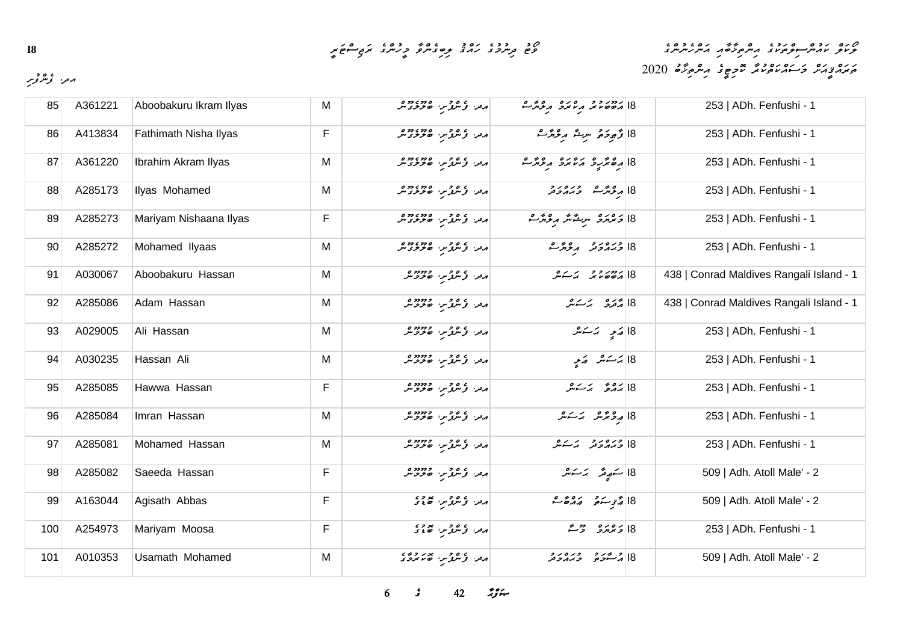| 85 | A361221 | Aboobakuru Ikram Ilyas | M | އދ. ފެންފުށި، ބޮޑުފެހިގެ | 18 އަބޫބަކުރު އިކްރާމް އިލްޔާސް | 253 \| ADh. Fenfushi - 1 |
|---|---|---|---|---|---|---|
| 86 | A413834 | Fathimath Nisha Ilyas | F | އދ. ފެންފުށި، ބޮޑުފެހިގެ | 18 ފާތިމަތު ނިޝާ އިލްޔާސް | 253 \| ADh. Fenfushi - 1 |
| 87 | A361220 | Ibrahim Akram Ilyas | M | އދ. ފެންފުށި، ބޮޑުފެހިގެ | 18 އިބްރާހީމް އަކްރަމް އިލްޔާސް | 253 \| ADh. Fenfushi - 1 |
| 88 | A285173 | Ilyas Mohamed | M | އދ. ފެންފުށި، ބޮޑުފެހިގެ | 18 އިލްޔާސް މުޙައްމަދު | 253 \| ADh. Fenfushi - 1 |
| 89 | A285273 | Mariyam Nishaana Ilyas | F | އދ. ފެންފުށި، ބޮޑުފެހިގެ | 18 މަރިޔަމް ނިޝާނާ އިލްޔާސް | 253 \| ADh. Fenfushi - 1 |
| 90 | A285272 | Mohamed Ilyaas | M | އދ. ފެންފުށި، ބޮޑުފެހިގެ | 18 މުޙައްމަދު އިލްޔާސް | 253 \| ADh. Fenfushi - 1 |
| 91 | A030067 | Aboobakuru Hassan | M | އދ. ފެންފުށި، ބޮޑުފުށް | 18 އަބޫބަކުރު ހަސަން | 438 \| Conrad Maldives Rangali Island - 1 |
| 92 | A285086 | Adam Hassan | M | އދ. ފެންފުށި، ބޮޑުފުށް | 18 އާދަމް ހަސަން | 438 \| Conrad Maldives Rangali Island - 1 |
| 93 | A029005 | Ali Hassan | M | އދ. ފެންފުށި، ބޮޑުފުށް | 18 އަލި ހަސަން | 253 \| ADh. Fenfushi - 1 |
| 94 | A030235 | Hassan Ali | M | އދ. ފެންފުށި، ބޮޑުފުށް | 18 ހަސަން އަލި | 253 \| ADh. Fenfushi - 1 |
| 95 | A285085 | Hawwa Hassan | F | އދ. ފެންފުށި، ބޮޑުފުށް | 18 ހައްވާ ހަސަން | 253 \| ADh. Fenfushi - 1 |
| 96 | A285084 | Imran Hassan | M | އދ. ފެންފުށި، ބޮޑުފުށް | 18 އިމްރާން ހަސަން | 253 \| ADh. Fenfushi - 1 |
| 97 | A285081 | Mohamed Hassan | M | އދ. ފެންފުށި، ބޮޑުފުށް | 18 މުޙައްމަދު ހަސަން | 253 \| ADh. Fenfushi - 1 |
| 98 | A285082 | Saeeda Hassan | F | އދ. ފެންފުށި، ބޮޑުފުށް | 18 ސަޢީދާ ހަސަން | 509 \| Adh. Atoll Male' - 2 |
| 99 | A163044 | Agisath Abbas | F | އދ. ފެންފުށި، ބޯގަ | 18 އާމިނަތު އައްބާސް | 509 \| Adh. Atoll Male' - 2 |
| 100 | A254973 | Mariyam Moosa | F | އދ. ފެންފުށި، ބޯގަ | 18 މަރިޔަމް މޫސާ | 253 \| ADh. Fenfushi - 1 |
| 101 | A010353 | Usamath Mohamed | M | އދ. ފެންފުށި، ބޯޅަރުގެ | 18 އުސާމަތު މުޙައްމަދު | 509 \| Adh. Atoll Male' - 2 |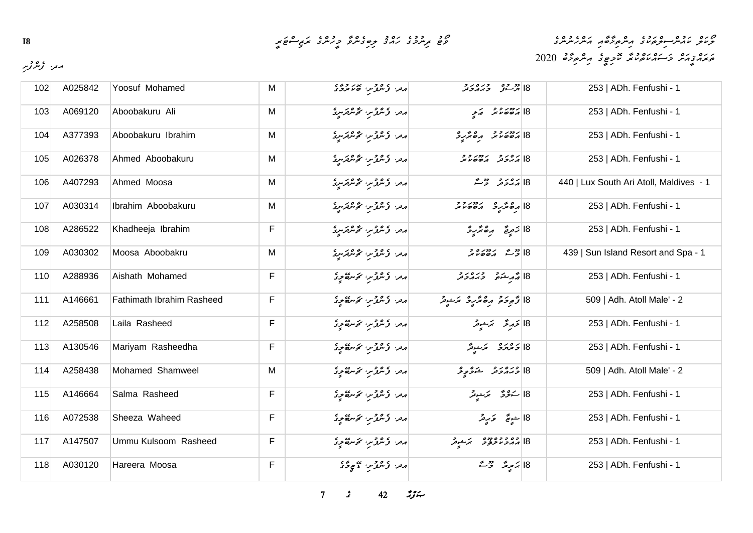| 102 | A025842 | Yoosuf Mohamed | M | ﻣﺪ. ﯞﯨﺮﯨﻴﺮ، ﮬﯧﯞﯨﯘﯨﺪﯨ | I8 ﺭﯨﯞﯨﯘ ﯞﯨﯘﯨﯘﯨ | 253 \| ADh. Fenfushi - 1 |
|---|---|---|---|---|---|---|
| 103 | A069120 | Aboobakuru Ali | M | ﻣﺪ. ﯞﯨﺮﯨﻴﺮ، ﯬﯨﺮﯨﺮﯨﺮ | I8 ﺃﯨﯘﯨﯘﯨﺮ ﺃﯨﯘ | 253 \| ADh. Fenfushi - 1 |
| 104 | A377393 | Aboobakuru Ibrahim | M | ﻣﺪ. ﯞﯨﺮﯨﻴﺮ، ﯬﯨﺮﯨﺮﯨﺮ | I8 ﺃﯨﯘﯨﯘﯨﺮ ﺃﯨﯘﯨﯘﯨ | 253 \| ADh. Fenfushi - 1 |
| 105 | A026378 | Ahmed Aboobakuru | M | ﻣﺪ. ﯞﯨﺮﯨﻴﺮ، ﯬﯨﺮﯨﺮﯨﺮ | I8 ﺃﯨﯘﯨﯘ ﺃﯨﯘﯨﯘﯨﺮ | 253 \| ADh. Fenfushi - 1 |
| 106 | A407293 | Ahmed Moosa | M | ﻣﺪ. ﯞﯨﺮﯨﻴﺮ، ﯬﯨﺮﯨﺮﯨﺮ | I8 ﺃﯨﯘﯨﯘ ﯞﯨﯘ | 440 \| Lux South Ari Atoll, Maldives - 1 |
| 107 | A030314 | Ibrahim Aboobakuru | M | ﻣﺪ. ﯞﯨﺮﯨﻴﺮ، ﯬﯨﺮﯨﺮﯨﺮ | I8 ﺃﯨﯘﯨﯘﯨ ﺃﯨﯘﯨﯘﯨﺮ | 253 \| ADh. Fenfushi - 1 |
| 108 | A286522 | Khadheeja Ibrahim | F | ﻣﺪ. ﯞﯨﺮﯨﻴﺮ، ﯬﯨﺮﯨﺮﯨﺮ | I8 ﺯﯨﯘﯨ ﺃﯨﯘﯨﯘﯨ | 253 \| ADh. Fenfushi - 1 |
| 109 | A030302 | Moosa Aboobakru | M | ﻣﺪ. ﯞﯨﺮﯨﻴﺮ، ﯬﯨﺮﯨﺮﯨﺮ | I8 ﯞﯨﯘ ﺃﯨﯘﯨﯘﯨﺮ | 439 \| Sun Island Resort and Spa - 1 |
| 110 | A288936 | Aishath Mohamed | F | ﻣﺪ. ﯞﯨﺮﯨﻴﺮ، ﯬﯨﯘﯨﯘﯨ | I8 ﺃﯨﯘﯨﯘ ﯞﯨﯘﯨﯘﯨ | 253 \| ADh. Fenfushi - 1 |
| 111 | A146661 | Fathimath Ibrahim Rasheed | F | ﻣﺪ. ﯞﯨﺮﯨﻴﺮ، ﯬﯨﯘﯨﯘﯨ | I8 ﯞﯨﯘﯨﯘ ﺃﯨﯘﯨﯘﯨ ﯞﯨﯘﯨﯘ | 509 \| Adh. Atoll Male' - 2 |
| 112 | A258508 | Laila Rasheed | F | ﻣﺪ. ﯞﯨﺮﯨﻴﺮ، ﯬﯨﯘﯨﯘﯨ | I8 ﯞﯨﯘ ﯞﯨﯘﯨﯘ | 253 \| ADh. Fenfushi - 1 |
| 113 | A130546 | Mariyam Rasheedha | F | ﻣﺪ. ﯞﯨﺮﯨﻴﺮ، ﯬﯨﯘﯨﯘﯨ | I8 ﯞﯨﯘﯨﯘ ﯞﯨﯘﯨﯘ | 253 \| ADh. Fenfushi - 1 |
| 114 | A258438 | Mohamed Shamweel | M | ﻣﺪ. ﯞﯨﺮﯨﻴﺮ، ﯬﯨﯘﯨﯘﯨ | I8 ﯞﯨﯘﯨﯘ ﯞﯨﯘﯨﯘ | 509 \| Adh. Atoll Male' - 2 |
| 115 | A146664 | Salma Rasheed | F | ﻣﺪ. ﯞﯨﺮﯨﻴﺮ، ﯬﯨﯘﯨﯘﯨ | I8 ﯞﯨﯘ ﯞﯨﯘﯨﯘ | 253 \| ADh. Fenfushi - 1 |
| 116 | A072538 | Sheeza Waheed | F | ﻣﺪ. ﯞﯨﺮﯨﻴﺮ، ﯬﯨﯘﯨﯘﯨ | I8 ﯞﯨﯘ ﯞﯨﯘ | 253 \| ADh. Fenfushi - 1 |
| 117 | A147507 | Ummu Kulsoom Rasheed | F | ﻣﺪ. ﯞﯨﺮﯨﻴﺮ، ﯬﯨﯘﯨﯘﯨ | I8 ﺃﯨﯘﯨﯘ ﯞﯨﯘﯨﯘ | 253 \| ADh. Fenfushi - 1 |
| 118 | A030120 | Hareera Moosa | F | ﻣﺪ. ﯞﯨﺮﯨﻴﺮ، ﯬﯨﯘﯨ | I8 ﯞﯨﯘ ﯞﯨﯘ | 253 \| ADh. Fenfushi - 1 |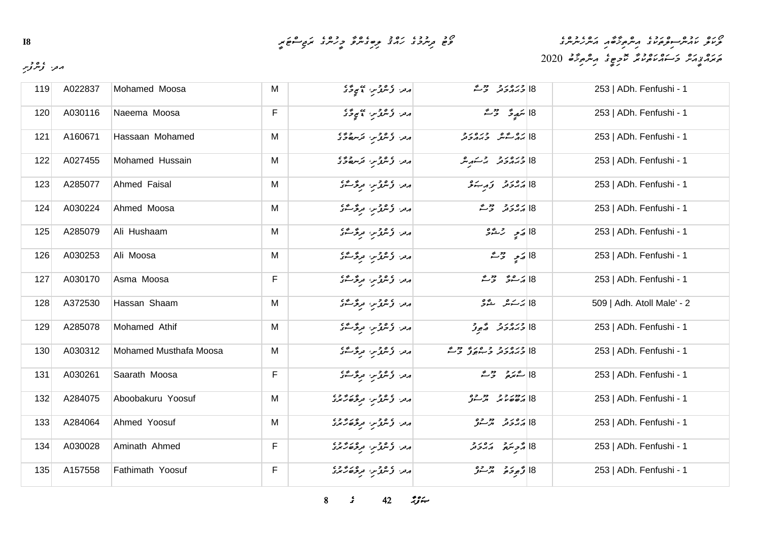| 119 | A022837 | Mohamed Moosa | M | ޢދ. ފެންފުށި، ޤުރިއާ | I8 މުޙައްމަދު މޫސާ | 253 \| ADh. Fenfushi - 1 |
|---|---|---|---|---|---|---|
| 120 | A030116 | Naeema Moosa | F | ޢދ. ފެންފުށި، ޤުރިއާ | I8 ނައީމާ މޫސާ | 253 \| ADh. Fenfushi - 1 |
| 121 | A160671 | Hassaan Mohamed | M | ޢދ. ފެންފުށި، ދަސްބަގާ | I8 ހައްސާން މުޙައްމަދު | 253 \| ADh. Fenfushi - 1 |
| 122 | A027455 | Mohamed Hussain | M | ޢދ. ފެންފުށި، ދަސްބަގާ | I8 މުޙައްމަދު ހުސައިން | 253 \| ADh. Fenfushi - 1 |
| 123 | A285077 | Ahmed Faisal | M | ޢދ. ފެންފުށި، ދިލާސާގެ | I8 އަޙްމަދު ފައިސަލް | 253 \| ADh. Fenfushi - 1 |
| 124 | A030224 | Ahmed Moosa | M | ޢދ. ފެންފުށި، ދިލާސާގެ | I8 އަޙްމަދު މޫސާ | 253 \| ADh. Fenfushi - 1 |
| 125 | A285079 | Ali Hushaam | M | ޢދ. ފެންފުށި، ދިލާސާގެ | I8 އަލި ހުޝާމް | 253 \| ADh. Fenfushi - 1 |
| 126 | A030253 | Ali Moosa | M | ޢދ. ފެންފުށި، ދިލާސާގެ | I8 އަލި މޫސާ | 253 \| ADh. Fenfushi - 1 |
| 127 | A030170 | Asma Moosa | F | ޢދ. ފެންފުށި، ދިލާސާގެ | I8 އަސްމާ މޫސާ | 253 \| ADh. Fenfushi - 1 |
| 128 | A372530 | Hassan Shaam | M | ޢދ. ފެންފުށި، ދިލާސާގެ | I8 ހަސަން ޝާމް | 509 \| Adh. Atoll Male' - 2 |
| 129 | A285078 | Mohamed Athif | M | ޢދ. ފެންފުށި، ދިލާސާގެ | I8 މުޙައްމަދު އާތިފް | 253 \| ADh. Fenfushi - 1 |
| 130 | A030312 | Mohamed Musthafa Moosa | M | ޢދ. ފެންފުށި، ދިލާސާގެ | I8 މުޙައްމަދު މުސްތަފާ މޫސާ | 253 \| ADh. Fenfushi - 1 |
| 131 | A030261 | Saarath Moosa | F | ޢދ. ފެންފުށި، ދިލާސާގެ | I8 ސާރަތު މޫސާ | 253 \| ADh. Fenfushi - 1 |
| 132 | A284075 | Aboobakuru Yoosuf | M | ޢދ. ފެންފުށި، ދިލްބަހާރުގެ | I8 އަބޫބަކުރު ޔޫސުފް | 253 \| ADh. Fenfushi - 1 |
| 133 | A284064 | Ahmed Yoosuf | M | ޢދ. ފެންފުށި، ދިލްބަހާރުގެ | I8 އަޙްމަދު ޔޫސުފް | 253 \| ADh. Fenfushi - 1 |
| 134 | A030028 | Aminath Ahmed | F | ޢދ. ފެންފުށި، ދިލްބަހާރުގެ | I8 އާމިނަތު އަޙްމަދު | 253 \| ADh. Fenfushi - 1 |
| 135 | A157558 | Fathimath Yoosuf | F | ޢދ. ފެންފުށި، ދިލްބަހާރުގެ | I8 ފާތިމަތު ޔޫސުފް | 253 \| ADh. Fenfushi - 1 |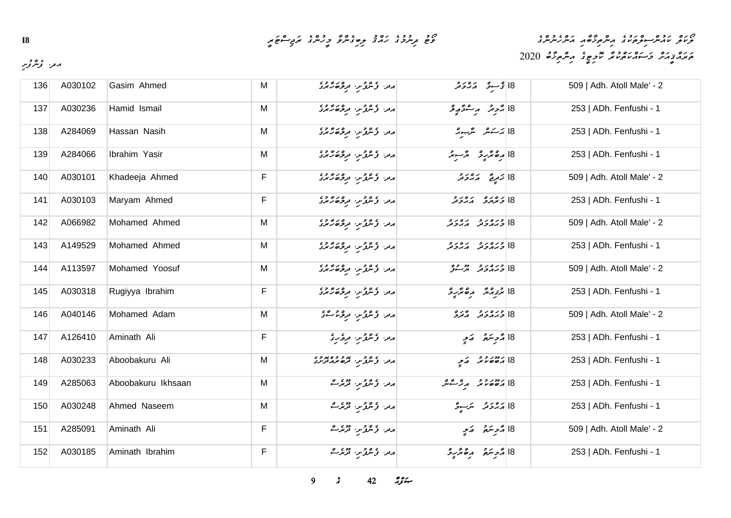| 136 | A030102 | Gasim Ahmed | M | އދ. ފެންފުށި، ދިލާބަހާރުގެ | I8 ޤާސިމް އަޙްމަދު | 509 \| Adh. Atoll Male' - 2 |
|---|---|---|---|---|---|---|
| 137 | A030236 | Hamid Ismail | M | އދ. ފެންފުށި، ދިލާބަހާރުގެ | I8 ހާމިދު އިސްމާޢީލް | 253 \| ADh. Fenfushi - 1 |
| 138 | A284069 | Hassan Nasih | M | އދ. ފެންފުށި، ދިލާބަހާރުގެ | I8 ޙަސަން ނާޞިޙް | 253 \| ADh. Fenfushi - 1 |
| 139 | A284066 | Ibrahim Yasir | M | އދ. ފެންފުށި، ދިލާބަހާރުގެ | I8 އިބްރާހީމް ޔާސިރު | 253 \| ADh. Fenfushi - 1 |
| 140 | A030101 | Khadeeja Ahmed | F | އދ. ފެންފުށި، ދިލާބަހާރުގެ | I8 ޚަދީޖާ އަޙްމަދު | 509 \| Adh. Atoll Male' - 2 |
| 141 | A030103 | Maryam Ahmed | F | އދ. ފެންފުށި، ދިލާބަހާރުގެ | I8 މަރްޔަމް އަޙްމަދު | 253 \| ADh. Fenfushi - 1 |
| 142 | A066982 | Mohamed Ahmed | M | އދ. ފެންފުށި، ދިލާބަހާރުގެ | I8 މުޙައްމަދު އަޙްމަދު | 509 \| Adh. Atoll Male' - 2 |
| 143 | A149529 | Mohamed Ahmed | M | އދ. ފެންފުށި، ދިލާބަހާރުގެ | I8 މުޙައްމަދު އަޙްމަދު | 253 \| ADh. Fenfushi - 1 |
| 144 | A113597 | Mohamed Yoosuf | M | އދ. ފެންފުށި، ދިލާބަހާރުގެ | I8 މުޙައްމަދު ޔޫސުފް | 509 \| Adh. Atoll Male' - 2 |
| 145 | A030318 | Rugiyya Ibrahim | F | އދ. ފެންފުށި، ދިލާބަހާރުގެ | I8 ރުޤިއްޔާ އިބްރާހީމް | 253 \| ADh. Fenfushi - 1 |
| 146 | A040146 | Mohamed Adam | M | އދ. ފެންފުށި، ދިލާނާސާގެ | I8 މުޙައްމަދު އާދަމް | 509 \| Adh. Atoll Male' - 2 |
| 147 | A126410 | Aminath Ali | F | އދ. ފެންފުށި، ދިލާރިގެ | I8 އާމިނަތު ޢަލީ | 253 \| ADh. Fenfushi - 1 |
| 148 | A030233 | Aboobakuru Ali | M | އދ. ފެންފުށި، ދޮންބުރުއްޕާރުގެ | I8 އަބޫބަކުރު ޢަލީ | 253 \| ADh. Fenfushi - 1 |
| 149 | A285063 | Aboobakuru Ikhsaan | M | އދ. ފެންފުށި، ދޫރެސް | I8 އަބޫބަކުރު އިޙްސާން | 253 \| ADh. Fenfushi - 1 |
| 150 | A030248 | Ahmed Naseem | M | އދ. ފެންފުށި، ދޫރެސް | I8 އަޙްމަދު ނަސީމް | 253 \| ADh. Fenfushi - 1 |
| 151 | A285091 | Aminath Ali | F | އދ. ފެންފުށި، ދޫރެސް | I8 އާމިނަތު ޢަލީ | 509 \| Adh. Atoll Male' - 2 |
| 152 | A030185 | Aminath Ibrahim | F | އދ. ފެންފުށި، ދޫރެސް | I8 އާމިނަތު އިބްރާހީމް | 253 \| ADh. Fenfushi - 1 |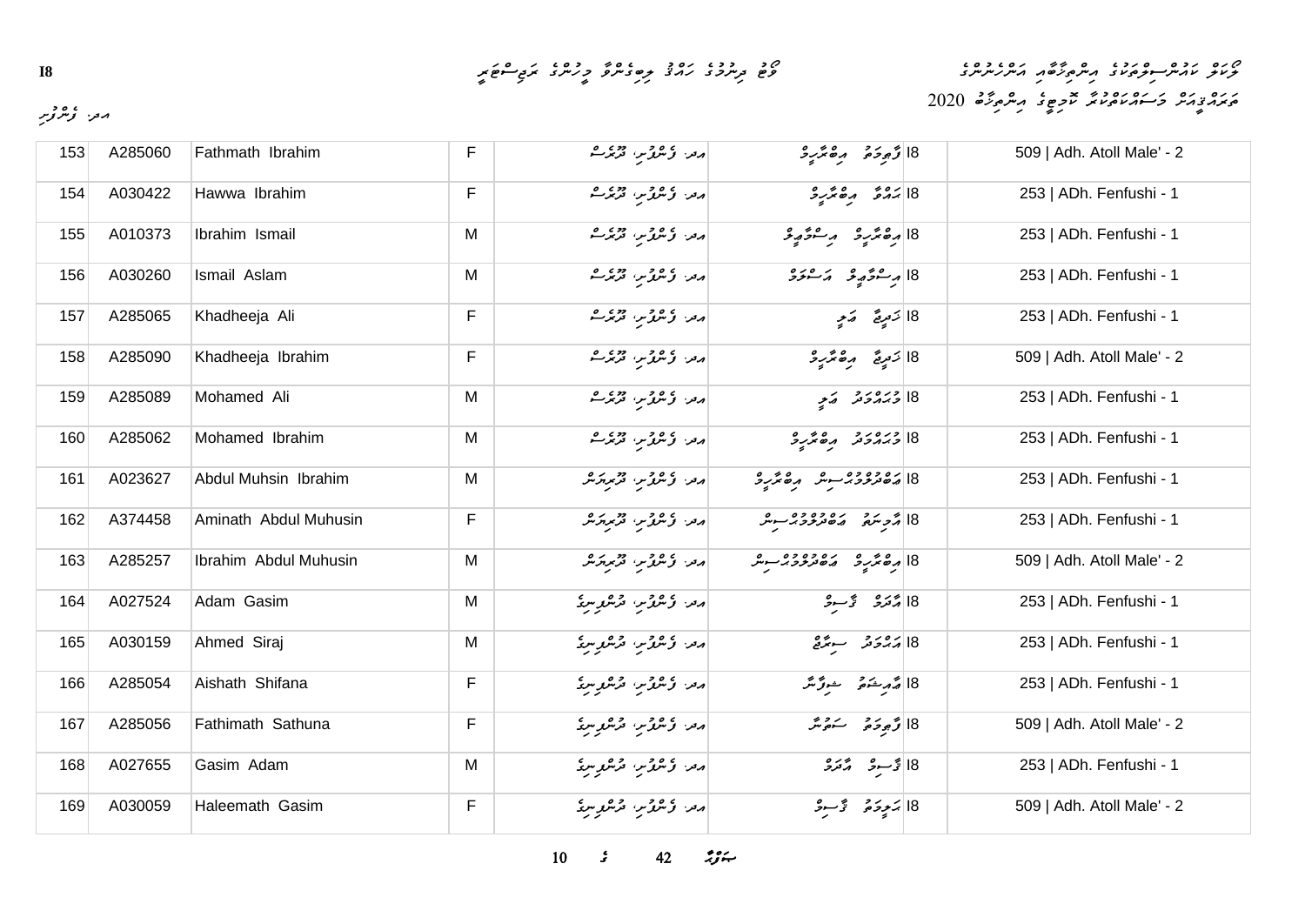| 153 | A285060 | Fathmath Ibrahim | F | ހދ. ފެންފުށި، ދޫރެސް | I8 ފާތިމަތު އިބްރާހީމް | 509 \| Adh. Atoll Male' - 2 |
|---|---|---|---|---|---|---|
| 154 | A030422 | Hawwa Ibrahim | F | ހދ. ފެންފުށި، ދޫރެސް | I8 ހައްވާ އިބްރާހީމް | 253 \| ADh. Fenfushi - 1 |
| 155 | A010373 | Ibrahim Ismail | M | ހދ. ފެންފުށި، ދޫރެސް | I8 އިބްރާހީމް އިސްމާޢީލް | 253 \| ADh. Fenfushi - 1 |
| 156 | A030260 | Ismail Aslam | M | ހދ. ފެންފުށި، ދޫރެސް | I8 އިސްމާޢީލް އަސްލަމް | 253 \| ADh. Fenfushi - 1 |
| 157 | A285065 | Khadheeja Ali | F | ހދ. ފެންފުށި، ދޫރެސް | I8 ޚަދީޖާ ޢަލީ | 253 \| ADh. Fenfushi - 1 |
| 158 | A285090 | Khadheeja Ibrahim | F | ހދ. ފެންފުށި، ދޫރެސް | I8 ޚަދީޖާ އިބްރާހީމް | 509 \| Adh. Atoll Male' - 2 |
| 159 | A285089 | Mohamed Ali | M | ހދ. ފެންފުށި، ދޫރެސް | I8 މުޙައްމަދު ޢަލީ | 253 \| ADh. Fenfushi - 1 |
| 160 | A285062 | Mohamed Ibrahim | M | ހދ. ފެންފުށި، ދޫރެސް | I8 މުޙައްމަދު އިބްރާހީމް | 253 \| ADh. Fenfushi - 1 |
| 161 | A023627 | Abdul Muhsin Ibrahim | M | ހދ. ފެންފުށި، ދޫރިހަން | I8 ޢަބްދުލްމުޙްސިން އިބްރާހީމް | 253 \| ADh. Fenfushi - 1 |
| 162 | A374458 | Aminath Abdul Muhusin | F | ހދ. ފެންފުށި، ދޫރިހަން | I8 އާމިނަތު ޢަބްދުލްމުޙުސިން | 253 \| ADh. Fenfushi - 1 |
| 163 | A285257 | Ibrahim Abdul Muhusin | M | ހދ. ފެންފުށި، ދޫރިހަން | I8 އިބްރާހީމް ޢަބްދުލްމުޙުސިން | 509 \| Adh. Atoll Male' - 2 |
| 164 | A027524 | Adam Gasim | M | ހދ. ފެންފުށި، ދެންމެނިކާ | I8 އާދަމް ޤާސިމް | 253 \| ADh. Fenfushi - 1 |
| 165 | A030159 | Ahmed Siraj | M | ހދ. ފެންފުށި، ދެންމެނިކާ | I8 އަޙްމަދު ސިރާޖް | 253 \| ADh. Fenfushi - 1 |
| 166 | A285054 | Aishath Shifana | F | ހދ. ފެންފުށި، ދެންމެނިކާ | I8 ޢާއިޝަތު ޝިފާނާ | 253 \| ADh. Fenfushi - 1 |
| 167 | A285056 | Fathimath Sathuna | F | ހދ. ފެންފުށި، ދެންމެނިކާ | I8 ފާތިމަތު ސަތޫނާ | 509 \| Adh. Atoll Male' - 2 |
| 168 | A027655 | Gasim Adam | M | ހދ. ފެންފުށި، ދެންމެނިކާ | I8 ޤާސިމް އާދަމް | 253 \| ADh. Fenfushi - 1 |
| 169 | A030059 | Haleemath Gasim | F | ހދ. ފެންފުށި، ދެންމެނިކާ | I8 ހަލީމަތު ޤާސިމް | 509 \| Adh. Atoll Male' - 2 |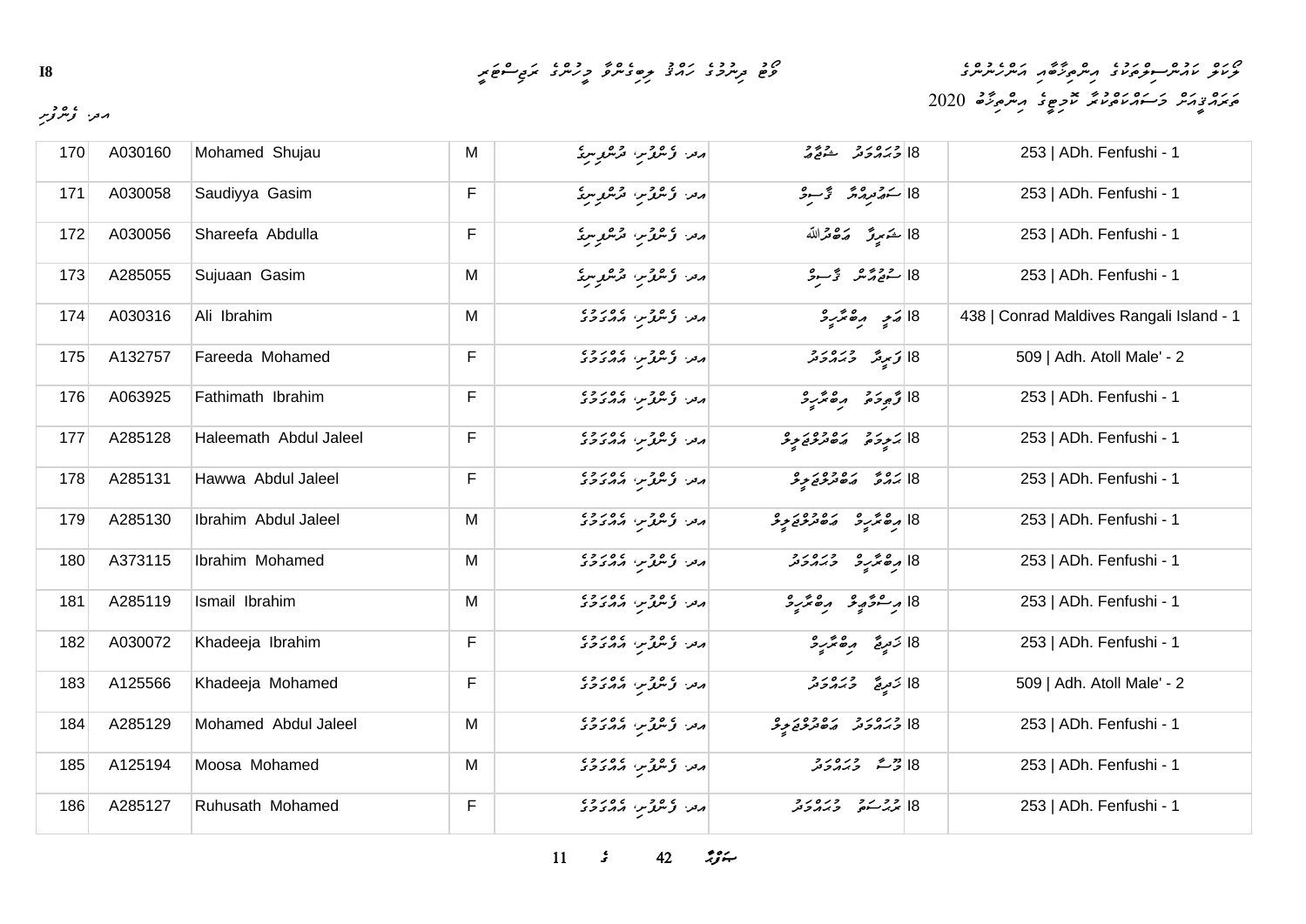| 170 | A030160 | Mohamed Shujau | M | ހދ. ފެންފުށި، ދަރުމައިގެ | 8| މުހައްމަދު ޝުޖާޢު | 253 \| ADh. Fenfushi - 1 |
|---|---|---|---|---|---|---|
| 171 | A030058 | Saudiyya Gasim | F | ހދ. ފެންފުށި، ދަރުމައިގެ | 8| ސައުދިއްޔާ ޤާސިމް | 253 \| ADh. Fenfushi - 1 |
| 172 | A030056 | Shareefa Abdulla | F | ހދ. ފެންފުށި، ދަރުމައިގެ | 8| ޝަރީފާ ޢަބްދުالله | 253 \| ADh. Fenfushi - 1 |
| 173 | A285055 | Sujuaan Gasim | M | ހދ. ފެންފުށި، ދަރުމައިގެ | 8| ސުޖުޢާން ޤާސިމް | 253 \| ADh. Fenfushi - 1 |
| 174 | A030316 | Ali Ibrahim | M | ހދ. ފެންފުށި، އަރުގަމުގެ | 8| ޢަލީ އިބްރާހީމް | 438 \| Conrad Maldives Rangali Island - 1 |
| 175 | A132757 | Fareeda Mohamed | F | ހދ. ފެންފުށި، އަރުގަމުގެ | 8| ފަރީދާ މުހައްމަދު | 509 \| Adh. Atoll Male' - 2 |
| 176 | A063925 | Fathimath Ibrahim | F | ހދ. ފެންފުށި، އަރުގަމުގެ | 8| ފާތިމަތު އިބްރާހީމް | 253 \| ADh. Fenfushi - 1 |
| 177 | A285128 | Haleemath Abdul Jaleel | F | ހދ. ފެންފުށި، އަރުގަމުގެ | 8| ހަލީމަތު ޢަބްދުލްޖަލީލް | 253 \| ADh. Fenfushi - 1 |
| 178 | A285131 | Hawwa Abdul Jaleel | F | ހދ. ފެންފުށި، އަރުގަމުގެ | 8| ހައްވާ ޢަބްދުލްޖަލީލް | 253 \| ADh. Fenfushi - 1 |
| 179 | A285130 | Ibrahim Abdul Jaleel | M | ހދ. ފެންފުށި، އަރުގަމުގެ | 8| އިބްރާހީމް ޢަބްދުލްޖަލީލް | 253 \| ADh. Fenfushi - 1 |
| 180 | A373115 | Ibrahim Mohamed | M | ހދ. ފެންފުށި، އަރުގަމުގެ | 8| އިބްރާހީމް މުހައްމަދު | 253 \| ADh. Fenfushi - 1 |
| 181 | A285119 | Ismail Ibrahim | M | ހދ. ފެންފުށި، އަރުގަމުގެ | 8| އިސްމާޢީލް އިބްރާހީމް | 253 \| ADh. Fenfushi - 1 |
| 182 | A030072 | Khadeeja Ibrahim | F | ހދ. ފެންފުށި، އަރުގަމުގެ | 8| ޚަދީޖާ އިބްރާހީމް | 253 \| ADh. Fenfushi - 1 |
| 183 | A125566 | Khadeeja Mohamed | F | ހދ. ފެންފުށި، އަރުގަމުގެ | 8| ޚަދީޖާ މުހައްމަދު | 509 \| Adh. Atoll Male' - 2 |
| 184 | A285129 | Mohamed Abdul Jaleel | M | ހދ. ފެންފުށި، އަރުގަމުގެ | 8| މުހައްމަދު ޢަބްދުލްޖަލީލް | 253 \| ADh. Fenfushi - 1 |
| 185 | A125194 | Moosa Mohamed | M | ހދ. ފެންފުށި، އަރުގަމުގެ | 8| މޫސާ މުހައްމަދު | 253 \| ADh. Fenfushi - 1 |
| 186 | A285127 | Ruhusath Mohamed | F | ހދ. ފެންފުށި، އަރުގަމުގެ | 8| ރުހުސަތު މުހައްމަދު | 253 \| ADh. Fenfushi - 1 |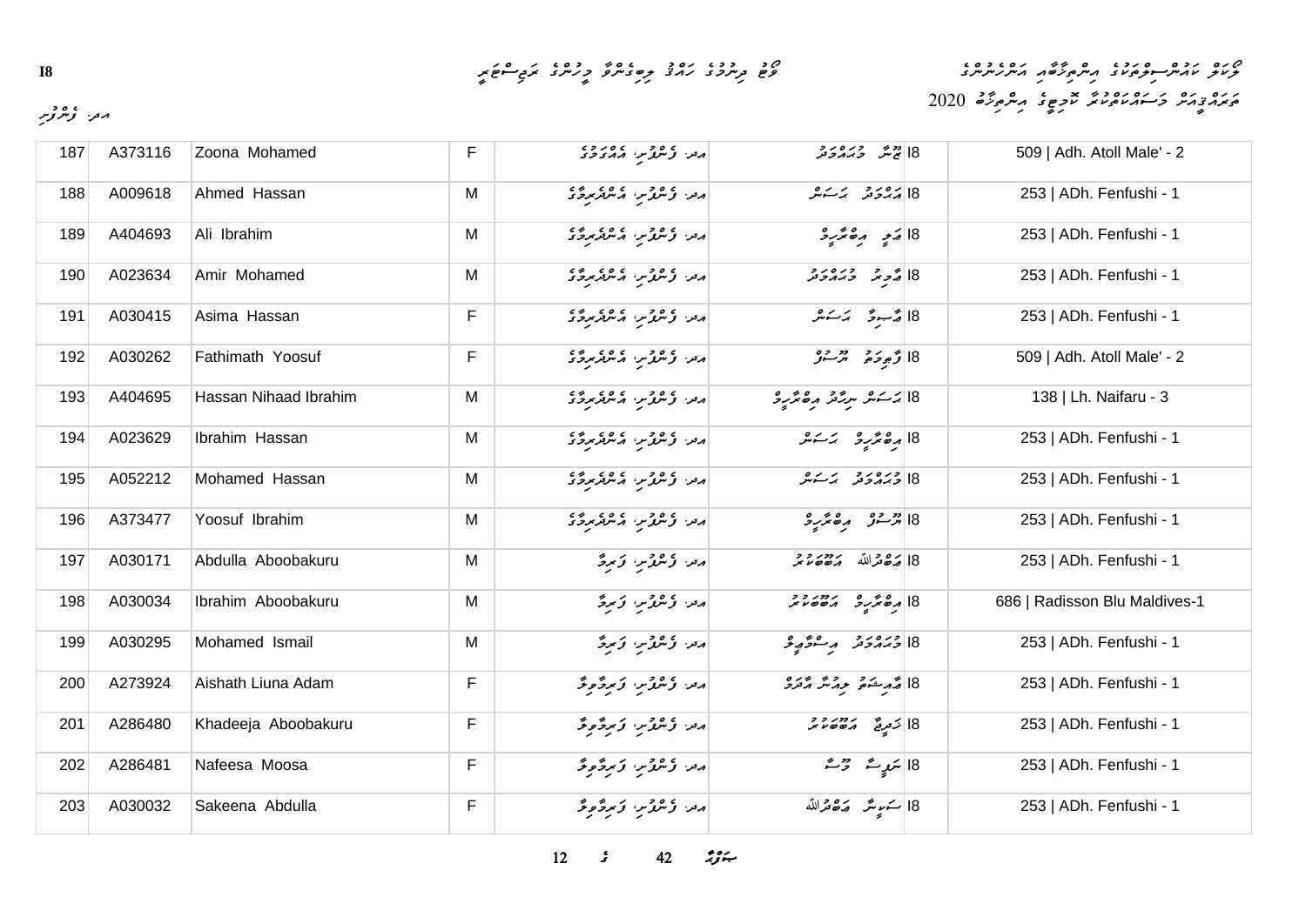| 187 | A373116 | Zoona Mohamed | F | ދދ. ފެންފުށި، އެއްގަމުގެ | I8 ޒޫނާ މުހައްމަދު | 509 \| Adh. Atoll Male' - 2 |
|---|---|---|---|---|---|---|
| 188 | A009618 | Ahmed Hassan | M | ދދ. ފެންފުށި، އަންދެރިމާގެ | I8 އަހްމަދު ހަސަން | 253 \| ADh. Fenfushi - 1 |
| 189 | A404693 | Ali Ibrahim | M | ދދ. ފެންފުށި، އަންދެރިމާގެ | I8 އަލި އިބްރާހީމް | 253 \| ADh. Fenfushi - 1 |
| 190 | A023634 | Amir Mohamed | M | ދދ. ފެންފުށި، އަންދެރިމާގެ | I8 އާމިރު މުހައްމަދު | 253 \| ADh. Fenfushi - 1 |
| 191 | A030415 | Asima Hassan | F | ދދ. ފެންފުށި، އަންދެރިމާގެ | I8 އާސިމާ ހަސަން | 253 \| ADh. Fenfushi - 1 |
| 192 | A030262 | Fathimath Yoosuf | F | ދދ. ފެންފުށި، އަންދެރިމާގެ | I8 ފާތިމަތު ޔޫސުފު | 509 \| Adh. Atoll Male' - 2 |
| 193 | A404695 | Hassan Nihaad Ibrahim | M | ދދ. ފެންފުށި، އަންދެރިމާގެ | I8 ހަސަން ނިހާދު އިބްރާހީމް | 138 \| Lh. Naifaru - 3 |
| 194 | A023629 | Ibrahim Hassan | M | ދދ. ފެންފުށި، އަންދެރިމާގެ | I8 އިބްރާހީމް ހަސަން | 253 \| ADh. Fenfushi - 1 |
| 195 | A052212 | Mohamed Hassan | M | ދދ. ފެންފުށި، އަންދެރިމާގެ | I8 މުހައްމަދު ހަސަން | 253 \| ADh. Fenfushi - 1 |
| 196 | A373477 | Yoosuf Ibrahim | M | ދދ. ފެންފުށި، އަންދެރިމާގެ | I8 ޔޫސުފު އިބްރާހީމް | 253 \| ADh. Fenfushi - 1 |
| 197 | A030171 | Abdulla Aboobakuru | M | ދދ. ފެންފުށި، ފަރިމާ | I8 އަބްދުﷲ އަބޫބަކުރު | 253 \| ADh. Fenfushi - 1 |
| 198 | A030034 | Ibrahim Aboobakuru | M | ދދ. ފެންފުށި، ފަރިމާ | I8 އިބްރާހީމް އަބޫބަކުރު | 686 \| Radisson Blu Maldives-1 |
| 199 | A030295 | Mohamed Ismail | M | ދދ. ފެންފުށި، ފަރިމާ | I8 މުހައްމަދު އިސްމާއީލް | 253 \| ADh. Fenfushi - 1 |
| 200 | A273924 | Aishath Liuna Adam | F | ދދ. ފެންފުށި، ފަރިމާވިލާ | I8 އާއިޝަތު ލިއުނާ އާދަމް | 253 \| ADh. Fenfushi - 1 |
| 201 | A286480 | Khadeeja Aboobakuru | F | ދދ. ފެންފުށި، ފަރިމާވިލާ | I8 ޚަދީޖާ އަބޫބަކުރު | 253 \| ADh. Fenfushi - 1 |
| 202 | A286481 | Nafeesa Moosa | F | ދދ. ފެންފުށި، ފަރިމާވިލާ | I8 ނަފީސާ މޫސާ | 253 \| ADh. Fenfushi - 1 |
| 203 | A030032 | Sakeena Abdulla | F | ދދ. ފެންފުށި، ފަރިމާވިލާ | I8 ސަކީނާ އަބްދުﷲ | 253 \| ADh. Fenfushi - 1 |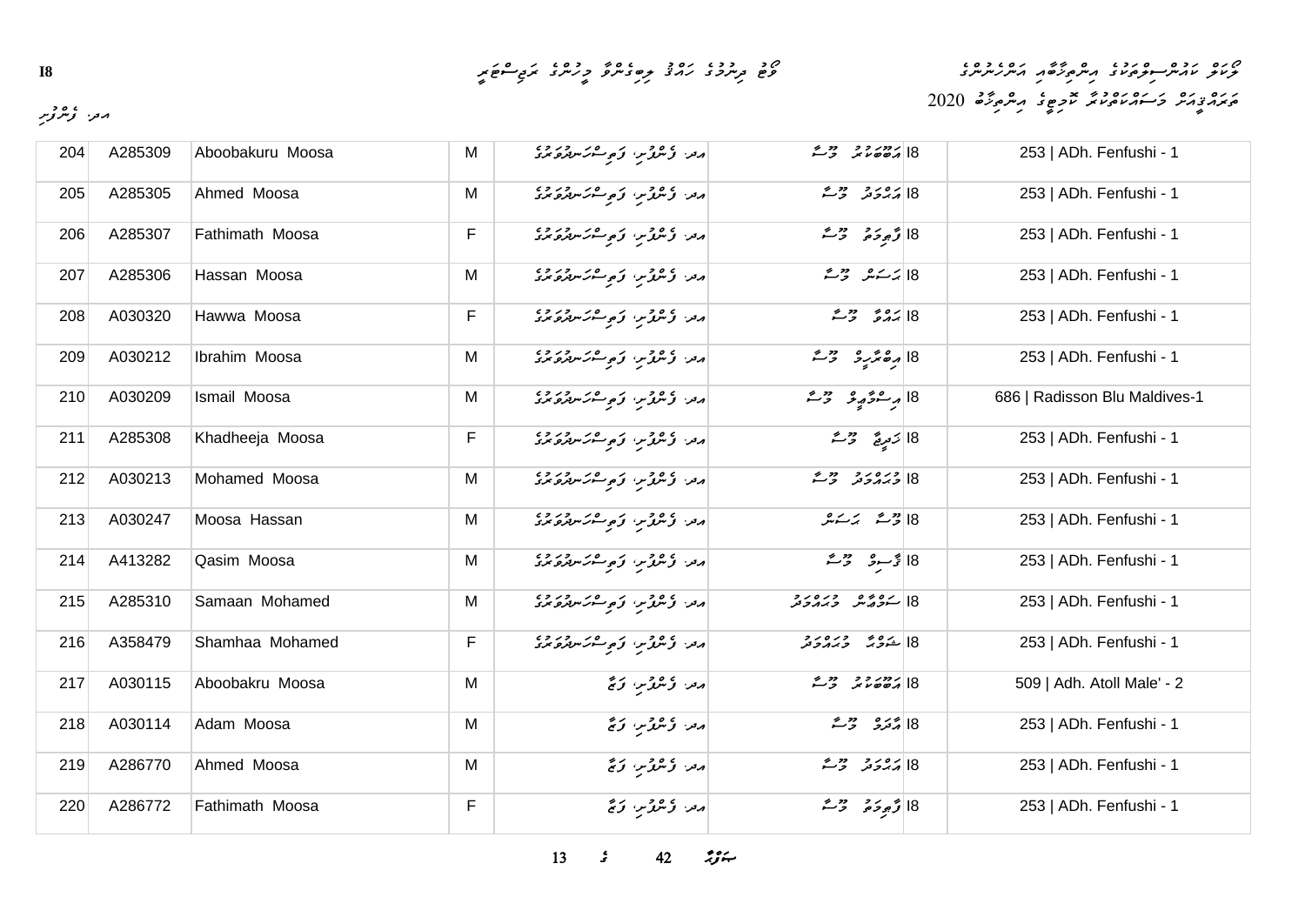| 204 | A285309 | Aboobakuru Moosa | M | ސއ. ފެންފުށި، ފަތިސްހަނދުވަރުގެ | I8 އަބޫބަކުރު މޫސާ | 253 \| ADh. Fenfushi - 1 |
|---|---|---|---|---|---|---|
| 205 | A285305 | Ahmed Moosa | M | ސއ. ފެންފުށި، ފަތިސްހަނދުވަރުގެ | I8 އަޙްމަދު މޫސާ | 253 \| ADh. Fenfushi - 1 |
| 206 | A285307 | Fathimath Moosa | F | ސއ. ފެންފުށި، ފަތިސްހަނދުވަރުގެ | I8 ފާތިމަތު މޫސާ | 253 \| ADh. Fenfushi - 1 |
| 207 | A285306 | Hassan Moosa | M | ސއ. ފެންފުށި، ފަތިސްހަނދުވަރުގެ | I8 ހަސަން މޫސާ | 253 \| ADh. Fenfushi - 1 |
| 208 | A030320 | Hawwa Moosa | F | ސއ. ފެންފުށި، ފަތިސްހަނދުވަރުގެ | I8 ހައްވާ މޫސާ | 253 \| ADh. Fenfushi - 1 |
| 209 | A030212 | Ibrahim Moosa | M | ސއ. ފެންފުށި، ފަތިސްހަނދުވަރުގެ | I8 އިބްރާހީމް މޫސާ | 253 \| ADh. Fenfushi - 1 |
| 210 | A030209 | Ismail Moosa | M | ސއ. ފެންފުށި، ފަތިސްހަނދުވަރުގެ | I8 އިސްމާއީލް މޫސާ | 686 \| Radisson Blu Maldives-1 |
| 211 | A285308 | Khadheeja Moosa | F | ސއ. ފެންފުށި، ފަތިސްހަނދުވަރުގެ | I8 ޚަދީޖާ މޫސާ | 253 \| ADh. Fenfushi - 1 |
| 212 | A030213 | Mohamed Moosa | M | ސއ. ފެންފުށި، ފަތިސްހަނދުވަރުގެ | I8 މުޙައްމަދު މޫސާ | 253 \| ADh. Fenfushi - 1 |
| 213 | A030247 | Moosa Hassan | M | ސއ. ފެންފުށި، ފަތިސްހަނދުވަރުގެ | I8 މޫސާ ހަސަން | 253 \| ADh. Fenfushi - 1 |
| 214 | A413282 | Qasim Moosa | M | ސއ. ފެންފުށި، ފަތިސްހަނދުވަރުގެ | I8 ޤާސިމް މޫސާ | 253 \| ADh. Fenfushi - 1 |
| 215 | A285310 | Samaan Mohamed | M | ސއ. ފެންފުށި، ފަތިސްހަނދުވަރުގެ | I8 ސަމްއާން މުޙައްމަދު | 253 \| ADh. Fenfushi - 1 |
| 216 | A358479 | Shamhaa Mohamed | F | ސއ. ފެންފުށި، ފަތިސްހަނދުވަރުގެ | I8 ޝަމްހާ މުޙައްމަދު | 253 \| ADh. Fenfushi - 1 |
| 217 | A030115 | Aboobakru Moosa | M | ސއ. ފެންފުށި، ފަޖު | I8 އަބޫބަކުރު މޫސާ | 509 \| Adh. Atoll Male' - 2 |
| 218 | A030114 | Adam Moosa | M | ސއ. ފެންފުށި، ފަޖު | I8 އާދަމް މޫސާ | 253 \| ADh. Fenfushi - 1 |
| 219 | A286770 | Ahmed Moosa | M | ސއ. ފެންފުށި، ފަޖު | I8 އަޙްމަދު މޫސާ | 253 \| ADh. Fenfushi - 1 |
| 220 | A286772 | Fathimath Moosa | F | ސއ. ފެންފުށި، ފަޖު | I8 ފާތިމަތު މޫސާ | 253 \| ADh. Fenfushi - 1 |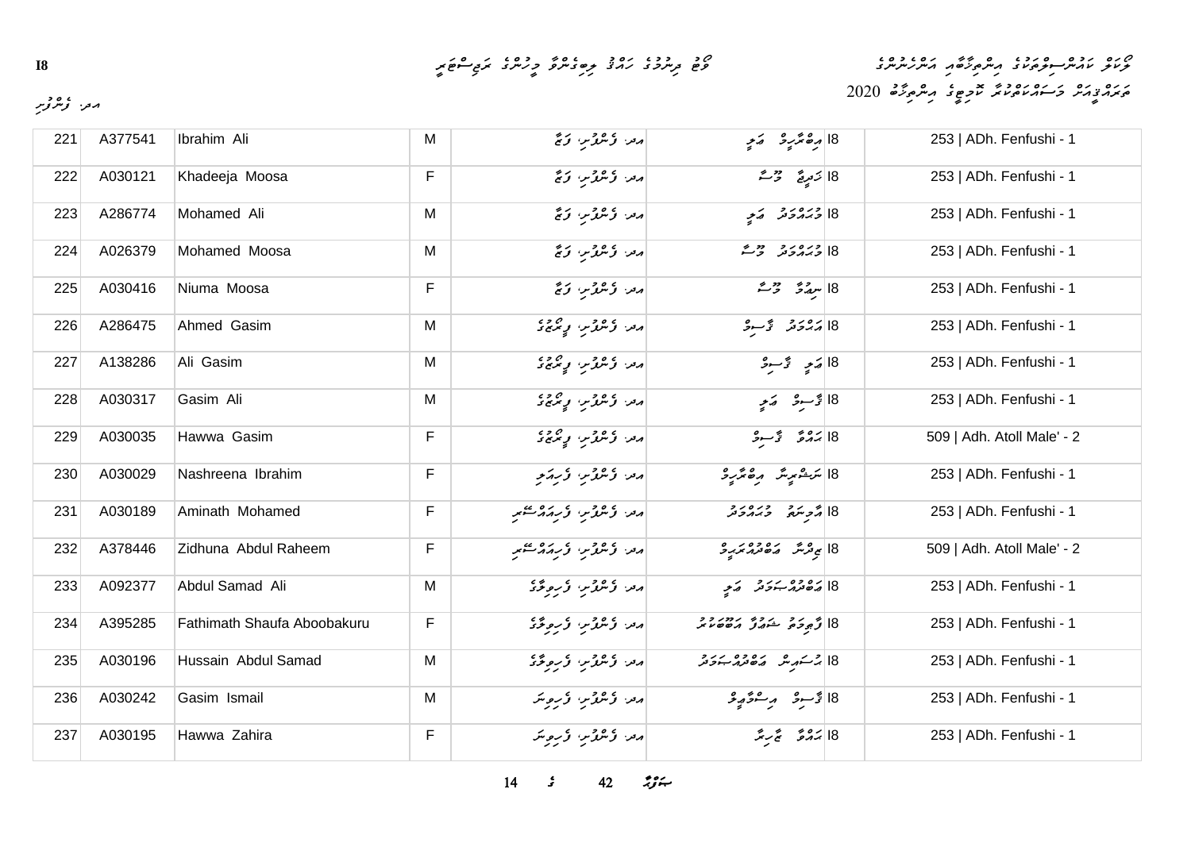| 221 | A377541 | Ibrahim Ali | M | ސއ. ފެންފުށި ވަލި | ރިޔާޟް ޢަލީ I8 | 253 \| ADh. Fenfushi - 1 |
|---|---|---|---|---|---|---|
| 222 | A030121 | Khadeeja Moosa | F | ސއ. ފެންފުށި ވަލި | ޚަދީޖާ މޫސާ I8 | 253 \| ADh. Fenfushi - 1 |
| 223 | A286774 | Mohamed Ali | M | ސއ. ފެންފުށި ވަލި | މުޙައްމަދު ޢަލީ I8 | 253 \| ADh. Fenfushi - 1 |
| 224 | A026379 | Mohamed Moosa | M | ސއ. ފެންފުށި ވަލި | މުޙައްމަދު މޫސާ I8 | 253 \| ADh. Fenfushi - 1 |
| 225 | A030416 | Niuma Moosa | F | ސއ. ފެންފުށި ވަލި | ނިޢުމާ މޫސާ I8 | 253 \| ADh. Fenfushi - 1 |
| 226 | A286475 | Ahmed Gasim | M | ސއ. ފެންފުށި ވިލާގެ | އަޙްމަދު ޤާސިމް I8 | 253 \| ADh. Fenfushi - 1 |
| 227 | A138286 | Ali Gasim | M | ސއ. ފެންފުށި ވިލާގެ | ޢަލީ ޤާސިމް I8 | 253 \| ADh. Fenfushi - 1 |
| 228 | A030317 | Gasim Ali | M | ސއ. ފެންފުށި ވިލާގެ | ޤާސިމް ޢަލީ I8 | 253 \| ADh. Fenfushi - 1 |
| 229 | A030035 | Hawwa Gasim | F | ސއ. ފެންފުށި ވިލާގެ | ޙައްވާ ޤާސިމް I8 | 509 \| Adh. Atoll Male' - 2 |
| 230 | A030029 | Nashreena Ibrahim | F | ސއ. ފެންފުށި ފެހިމަލް | ނަޝްރީނާ އިބްރާހީމް I8 | 253 \| ADh. Fenfushi - 1 |
| 231 | A030189 | Aminath Mohamed | F | ސއ. ފެންފުށި ފެހިމައުސަމް | އާމިނަތު މުޙައްމަދު I8 | 253 \| ADh. Fenfushi - 1 |
| 232 | A378446 | Zidhuna Abdul Raheem | F | ސއ. ފެންފުށި ފެހިމައުސަމް | ޒިދުނާ އަބްދުއްރަޙީމް I8 | 509 \| Adh. Atoll Male' - 2 |
| 233 | A092377 | Abdul Samad Ali | M | ސއ. ފެންފުށި ފެހިވިލާ | އަބްދުއްސަމަދު ޢަލީ I8 | 253 \| ADh. Fenfushi - 1 |
| 234 | A395285 | Fathimath Shaufa Aboobakuru | F | ސއ. ފެންފުށި ފެހިވިލާ | ފާތިމަތު ޝައުފާ އަބޫބަކުރު I8 | 253 \| ADh. Fenfushi - 1 |
| 235 | A030196 | Hussain Abdul Samad | M | ސއ. ފެންފުށި ފެހިވިލާ | ޙުސައިން އަބްދުއްސަމަދު I8 | 253 \| ADh. Fenfushi - 1 |
| 236 | A030242 | Gasim Ismail | M | ސއ. ފެންފުށި ފެހިވަނަ | ޤާސިމް އިސްމާޢީލް I8 | 253 \| ADh. Fenfushi - 1 |
| 237 | A030195 | Hawwa Zahira | F | ސއ. ފެންފުށި ފެހިވަނަ | ޙައްވާ ޒާހިރާ I8 | 253 \| ADh. Fenfushi - 1 |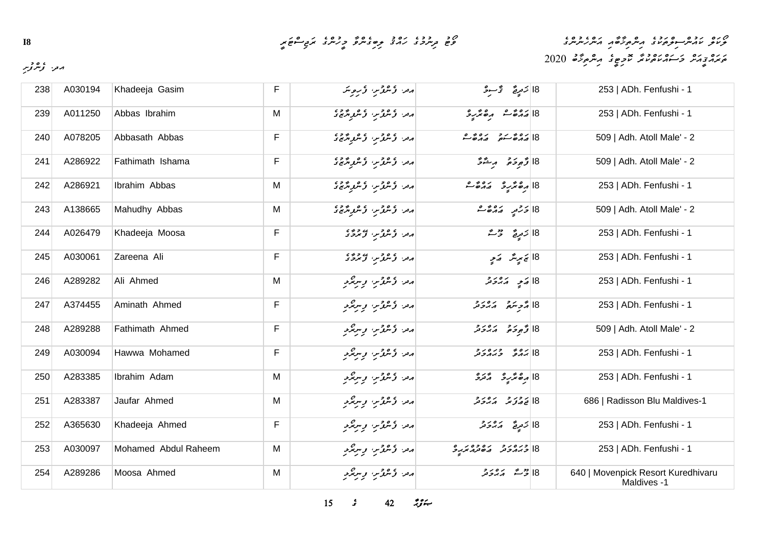| 238 | A030194 | Khadeeja Gasim | F | އދ. ފެންފުށި، ފަރިވަށ | I8 ޚަދީޖާ ޤާސިމް | 253 \| ADh. Fenfushi - 1 |
|---|---|---|---|---|---|---|
| 239 | A011250 | Abbas Ibrahim | M | އދ. ފެންފުށި، ފެންފިނޮޅުގެ | I8 އައްބާސް އިބްރާހީމް | 253 \| ADh. Fenfushi - 1 |
| 240 | A078205 | Abbasath Abbas | F | އދ. ފެންފުށި، ފެންފިނޮޅުގެ | I8 އައްބާސަތު އައްބާސް | 509 \| Adh. Atoll Male' - 2 |
| 241 | A286922 | Fathimath Ishama | F | އދ. ފެންފުށި، ފެންފިނޮޅުގެ | I8 ފާތިމަތު އިޝާމާ | 509 \| Adh. Atoll Male' - 2 |
| 242 | A286921 | Ibrahim Abbas | M | އދ. ފެންފުށި، ފެންފިނޮޅުގެ | I8 އިބްރާހީމް އައްބާސް | 253 \| ADh. Fenfushi - 1 |
| 243 | A138665 | Mahudhy Abbas | M | އދ. ފެންފުށި، ފެންފިނޮޅުގެ | I8 މަހުދީ އައްބާސް | 509 \| Adh. Atoll Male' - 2 |
| 244 | A026479 | Khadeeja Moosa | F | އދ. ފެންފުށި، ފޮރުމާގެ | I8 ޚަދީޖާ މޫސާ | 253 \| ADh. Fenfushi - 1 |
| 245 | A030061 | Zareena Ali | F | އދ. ފެންފުށި، ފޮރުމާގެ | I8 ޒަރީނާ އަލީ | 253 \| ADh. Fenfushi - 1 |
| 246 | A289282 | Ali Ahmed | M | އދ. ފެންފުށި، ވިނަރެސް | I8 އަލީ އަހްމަދު | 253 \| ADh. Fenfushi - 1 |
| 247 | A374455 | Aminath Ahmed | F | އދ. ފެންފުށި، ވިނަރެސް | I8 އާމިނަތު އަހްމަދު | 253 \| ADh. Fenfushi - 1 |
| 248 | A289288 | Fathimath Ahmed | F | އދ. ފެންފުށި، ވިނަރެސް | I8 ފާތިމަތު އަހްމަދު | 509 \| Adh. Atoll Male' - 2 |
| 249 | A030094 | Hawwa Mohamed | F | އދ. ފެންފުށި، ވިނަރެސް | I8 ހައްވާ މުހައްމަދު | 253 \| ADh. Fenfushi - 1 |
| 250 | A283385 | Ibrahim Adam | M | އދ. ފެންފުށި، ވިނަރެސް | I8 އިބްރާހީމް އާދަމް | 253 \| ADh. Fenfushi - 1 |
| 251 | A283387 | Jaufar Ahmed | M | އދ. ފެންފުށި، ވިނަރެސް | I8 ޖައުފަރު އަހްމަދު | 686 \| Radisson Blu Maldives-1 |
| 252 | A365630 | Khadeeja Ahmed | F | އދ. ފެންފުށި، ވިނަރެސް | I8 ޚަދީޖާ އަހްމަދު | 253 \| ADh. Fenfushi - 1 |
| 253 | A030097 | Mohamed Abdul Raheem | M | އދ. ފެންފުށި، ވިނަރެސް | I8 މުހައްމަދު އަބްދުއްރަހީމް | 253 \| ADh. Fenfushi - 1 |
| 254 | A289286 | Moosa Ahmed | M | އދ. ފެންފުށި، ވިނަރެސް | I8 މޫސާ އަހްމަދު | 640 \| Movenpick Resort Kuredhivaru Maldives -1 |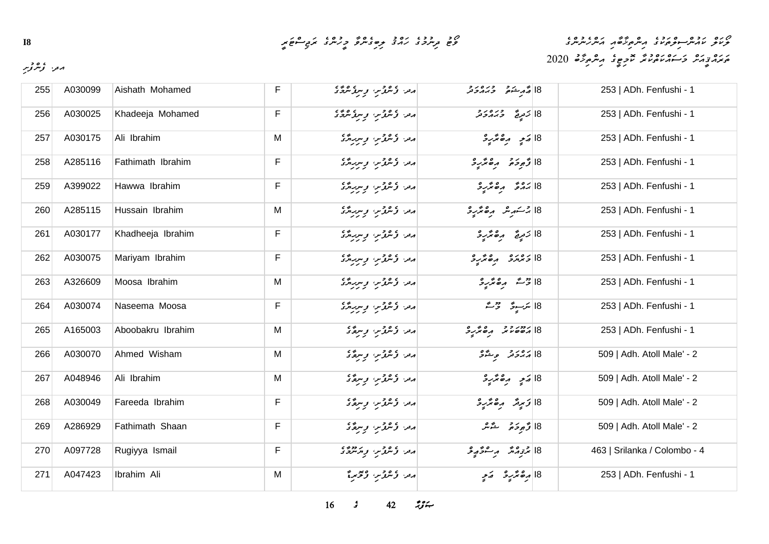مەر. ۋىڭرۇىر

| 255 | A030099 | Aishath Mohamed | F | مەر. ۋىڭرۇىر، ۋىس ۋىسۇسرۇى | I8 مەرىشەۋ ۋىرەرۋىر | 253 \| ADh. Fenfushi - 1 |
|---|---|---|---|---|---|---|
| 256 | A030025 | Khadeeja Mohamed | F | مەر. ۋىڭرۇىر، ۋىس ۋىسۇسرۇى | I8 زَىرِيَّ ۋىرەرۋىر | 253 \| ADh. Fenfushi - 1 |
| 257 | A030175 | Ali Ibrahim | M | مەر. ۋىڭرۇىر، ۋىسرىرۇى | I8 مَىرِ مِرەمَّرِۋ | 253 \| ADh. Fenfushi - 1 |
| 258 | A285116 | Fathimath Ibrahim | F | مەر. ۋىڭرۇىر، ۋىسرىرۇى | I8 ۋَّجِرَدَهْ مِرەمَّرِۋ | 253 \| ADh. Fenfushi - 1 |
| 259 | A399022 | Hawwa Ibrahim | F | مەر. ۋىڭرۇىر، ۋىسرىرۇى | I8 بَرْمَرْ مِرەمَّرِۋ | 253 \| ADh. Fenfushi - 1 |
| 260 | A285115 | Hussain Ibrahim | M | مەر. ۋىڭرۇىر، ۋىسرىرۇى | I8 بْرْسَمِرْسْ مِرەمَّرِۋ | 253 \| ADh. Fenfushi - 1 |
| 261 | A030177 | Khadheeja Ibrahim | F | مەر. ۋىڭرۇىر، ۋىسرىرۇى | I8 زَىرِيَّ مِرەمَّرِۋ | 253 \| ADh. Fenfushi - 1 |
| 262 | A030075 | Mariyam Ibrahim | F | مەر. ۋىڭرۇىر، ۋىسرىرۇى | I8 ۋَىرْىرْۋ مِرەمَّرِۋ | 253 \| ADh. Fenfushi - 1 |
| 263 | A326609 | Moosa Ibrahim | M | مەر. ۋىڭرۇىر، ۋىسرىرۇى | I8 ۋْسَّ مِرەمَّرِۋ | 253 \| ADh. Fenfushi - 1 |
| 264 | A030074 | Naseema Moosa | F | مەر. ۋىڭرۇىر، ۋىسرىرۇى | I8 سَرَسِوَّ ۋْسَّ | 253 \| ADh. Fenfushi - 1 |
| 265 | A165003 | Aboobakru Ibrahim | M | مەر. ۋىڭرۇىر، ۋىسرۇى | I8 مَرْەەمَرْ مِرەمَّرِۋ | 253 \| ADh. Fenfushi - 1 |
| 266 | A030070 | Ahmed Wisham | M | مەر. ۋىڭرۇىر، ۋىسرۇى | I8 مَرْۋَىرْ وِشَّۋ | 509 \| Adh. Atoll Male' - 2 |
| 267 | A048946 | Ali Ibrahim | M | مەر. ۋىڭرۇىر، ۋىسرۇى | I8 مَىرِ مِرەمَّرِۋ | 509 \| Adh. Atoll Male' - 2 |
| 268 | A030049 | Fareeda Ibrahim | F | مەر. ۋىڭرۇىر، ۋىسرۇى | I8 ۋَىرِيَّرْ مِرەمَّرِۋ | 509 \| Adh. Atoll Male' - 2 |
| 269 | A286929 | Fathimath Shaan | F | مەر. ۋىڭرۇىر، ۋىسرۇى | I8 ۋَّجِرَدَهْ شَّسْ | 509 \| Adh. Atoll Male' - 2 |
| 270 | A097728 | Rugiyya Ismail | F | مەر. ۋىڭرۇىر، ۋىرَىرْۋْۋى | I8 بْرْۋِمْمَّ مِرْسْۋَّمِيْۋ | 463 \| Srilanka / Colombo - 4 |
| 271 | A047423 | Ibrahim Ali | M | مەر. ۋىڭرۇىر، ۋْىرَىرَّ | I8 مِرەمَّرِۋ مَىرِ | 253 \| ADh. Fenfushi - 1 |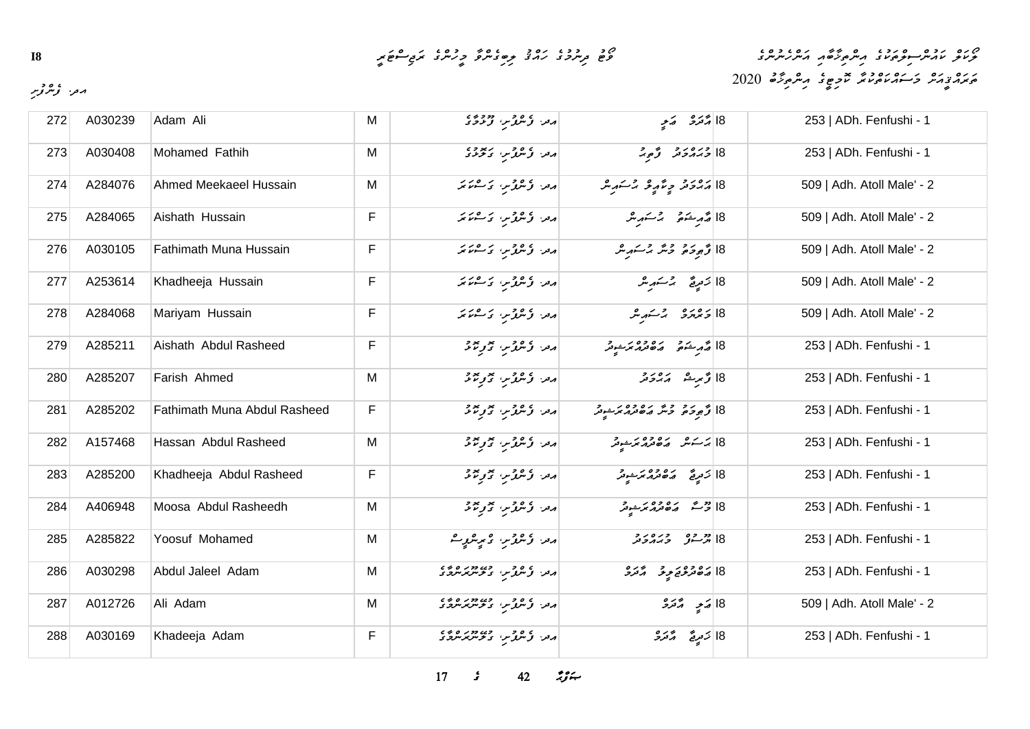| 272 | A030239 | Adam Ali | M | އދ. ފެންފުށި، ފުލުފުގެ | I8 އާދަމް އަލި | 253 \| ADh. Fenfushi - 1 |
|---|---|---|---|---|---|---|
| 273 | A030408 | Mohamed Fathih | M | އދ. ފެންފުށި، ގުލާބުގެ | I8 މުހައްމަދު ފާތިހު | 253 \| ADh. Fenfushi - 1 |
| 274 | A284076 | Ahmed Meekaeel Hussain | M | އދ. ފެންފުށި، ގުސްތަރަ | I8 އަހުމަދު މީކާއީލް ހުސައިން | 509 \| Adh. Atoll Male' - 2 |
| 275 | A284065 | Aishath Hussain | F | އދ. ފެންފުށި، ގުސްތަރަ | I8 އާއިޝަތު ހުސައިން | 509 \| Adh. Atoll Male' - 2 |
| 276 | A030105 | Fathimath Muna Hussain | F | އދ. ފެންފުށި، ގުސްތަރަ | I8 ފާތިމަތު މުނާ ހުސައިން | 509 \| Adh. Atoll Male' - 2 |
| 277 | A253614 | Khadheeja Hussain | F | އދ. ފެންފުށި، ގުސްތަރަ | I8 ޚަދީޖާ ހުސައިން | 509 \| Adh. Atoll Male' - 2 |
| 278 | A284068 | Mariyam Hussain | F | އދ. ފެންފުށި، ގުސްތަރަ | I8 މަރިޔަމް ހުސައިން | 509 \| Adh. Atoll Male' - 2 |
| 279 | A285211 | Aishath Abdul Rasheed | F | އދ. ފެންފުށި، ގުލިސްޓާ | I8 އާއިޝަތު އަބްދުއްރަޝީދު | 253 \| ADh. Fenfushi - 1 |
| 280 | A285207 | Farish Ahmed | M | އދ. ފެންފުށި، ގުލިސްޓާ | I8 ފާރިޝް އަހުމަދު | 253 \| ADh. Fenfushi - 1 |
| 281 | A285202 | Fathimath Muna Abdul Rasheed | F | އދ. ފެންފުށި، ގުލިސްޓާ | I8 ފާތިމަތު މުނާ އަބްދުއްރަޝީދު | 253 \| ADh. Fenfushi - 1 |
| 282 | A157468 | Hassan Abdul Rasheed | M | އދ. ފެންފުށި، ގުލިސްޓާ | I8 ހަސަން އަބްދުއްރަޝީދު | 253 \| ADh. Fenfushi - 1 |
| 283 | A285200 | Khadheeja Abdul Rasheed | F | އދ. ފެންފުށި، ގުލިސްޓާ | I8 ޚަދީޖާ އަބްދުއްރަޝީދު | 253 \| ADh. Fenfushi - 1 |
| 284 | A406948 | Moosa Abdul Rasheedh | M | އދ. ފެންފުށި، ގުލިސްޓާ | I8 މޫސާ އަބްދުއްރަޝީދު | 253 \| ADh. Fenfushi - 1 |
| 285 | A285822 | Yoosuf Mohamed | M | އދ. ފެންފުށި، ގުރިންޑިސް | I8 ޔޫސުފް މުހައްމަދު | 253 \| ADh. Fenfushi - 1 |
| 286 | A030298 | Abdul Jaleel Adam | M | އދ. ފެންފުށި، ގުލްމުހަރުގެ | I8 އަބްދުލްޖަލީލް އާދަމް | 253 \| ADh. Fenfushi - 1 |
| 287 | A012726 | Ali Adam | M | އދ. ފެންފުށި، ގުލްމުހަރުގެ | I8 އަލި އާދަމް | 509 \| Adh. Atoll Male' - 2 |
| 288 | A030169 | Khadeeja Adam | F | އދ. ފެންފުށި، ގުލްމުހަރުގެ | I8 ޚަދީޖާ އާދަމް | 253 \| ADh. Fenfushi - 1 |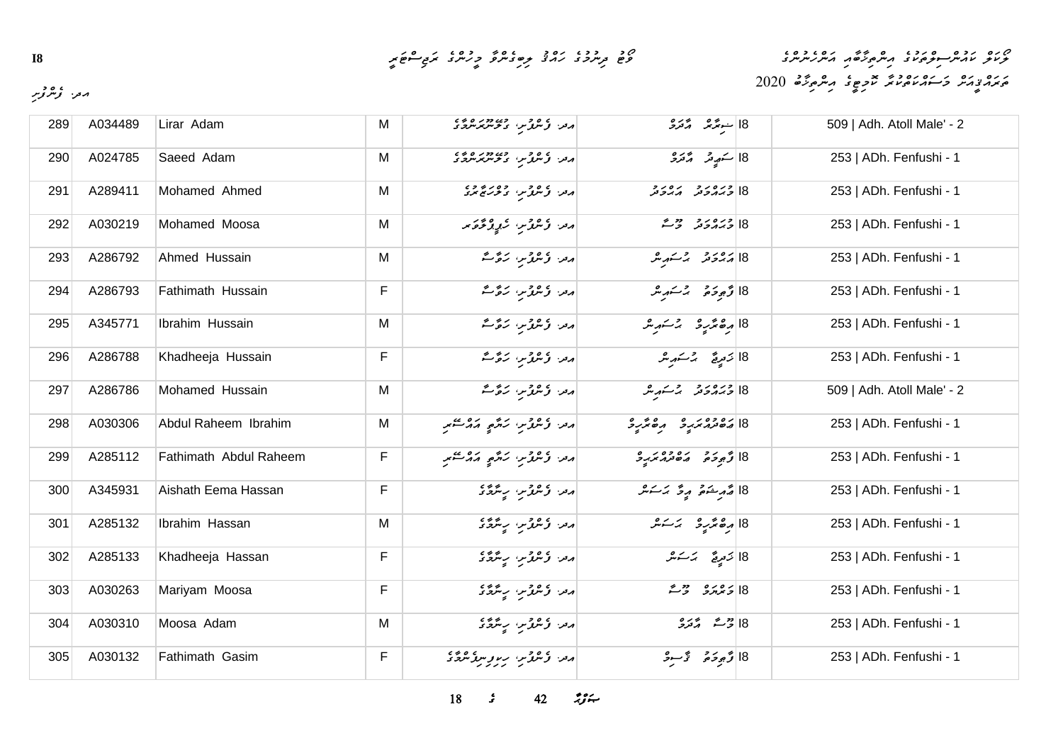| 289 | A034489 | Lirar Adam | M | މދ. ފެންފުށި، ފަތުރުވެރިންގެ | ލިރާރު އާދަމް | I8 | 509 \| Adh. Atoll Male' - 2 |
|---|---|---|---|---|---|---|---|
| 290 | A024785 | Saeed Adam | M | މދ. ފެންފުށި، ފަތުރުވެރިންގެ | ސަޢީދު އާދަމް | I8 | 253 \| ADh. Fenfushi - 1 |
| 291 | A289411 | Mohamed Ahmed | M | މދ. ފެންފުށި، ފަރުޖާނގެ | މުޙައްމަދު އަޙްމަދު | I8 | 253 \| ADh. Fenfushi - 1 |
| 292 | A030219 | Mohamed Moosa | M | މދ. ފެންފުށި، ހެޔޮފުލާވަރ | މުޙައްމަދު މޫސާ | I8 | 253 \| ADh. Fenfushi - 1 |
| 293 | A286792 | Ahmed Hussain | M | މދ. ފެންފުށި، ހަވާސާ | އަޙްމަދު ހުސައިން | I8 | 253 \| ADh. Fenfushi - 1 |
| 294 | A286793 | Fathimath Hussain | F | މދ. ފެންފުށި، ހަވާސާ | ފާތިމަތު ހުސައިން | I8 | 253 \| ADh. Fenfushi - 1 |
| 295 | A345771 | Ibrahim Hussain | M | މދ. ފެންފުށި، ހަވާސާ | އިބްރާހީމް ހުސައިން | I8 | 253 \| ADh. Fenfushi - 1 |
| 296 | A286788 | Khadheeja Hussain | F | މދ. ފެންފުށި، ހަވާސާ | ޚަދީޖާ ހުސައިން | I8 | 253 \| ADh. Fenfushi - 1 |
| 297 | A286786 | Mohamed Hussain | M | މދ. ފެންފުށި، ހަވާސާ | މުޙައްމަދު ހުސައިން | I8 | 509 \| Adh. Atoll Male' - 2 |
| 298 | A030306 | Abdul Raheem Ibrahim | M | މދ. ފެންފުށި، ހަވާ އައުސޯރ | އަބްދުއްރަޙީމް އިބްރާހީމް | I8 | 253 \| ADh. Fenfushi - 1 |
| 299 | A285112 | Fathimath Abdul Raheem | F | މދ. ފެންފުށި، ހަވާ އައުސޯރ | ފާތިމަތު އަބްދުއްރަޙީމް | I8 | 253 \| ADh. Fenfushi - 1 |
| 300 | A345931 | Aishath Eema Hassan | F | މދ. ފެންފުށި، ހިނގާގެ | އާއިޝަތު އީމާ ހަސަން | I8 | 253 \| ADh. Fenfushi - 1 |
| 301 | A285132 | Ibrahim Hassan | M | މދ. ފެންފުށި، ހިނގާގެ | އިބްރާހީމް ހަސަން | I8 | 253 \| ADh. Fenfushi - 1 |
| 302 | A285133 | Khadheeja Hassan | F | މދ. ފެންފުށި، ހިނގާގެ | ޚަދީޖާ ހަސަން | I8 | 253 \| ADh. Fenfushi - 1 |
| 303 | A030263 | Mariyam Moosa | F | މދ. ފެންފުށި، ހިނގާގެ | މަރިޔަމް މޫސާ | I8 | 253 \| ADh. Fenfushi - 1 |
| 304 | A030310 | Moosa Adam | M | މދ. ފެންފުށި، ހިނގާގެ | މޫސާ އާދަމް | I8 | 253 \| ADh. Fenfushi - 1 |
| 305 | A030132 | Fathimath Gasim | F | މދ. ފެންފުށި، ހިރިހިލޭންޑްގެ | ފާތިމަތު ޤާސިމް | I8 | 253 \| ADh. Fenfushi - 1 |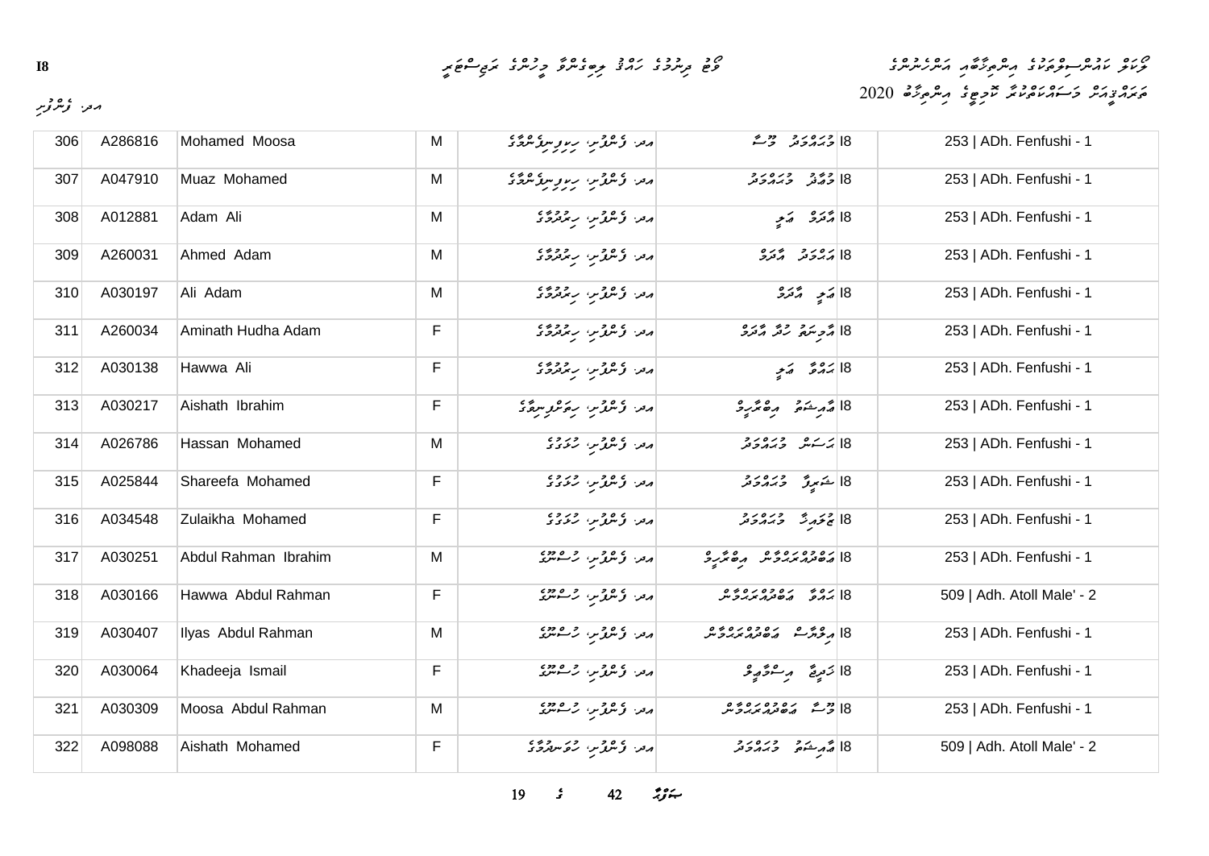| 306 | A286816 | Mohamed Moosa | M | ﻿ﻡﺪ. ﻭﯨﻨﻔﯘﮬﻰ، ﺭﻳﺒﯩﺪﯨﺴﻴﺮﮔﯘﮔﯩﻰ | I8 ﯞﯩﺮﻩﯞﯩﺮ ﯞﯨﺴﻪ | 253 \| ADh. Fenfushi - 1 |
|---|---|---|---|---|---|---|
| 307 | A047910 | Muaz Mohamed | M | ﻡﺪ. ﻭﯨﻨﻔﯘﮬﻰ، ﺭﻳﺒﯩﺪﯨﺴﻴﺮﮔﯘﮔﯩﻰ | I8 ﺟﯗﻣﯩﺮ ﯞﯩﺮﻩﯞﯩﺮ | 253 \| ADh. Fenfushi - 1 |
| 308 | A012881 | Adam Ali | M | ﻡﺪ. ﻭﯨﻨﻔﯘﮬﻰ، ﺭﻳﺮﯗﺮﯗﮔﻰ | I8 ﺍﯗﺪﻩ ﺍﯙﻣﯩ | 253 \| ADh. Fenfushi - 1 |
| 309 | A260031 | Ahmed Adam | M | ﻡﺪ. ﻭﯨﻨﻔﯘﮬﻰ، ﺭﻳﺮﯗﺮﯗﮔﻰ | I8 ﺍﯙﺑﺮﯞﯩﺮ ﺍﯗﺪﻩ | 253 \| ADh. Fenfushi - 1 |
| 310 | A030197 | Ali Adam | M | ﻡﺪ. ﻭﯨﻨﻔﯘﮬﻰ، ﺭﻳﺮﯗﺮﯗﮔﻰ | I8 ﺍﯙﻣﯩ ﺍﯗﺪﻩ | 253 \| ADh. Fenfushi - 1 |
| 311 | A260034 | Aminath Hudha Adam | F | ﻡﺪ. ﻭﯨﻨﻔﯘﮬﻰ، ﺭﻳﺮﯗﺮﯗﮔﻰ | I8 ﺍﯗﻣﯩﻨﯩﺖ ﮬﯘﺩﺍ ﺍﯗﺪﻩ | 253 \| ADh. Fenfushi - 1 |
| 312 | A030138 | Hawwa Ali | F | ﻡﺪ. ﻭﯨﻨﻔﯘﮬﻰ، ﺭﻳﺮﯗﺮﯗﮔﻰ | I8 ﮬﯙﯞﯞﺍ ﺍﯙﻣﯩ | 253 \| ADh. Fenfushi - 1 |
| 313 | A030217 | Aishath Ibrahim | F | ﻡﺪ. ﻭﯨﻨﻔﯘﮬﻰ، ﺭﯨﯖﯘﺮﯨﺴﯩﺮﮔﻰ | I8 ﺍﯗﯨﺸﯩﺖ ﺍﯨﺒﺮﺍﮬﯩﻴﻢ | 253 \| ADh. Fenfushi - 1 |
| 314 | A026786 | Hassan Mohamed | M | ﻡﺪ. ﻭﯨﻨﻔﯘﮬﻰ، ﺭﯗﮔﯗﮔﻰ | I8 ﮬﯙﺳﯙﻥ ﯞﯩﺮﻩﯞﯩﺮ | 253 \| ADh. Fenfushi - 1 |
| 315 | A025844 | Shareefa Mohamed | F | ﻡﺪ. ﻭﯨﻨﻔﯘﮬﻰ، ﺭﯗﮔﯗﮔﻰ | I8 ﺷﯙﺮﯩﻴﻔﺎ ﯞﯩﺮﻩﯞﯩﺮ | 253 \| ADh. Fenfushi - 1 |
| 316 | A034548 | Zulaikha Mohamed | F | ﻡﺪ. ﻭﯨﻨﻔﯘﮬﻰ، ﺭﯗﮔﯗﮔﻰ | I8 ﺯﯘﻟﯙﯨﺨﺎ ﯞﯩﺮﻩﯞﯩﺮ | 253 \| ADh. Fenfushi - 1 |
| 317 | A030251 | Abdul Rahman Ibrahim | M | ﻡﺪ. ﻭﯨﻨﻔﯘﮬﻰ، ﺭﯗﺳﯘﺭﯨﻰ | I8 ﺍﯙﺑﺪﯗﻟﺮﯙﮬﻤﺎﻥ ﺍﯨﺒﺮﺍﮬﯩﻴﻢ | 253 \| ADh. Fenfushi - 1 |
| 318 | A030166 | Hawwa Abdul Rahman | F | ﻡﺪ. ﻭﯨﻨﻔﯘﮬﻰ، ﺭﯗﺳﯘﺭﯨﻰ | I8 ﮬﯙﯞﯞﺍ ﺍﯙﺑﺪﯗﻟﺮﯙﮬﻤﺎﻥ | 509 \| Adh. Atoll Male' - 2 |
| 319 | A030407 | Ilyas Abdul Rahman | M | ﻡﺪ. ﻭﯨﻨﻔﯘﮬﻰ، ﺭﯗﺳﯘﺭﯨﻰ | I8 ﺍﯨﻠﻴﺎﺱ ﺍﯙﺑﺪﯗﻟﺮﯙﮬﻤﺎﻥ | 253 \| ADh. Fenfushi - 1 |
| 320 | A030064 | Khadeeja Ismail | F | ﻡﺪ. ﻭﯨﻨﻔﯘﮬﻰ، ﺭﯗﺳﯘﺭﯨﻰ | I8 ﺧﯙﺩﯩﻴﺠﺎ ﺍﯨﺴﻤﺎﯨﻞ | 253 \| ADh. Fenfushi - 1 |
| 321 | A030309 | Moosa Abdul Rahman | M | ﻡﺪ. ﻭﯨﻨﻔﯘﮬﻰ، ﺭﯗﺳﯘﺭﯨﻰ | I8 ﯞﯨﺴﻪ ﺍﯙﺑﺪﯗﻟﺮﯙﮬﻤﺎﻥ | 253 \| ADh. Fenfushi - 1 |
| 322 | A098088 | Aishath Mohamed | F | ﻡﺪ. ﻭﯨﻨﻔﯘﮬﻰ، ﺭﯗﮔﯙﺳﯩﺮﯗﮔﻰ | I8 ﺍﯗﯨﺸﯩﺖ ﯞﯩﺮﻩﯞﯩﺮ | 509 \| Adh. Atoll Male' - 2 |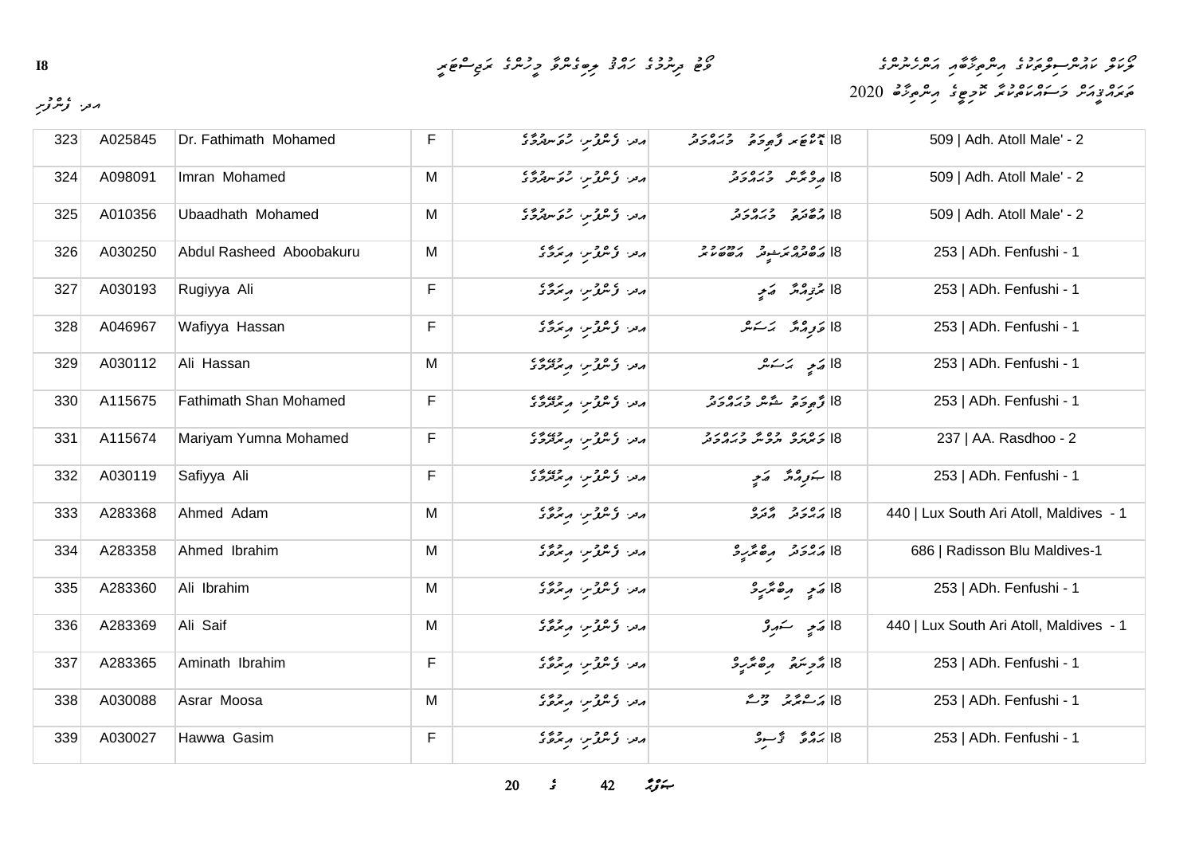| 323 | A025845 | Dr. Fathimath Mohamed | F | ހދ. ފެންފުށި ހުޅަނގުގެ | ޑރ. ފާތިމަތު މުހައްމަދު | 509 \| Adh. Atoll Male' - 2 |
|---|---|---|---|---|---|---|
| 324 | A098091 | Imran Mohamed | M | ހދ. ފެންފުށި ހުޅަނގުގެ | އިމްރާން މުހައްމަދު | 509 \| Adh. Atoll Male' - 2 |
| 325 | A010356 | Ubaadhath Mohamed | M | ހދ. ފެންފުށި ހުޅަނގުގެ | ޢުބާދަތު މުހައްމަދު | 509 \| Adh. Atoll Male' - 2 |
| 326 | A030250 | Abdul Rasheed Aboobakuru | M | ހދ. ފެންފުށި އިރަމާގެ | އަބްދުއްރަޝީދު އަބޫބަކުރު | 253 \| ADh. Fenfushi - 1 |
| 327 | A030193 | Rugiyya Ali | F | ހދ. ފެންފުށި އިރަމާގެ | ރުގިއްޔާ ޢަލީ | 253 \| ADh. Fenfushi - 1 |
| 328 | A046967 | Wafiyya Hassan | F | ހދ. ފެންފުށި އިރަމާގެ | ވަފިއްޔާ ޙަސަން | 253 \| ADh. Fenfushi - 1 |
| 329 | A030112 | Ali Hassan | M | ހދ. ފެންފުށި އިރުދޫގެ | ޢަލީ ޙަސަން | 253 \| ADh. Fenfushi - 1 |
| 330 | A115675 | Fathimath Shan Mohamed | F | ހދ. ފެންފުށި އިރުދޫގެ | ފާތިމަތު ޝާން މުހައްމަދު | 253 \| ADh. Fenfushi - 1 |
| 331 | A115674 | Mariyam Yumna Mohamed | F | ހދ. ފެންފުށި އިރުދޫގެ | މަރިޔަމް ޔުމްނާ މުހައްމަދު | 237 \| AA. Rasdhoo - 2 |
| 332 | A030119 | Safiyya Ali | F | ހދ. ފެންފުށި އިރުދޫގެ | ޞަފިއްޔާ ޢަލީ | 253 \| ADh. Fenfushi - 1 |
| 333 | A283368 | Ahmed Adam | M | ހދ. ފެންފުށި އިރުވާގެ | އަހްމަދު އާދަމް | 440 \| Lux South Ari Atoll, Maldives - 1 |
| 334 | A283358 | Ahmed Ibrahim | M | ހދ. ފެންފުށި އިރުވާގެ | އަހްމަދު އިބްރާހީމް | 686 \| Radisson Blu Maldives-1 |
| 335 | A283360 | Ali Ibrahim | M | ހދ. ފެންފުށި އިރުވާގެ | ޢަލީ އިބްރާހީމް | 253 \| ADh. Fenfushi - 1 |
| 336 | A283369 | Ali Saif | M | ހދ. ފެންފުށި އިރުވާގެ | ޢަލީ ސައިފް | 440 \| Lux South Ari Atoll, Maldives - 1 |
| 337 | A283365 | Aminath Ibrahim | F | ހދ. ފެންފުށި އިރުވާގެ | އާމިނަތު އިބްރާހީމް | 253 \| ADh. Fenfushi - 1 |
| 338 | A030088 | Asrar Moosa | M | ހދ. ފެންފުށި އިރުވާގެ | އަސްރާރު މޫސާ | 253 \| ADh. Fenfushi - 1 |
| 339 | A030027 | Hawwa Gasim | F | ހދ. ފެންފުށި އިރުވާގެ | ޙައްވާ ޤާސިމް | 253 \| ADh. Fenfushi - 1 |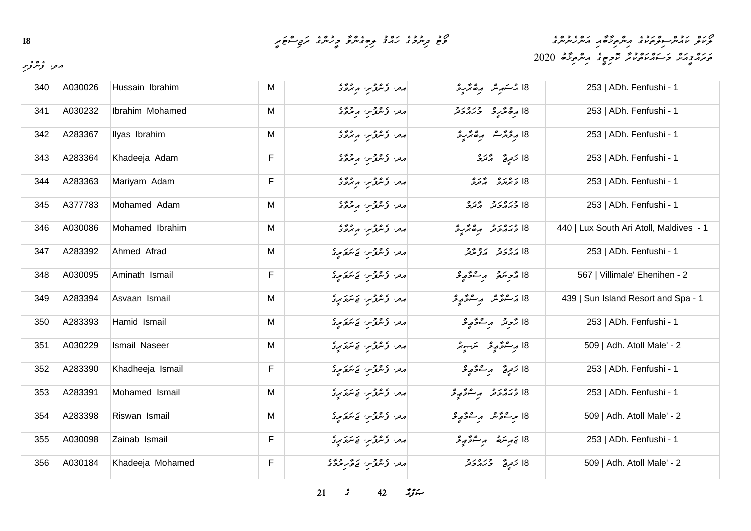| 340 | A030026 | Hussain Ibrahim | M | ރދ. ފެންފުށި، އިރުވާގެ | I8 | 253 \| ADh. Fenfushi - 1 |
|---|---|---|---|---|---|---|
| 341 | A030232 | Ibrahim Mohamed | M | ރދ. ފެންފުށި، އިރުވާގެ | I8 | 253 \| ADh. Fenfushi - 1 |
| 342 | A283367 | Ilyas Ibrahim | M | ރދ. ފެންފުށި، އިރުވާގެ | I8 | 253 \| ADh. Fenfushi - 1 |
| 343 | A283364 | Khadeeja Adam | F | ރދ. ފެންފުށި، އިރުވާގެ | I8 | 253 \| ADh. Fenfushi - 1 |
| 344 | A283363 | Mariyam Adam | F | ރދ. ފެންފުށި، އިރުވާގެ | I8 | 253 \| ADh. Fenfushi - 1 |
| 345 | A377783 | Mohamed Adam | M | ރދ. ފެންފުށި، އިރުވާގެ | I8 | 253 \| ADh. Fenfushi - 1 |
| 346 | A030086 | Mohamed Ibrahim | M | ރދ. ފެންފުށި، އިރުވާގެ | I8 | 440 \| Lux South Ari Atoll, Maldives - 1 |
| 347 | A283392 | Ahmed Afrad | M | ރދ. ފެންފުށި، ޖަނަވަރީގެ | I8 | 253 \| ADh. Fenfushi - 1 |
| 348 | A030095 | Aminath Ismail | F | ރދ. ފެންފުށި، ޖަނަވަރީގެ | I8 | 567 \| Villimale' Ehenihen - 2 |
| 349 | A283394 | Asvaan Ismail | M | ރދ. ފެންފުށި، ޖަނަވަރީގެ | I8 | 439 \| Sun Island Resort and Spa - 1 |
| 350 | A283393 | Hamid Ismail | M | ރދ. ފެންފުށި، ޖަނަވަރީގެ | I8 | 253 \| ADh. Fenfushi - 1 |
| 351 | A030229 | Ismail Naseer | M | ރދ. ފެންފުށި، ޖަނަވަރީގެ | I8 | 509 \| Adh. Atoll Male' - 2 |
| 352 | A283390 | Khadheeja Ismail | F | ރދ. ފެންފުށި، ޖަނަވަރީގެ | I8 | 253 \| ADh. Fenfushi - 1 |
| 353 | A283391 | Mohamed Ismail | M | ރދ. ފެންފުށި، ޖަނަވަރީގެ | I8 | 253 \| ADh. Fenfushi - 1 |
| 354 | A283398 | Riswan Ismail | M | ރދ. ފެންފުށި، ޖަނަވަރީގެ | I8 | 509 \| Adh. Atoll Male' - 2 |
| 355 | A030098 | Zainab Ismail | F | ރދ. ފެންފުށި، ޖަނަވަރީގެ | I8 | 253 \| ADh. Fenfushi - 1 |
| 356 | A030184 | Khadeeja Mohamed | F | ރދ. ފެންފުށި، ޖަވާހިރުގެ | I8 | 509 \| Adh. Atoll Male' - 2 |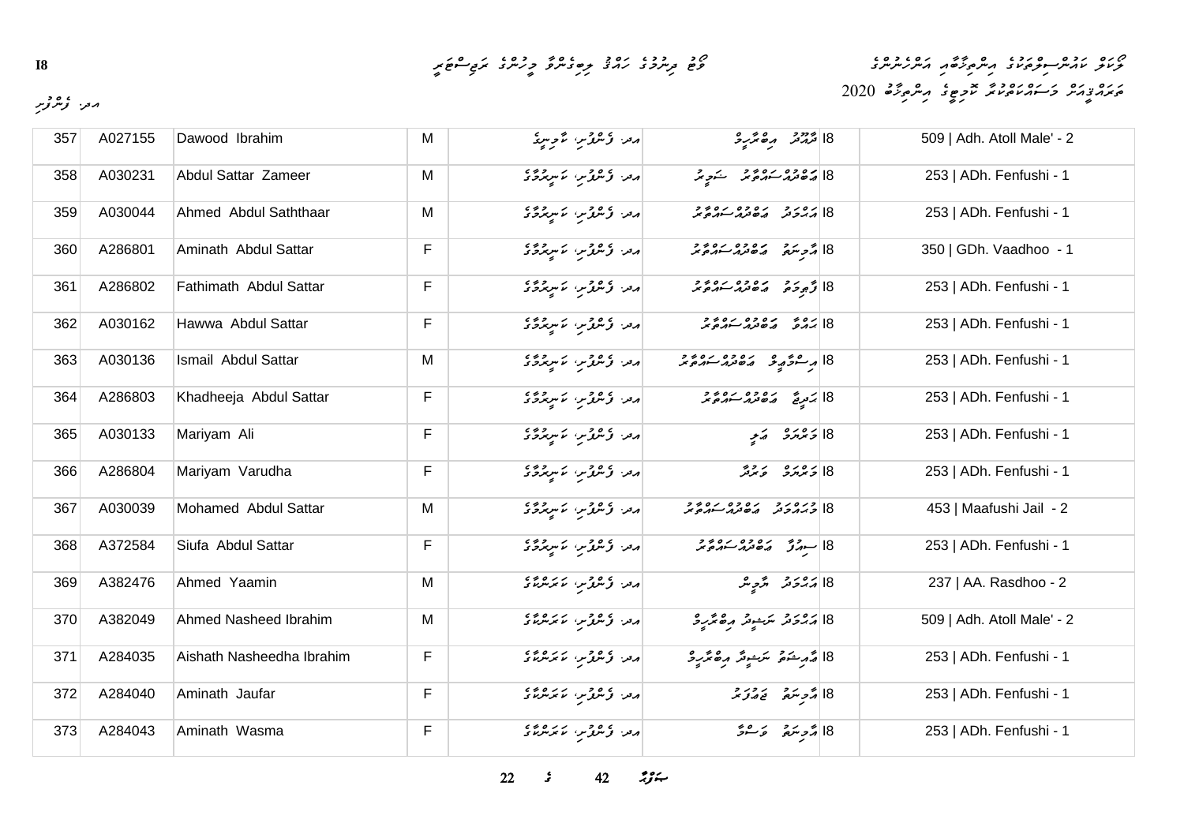| 357 | A027155 | Dawood Ibrahim | M | ދދ. ފެންފުށި، ހާވިރީ | I8 ދާއޫދު އިބްރާހީމް | 509 \| Adh. Atoll Male' - 2 |
|---|---|---|---|---|---|---|
| 358 | A030231 | Abdul Sattar Zameer | M | ދދ. ފެންފުށި، ކަނިރުމާގެ | I8 އަބްދުލްސައްތާރު ޒަމީރު | 253 \| ADh. Fenfushi - 1 |
| 359 | A030044 | Ahmed Abdul Saththaar | M | ދދ. ފެންފުށި، ކަނިރުމާގެ | I8 އަހުމަދު އަބްދުލްސައްތާރު | 253 \| ADh. Fenfushi - 1 |
| 360 | A286801 | Aminath Abdul Sattar | F | ދދ. ފެންފުށި، ކަނިރުމާގެ | I8 އާމިނަތު އަބްދުލްސައްތާރު | 350 \| GDh. Vaadhoo - 1 |
| 361 | A286802 | Fathimath Abdul Sattar | F | ދދ. ފެންފުށި، ކަނިރުމާގެ | I8 ފާތިމަތު އަބްދުލްސައްތާރު | 253 \| ADh. Fenfushi - 1 |
| 362 | A030162 | Hawwa Abdul Sattar | F | ދދ. ފެންފުށި، ކަނިރުމާގެ | I8 ހައްވާ އަބްދުލްސައްތާރު | 253 \| ADh. Fenfushi - 1 |
| 363 | A030136 | Ismail Abdul Sattar | M | ދދ. ފެންފުށި، ކަނިރުމާގެ | I8 އިސްމާއިލް އަބްދުލްސައްތާރު | 253 \| ADh. Fenfushi - 1 |
| 364 | A286803 | Khadheeja Abdul Sattar | F | ދދ. ފެންފުށި، ކަނިރުމާގެ | I8 ޚަދީޖާ އަބްދުލްސައްތާރު | 253 \| ADh. Fenfushi - 1 |
| 365 | A030133 | Mariyam Ali | F | ދދ. ފެންފުށި، ކަނިރުމާގެ | I8 މަރިޔަމް ޢަލި | 253 \| ADh. Fenfushi - 1 |
| 366 | A286804 | Mariyam Varudha | F | ދދ. ފެންފުށި، ކަނިރުމާގެ | I8 މަރިޔަމް ވަރުދާ | 253 \| ADh. Fenfushi - 1 |
| 367 | A030039 | Mohamed Abdul Sattar | M | ދދ. ފެންފުށި، ކަނިރުމާގެ | I8 މުހައްމަދު އަބްދުލްސައްތާރު | 453 \| Maafushi Jail - 2 |
| 368 | A372584 | Siufa Abdul Sattar | F | ދދ. ފެންފުށި، ކަނިރުމާގެ | I8 ސިއުފާ އަބްދުލްސައްތާރު | 253 \| ADh. Fenfushi - 1 |
| 369 | A382476 | Ahmed Yaamin | M | ދދ. ފެންފުށި، ކަރަންކާގެ | I8 އަހުމަދު ޔާމިން | 237 \| AA. Rasdhoo - 2 |
| 370 | A382049 | Ahmed Nasheed Ibrahim | M | ދދ. ފެންފުށި، ކަރަންކާގެ | I8 އަހުމަދު ނަޝީދު އިބްރާހީމް | 509 \| Adh. Atoll Male' - 2 |
| 371 | A284035 | Aishath Nasheedha Ibrahim | F | ދދ. ފެންފުށި، ކަރަންކާގެ | I8 އާއިޝަތު ނަޝީދާ އިބްރާހީމް | 253 \| ADh. Fenfushi - 1 |
| 372 | A284040 | Aminath Jaufar | F | ދދ. ފެންފުށި، ކަރަންކާގެ | I8 އާމިނަތު ޖައުފަރު | 253 \| ADh. Fenfushi - 1 |
| 373 | A284043 | Aminath Wasma | F | ދދ. ފެންފުށި، ކަރަންކާގެ | I8 އާމިނަތު ވަސްމާ | 253 \| ADh. Fenfushi - 1 |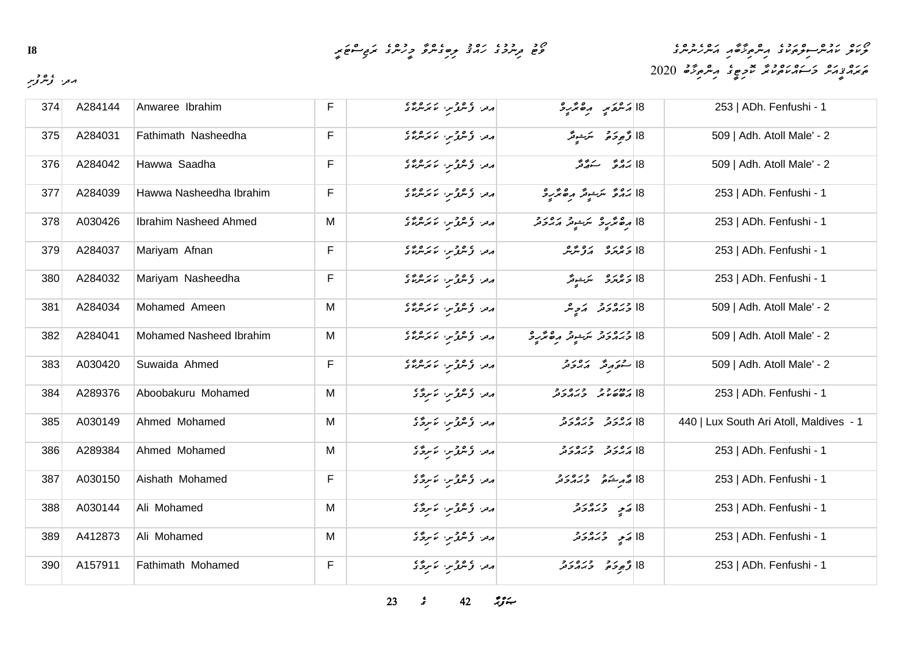| 374 | A284144 | Anwaree Ibrahim | F | ރއ. ފެންފުށި، ކަރަންކާގެ | I8 އަންވަރީ އިބްރާހީމް | 253 \| ADh. Fenfushi - 1 |
|---|---|---|---|---|---|---|
| 375 | A284031 | Fathimath Nasheedha | F | ރއ. ފެންފުށި، ކަރަންކާގެ | I8 ފާތިމަތު ނަޝީދާ | 509 \| Adh. Atoll Male' - 2 |
| 376 | A284042 | Hawwa Saadha | F | ރއ. ފެންފުށި، ކަރަންކާގެ | I8 ހައްވާ ސައާދާ | 509 \| Adh. Atoll Male' - 2 |
| 377 | A284039 | Hawwa Nasheedha Ibrahim | F | ރއ. ފެންފުށި، ކަރަންކާގެ | I8 ހައްވާ ނަޝީދާ އިބްރާހީމް | 253 \| ADh. Fenfushi - 1 |
| 378 | A030426 | Ibrahim Nasheed Ahmed | M | ރއ. ފެންފުށި، ކަރަންކާގެ | I8 އިބްރާހީމް ނަޝީދު އަހްމަދު | 253 \| ADh. Fenfushi - 1 |
| 379 | A284037 | Mariyam Afnan | F | ރއ. ފެންފުށި، ކަރަންކާގެ | I8 މަރިޔަމް އަފްނާން | 253 \| ADh. Fenfushi - 1 |
| 380 | A284032 | Mariyam Nasheedha | F | ރއ. ފެންފުށި، ކަރަންކާގެ | I8 މަރިޔަމް ނަޝީދާ | 253 \| ADh. Fenfushi - 1 |
| 381 | A284034 | Mohamed Ameen | M | ރއ. ފެންފުށި، ކަރަންކާގެ | I8 މުޙައްމަދު އަމީން | 509 \| Adh. Atoll Male' - 2 |
| 382 | A284041 | Mohamed Nasheed Ibrahim | M | ރއ. ފެންފުށި، ކަރަންކާގެ | I8 މުޙައްމަދު ނަޝީދު އިބްރާހީމް | 509 \| Adh. Atoll Male' - 2 |
| 383 | A030420 | Suwaida Ahmed | F | ރއ. ފެންފުށި، ކަރަންކާގެ | I8 ސުވައިދާ އަހްމަދު | 509 \| Adh. Atoll Male' - 2 |
| 384 | A289376 | Aboobakuru Mohamed | M | ރއ. ފެންފުށި، ކަރިމާގެ | I8 އަބޫބަކުރު މުޙައްމަދު | 253 \| ADh. Fenfushi - 1 |
| 385 | A030149 | Ahmed Mohamed | M | ރއ. ފެންފުށި، ކަރިމާގެ | I8 އަހްމަދު މުޙައްމަދު | 440 \| Lux South Ari Atoll, Maldives - 1 |
| 386 | A289384 | Ahmed Mohamed | M | ރއ. ފެންފުށި، ކަރިމާގެ | I8 އަހްމަދު މުޙައްމަދު | 253 \| ADh. Fenfushi - 1 |
| 387 | A030150 | Aishath Mohamed | F | ރއ. ފެންފުށި، ކަރިމާގެ | I8 އާއިޝަތު މުޙައްމަދު | 253 \| ADh. Fenfushi - 1 |
| 388 | A030144 | Ali Mohamed | M | ރއ. ފެންފުށި، ކަރިމާގެ | I8 އަލި މުޙައްމަދު | 253 \| ADh. Fenfushi - 1 |
| 389 | A412873 | Ali Mohamed | M | ރއ. ފެންފުށި، ކަރިމާގެ | I8 އަލި މުޙައްމަދު | 253 \| ADh. Fenfushi - 1 |
| 390 | A157911 | Fathimath Mohamed | F | ރއ. ފެންފުށި، ކަރިމާގެ | I8 ފާތިމަތު މުޙައްމަދު | 253 \| ADh. Fenfushi - 1 |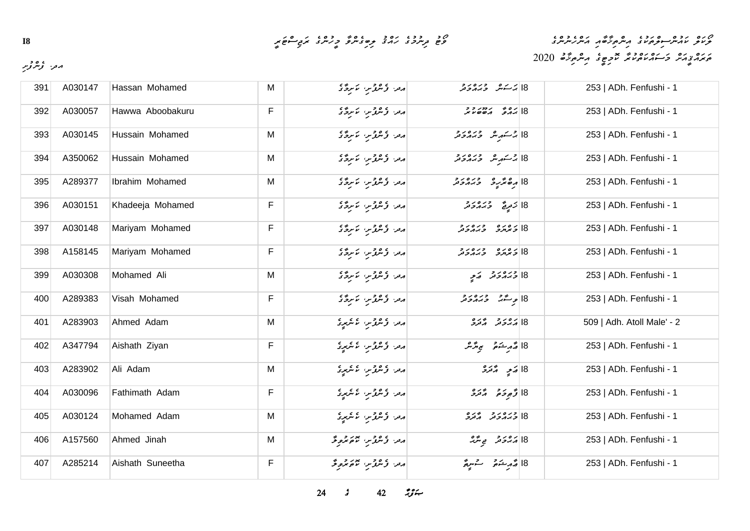| 391 | A030147 | Hassan Mohamed | M | އދ. ފެންފުށި، ކަނިމާގެ | I8 ހަސަން މުހައްމަދު | 253 \| ADh. Fenfushi - 1 |
|---|---|---|---|---|---|---|
| 392 | A030057 | Hawwa Aboobakuru | F | އދ. ފެންފުށި، ކަނިމާގެ | I8 ހައްވާ އަބޫބަކުރު | 253 \| ADh. Fenfushi - 1 |
| 393 | A030145 | Hussain Mohamed | M | އދ. ފެންފުށި، ކަނިމާގެ | I8 ހުސައިން މުހައްމަދު | 253 \| ADh. Fenfushi - 1 |
| 394 | A350062 | Hussain Mohamed | M | އދ. ފެންފުށި، ކަނިމާގެ | I8 ހުސައިން މުހައްމަދު | 253 \| ADh. Fenfushi - 1 |
| 395 | A289377 | Ibrahim Mohamed | M | އދ. ފެންފުށި، ކަނިމާގެ | I8 އިބްރާހީމް މުހައްމަދު | 253 \| ADh. Fenfushi - 1 |
| 396 | A030151 | Khadeeja Mohamed | F | އދ. ފެންފުށި، ކަނިމާގެ | I8 ޚަދީޖާ މުހައްމަދު | 253 \| ADh. Fenfushi - 1 |
| 397 | A030148 | Mariyam Mohamed | F | އދ. ފެންފުށި، ކަނިމާގެ | I8 މަރިޔަމް މުހައްމަދު | 253 \| ADh. Fenfushi - 1 |
| 398 | A158145 | Mariyam Mohamed | F | އދ. ފެންފުށި، ކަނިމާގެ | I8 މަރިޔަމް މުހައްމަދު | 253 \| ADh. Fenfushi - 1 |
| 399 | A030308 | Mohamed Ali | M | އދ. ފެންފުށި، ކަނިމާގެ | I8 މުހައްމަދު އަލި | 253 \| ADh. Fenfushi - 1 |
| 400 | A289383 | Visah Mohamed | F | އދ. ފެންފުށި، ކަނިމާގެ | I8 ވިސާހު މުހައްމަދު | 253 \| ADh. Fenfushi - 1 |
| 401 | A283903 | Ahmed Adam | M | އދ. ފެންފުށި، ކެންދީގެ | I8 އަހްމަދު އާދަމް | 509 \| Adh. Atoll Male' - 2 |
| 402 | A347794 | Aishath Ziyan | F | އދ. ފެންފުށި، ކެންދީގެ | I8 އާއިޝަތު ޒިޔާން | 253 \| ADh. Fenfushi - 1 |
| 403 | A283902 | Ali Adam | M | އދ. ފެންފުށި، ކެންދީގެ | I8 އަލި އާދަމް | 253 \| ADh. Fenfushi - 1 |
| 404 | A030096 | Fathimath Adam | F | އދ. ފެންފުށި، ކެންދީގެ | I8 ފާތިމަތު އާދަމް | 253 \| ADh. Fenfushi - 1 |
| 405 | A030124 | Mohamed Adam | M | އދ. ފެންފުށި، ކެންދީގެ | I8 މުހައްމަދު އާދަމް | 253 \| ADh. Fenfushi - 1 |
| 406 | A157560 | Ahmed Jinah | M | އދ. ފެންފުށި، ކޯރަލްވިލާ | I8 އަހްމަދު ޖިނާހް | 253 \| ADh. Fenfushi - 1 |
| 407 | A285214 | Aishath Suneetha | F | އދ. ފެންފުށި، ކޯރަލްވިލާ | I8 އާއިޝަތު ސުނީތާ | 253 \| ADh. Fenfushi - 1 |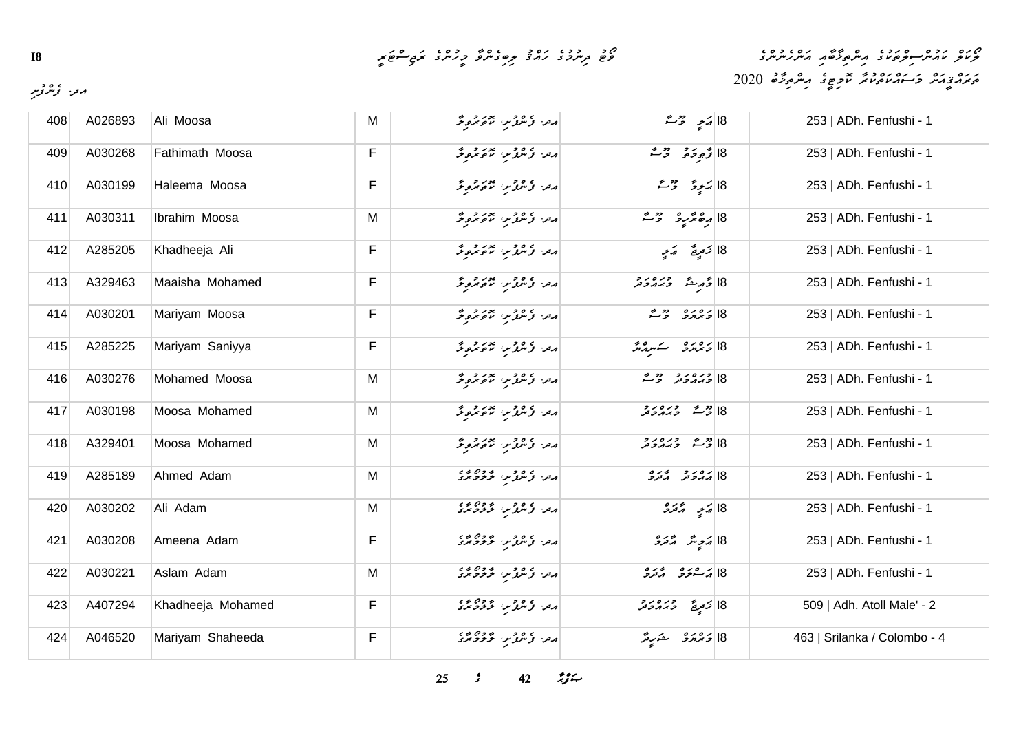| 408 | A026893 | Ali Moosa | M | މދ. ފެންފުށި، ކޮޅަރުވިލާ | I8 | 253 \| ADh. Fenfushi - 1 |
|---|---|---|---|---|---|---|
| 409 | A030268 | Fathimath Moosa | F | ދ. ފެންފުށި، ކޮޅަރުވިލާ | I8 | 253 \| ADh. Fenfushi - 1 |
| 410 | A030199 | Haleema Moosa | F | ދ. ފެންފުށި، ކޮޅަރުވިލާ | I8 | 253 \| ADh. Fenfushi - 1 |
| 411 | A030311 | Ibrahim Moosa | M | ދ. ފެންފުށި، ކޮޅަރުވިލާ | I8 | 253 \| ADh. Fenfushi - 1 |
| 412 | A285205 | Khadheeja Ali | F | ދ. ފެންފުށި، ކޮޅަރުވިލާ | I8 | 253 \| ADh. Fenfushi - 1 |
| 413 | A329463 | Maaisha Mohamed | F | ދ. ފެންފުށި، ކޮޅަރުވިލާ | I8 | 253 \| ADh. Fenfushi - 1 |
| 414 | A030201 | Mariyam Moosa | F | ދ. ފެންފުށި، ކޮޅަރުވިލާ | I8 | 253 \| ADh. Fenfushi - 1 |
| 415 | A285225 | Mariyam Saniyya | F | ދ. ފެންފުށި، ކޮޅަރުވިލާ | I8 | 253 \| ADh. Fenfushi - 1 |
| 416 | A030276 | Mohamed Moosa | M | ދ. ފެންފުށި، ކޮޅަރުވިލާ | I8 | 253 \| ADh. Fenfushi - 1 |
| 417 | A030198 | Moosa Mohamed | M | ދ. ފެންފުށި، ކޮޅަރުވިލާ | I8 | 253 \| ADh. Fenfushi - 1 |
| 418 | A329401 | Moosa Mohamed | M | ދ. ފެންފުށި، ކޮޅަރުވިލާ | I8 | 253 \| ADh. Fenfushi - 1 |
| 419 | A285189 | Ahmed Adam | M | ދ. ފެންފުށި، ގުލްފާމްގެ | I8 | 253 \| ADh. Fenfushi - 1 |
| 420 | A030202 | Ali Adam | M | ދ. ފެންފުށި، ގުލްފާމްގެ | I8 | 253 \| ADh. Fenfushi - 1 |
| 421 | A030208 | Ameena Adam | F | ދ. ފެންފުށި، ގުލްފާމްގެ | I8 | 253 \| ADh. Fenfushi - 1 |
| 422 | A030221 | Aslam Adam | M | ދ. ފެންފުށި، ގުލްފާމްގެ | I8 | 253 \| ADh. Fenfushi - 1 |
| 423 | A407294 | Khadheeja Mohamed | F | ދ. ފެންފުށި، ގުލްފާމްގެ | I8 | 509 \| Adh. Atoll Male' - 2 |
| 424 | A046520 | Mariyam Shaheeda | F | ދ. ފެންފުށި، ގުލްފާމްގެ | I8 | 463 \| Srilanka / Colombo - 4 |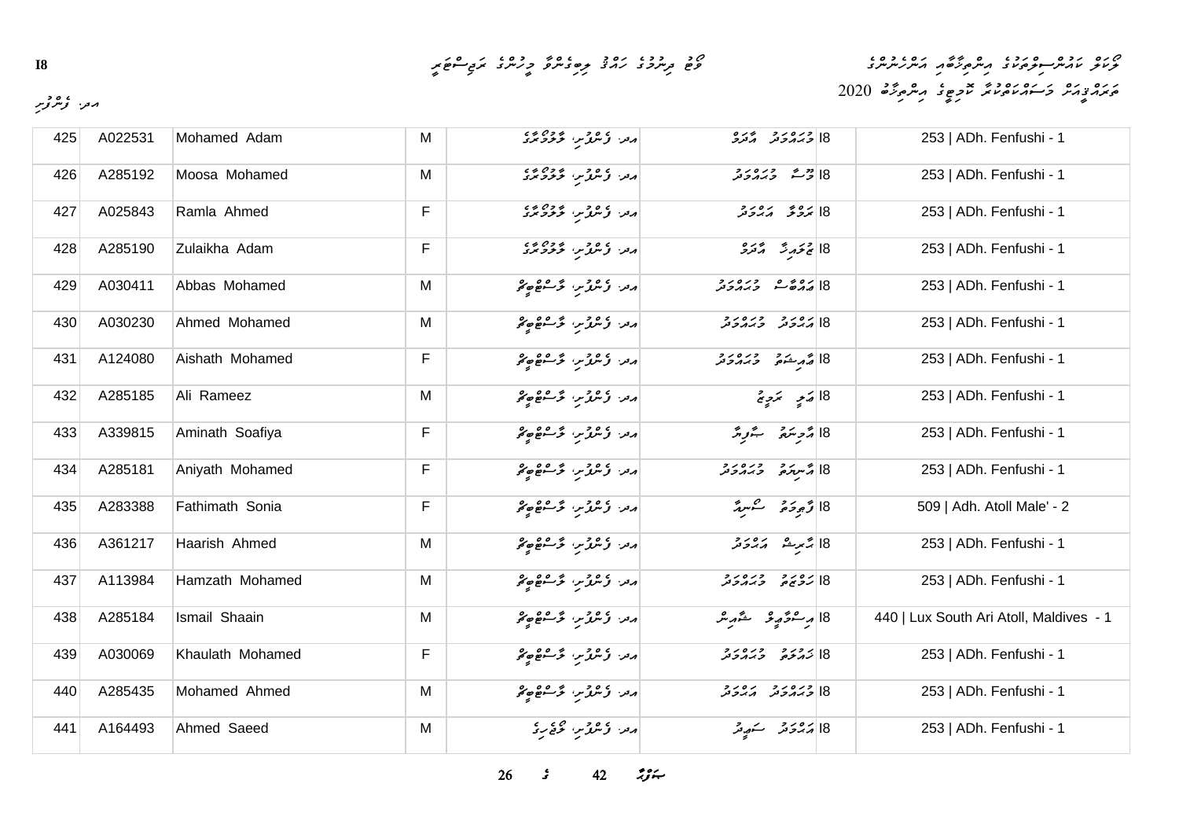| 425 | A022531 | Mohamed Adam | M | ﻿ﻣﺪ. ﻭ ﺷﺮﻭﺷﺮ، ﻭ ﻭﻭ ﻣﺮﻯ | I8 ﺩ ﺑﺮﻣﺮﺩ ﺗﺮ ﻣﺮﺗﺮﻭ | 253 \| ADh. Fenfushi - 1 |
|---|---|---|---|---|---|---|
| 426 | A285192 | Moosa Mohamed | M | ﻣﺪ. ﻭ ﺷﺮﻭﺷﺮ، ﻭ ﻭﻭ ﻣﺮﻯ | I8 ﺩ ﺷﮯ ﺩ ﺑﺮﻣﺮﺩ ﺗﺮ | 253 \| ADh. Fenfushi - 1 |
| 427 | A025843 | Ramla Ahmed | F | ﻣﺪ. ﻭ ﺷﺮﻭﺷﺮ، ﻭ ﻭﻭ ﻣﺮﻯ | I8 ﺑﺮﻭ ﻭ ﻣﺮ ﺑﺮﻭ ﺗﺮ | 253 \| ADh. Fenfushi - 1 |
| 428 | A285190 | Zulaikha Adam | F | ﻣﺪ. ﻭ ﺷﺮﻭﺷﺮ، ﻭ ﻭﻭ ﻣﺮﻯ | I8 ﺝ ﺗﻮﻣﺮ ﺗﺮ ﻣﺮﺗﺮﻭ | 253 \| ADh. Fenfushi - 1 |
| 429 | A030411 | Abbas Mohamed | M | ﻣﺪ. ﻭ ﺷﺮﻭﺷﺮ، ﻭ ﺷﮯ ﻭ ﻭ | I8 ﻣﺮ ﻣﺮ ﻭ ﺷﮯ ﺩ ﺑﺮﻣﺮﺩ ﺗﺮ | 253 \| ADh. Fenfushi - 1 |
| 430 | A030230 | Ahmed Mohamed | M | ﻣﺪ. ﻭ ﺷﺮﻭﺷﺮ، ﻭ ﺷﮯ ﻭ ﻭ | I8 ﻣﺮ ﺑﺮﻭ ﺗﺮ ﺩ ﺑﺮﻣﺮﺩ ﺗﺮ | 253 \| ADh. Fenfushi - 1 |
| 431 | A124080 | Aishath Mohamed | F | ﻣﺪ. ﻭ ﺷﺮﻭﺷﺮ، ﻭ ﺷﮯ ﻭ ﻭ | I8 ﻣﺮ ﻣﺮ ﺷﮯ ﻭ ﺩ ﺑﺮﻣﺮﺩ ﺗﺮ | 253 \| ADh. Fenfushi - 1 |
| 432 | A285185 | Ali Rameez | M | ﻣﺪ. ﻭ ﺷﺮﻭﺷﺮ، ﻭ ﺷﮯ ﻭ ﻭ | I8 ﻣﺮ ﺑﺮ ﺑﺮﻭ ﺝ | 253 \| ADh. Fenfushi - 1 |
| 433 | A339815 | Aminath Soafiya | F | ﻣﺪ. ﻭ ﺷﺮﻭﺷﺮ، ﻭ ﺷﮯ ﻭ ﻭ | I8 ﻣﺮ ﺑﺮ ﺷﮯ ﻭ ﺷﮯ ﻭ ﻣﺮ | 253 \| ADh. Fenfushi - 1 |
| 434 | A285181 | Aniyath Mohamed | F | ﻣﺪ. ﻭ ﺷﺮﻭﺷﺮ، ﻭ ﺷﮯ ﻭ ﻭ | I8 ﻣﺮ ﺳﺮ ﻣﺮ ﻭ ﺩ ﺑﺮﻣﺮﺩ ﺗﺮ | 253 \| ADh. Fenfushi - 1 |
| 435 | A283388 | Fathimath Sonia | F | ﻣﺪ. ﻭ ﺷﺮﻭﺷﺮ، ﻭ ﺷﮯ ﻭ ﻭ | I8 ﻭ ﻣﺮ ﻭ ﻭ ﺷﮯ ﺳﺮ ﻣﺮ | 509 \| Adh. Atoll Male' - 2 |
| 436 | A361217 | Haarish Ahmed | M | ﻣﺪ. ﻭ ﺷﺮﻭﺷﺮ، ﻭ ﺷﮯ ﻭ ﻭ | I8 ﺑﺮ ﺑﺮ ﺷﮯ ﻣﺮ ﺑﺮﻭ ﺗﺮ | 253 \| ADh. Fenfushi - 1 |
| 437 | A113984 | Hamzath Mohamed | M | ﻣﺪ. ﻭ ﺷﺮﻭﺷﺮ، ﻭ ﺷﮯ ﻭ ﻭ | I8 ﺑﺮ ﻭ ﺑﺮ ﻭ ﺩ ﺑﺮﻣﺮﺩ ﺗﺮ | 253 \| ADh. Fenfushi - 1 |
| 438 | A285184 | Ismail Shaain | M | ﻣﺪ. ﻭ ﺷﺮﻭﺷﺮ، ﻭ ﺷﮯ ﻭ ﻭ | I8 ﻣﺮ ﺷﮯ ﻭ ﻣﺮ ﻭ ﺷﮯ ﻣﺮ ﺷﺮ | 440 \| Lux South Ari Atoll, Maldives - 1 |
| 439 | A030069 | Khaulath Mohamed | F | ﻣﺪ. ﻭ ﺷﺮﻭﺷﺮ، ﻭ ﺷﮯ ﻭ ﻭ | I8 ﺑﺮ ﻣﺮ ﻭ ﻭ ﺩ ﺑﺮﻣﺮﺩ ﺗﺮ | 253 \| ADh. Fenfushi - 1 |
| 440 | A285435 | Mohamed Ahmed | M | ﻣﺪ. ﻭ ﺷﺮﻭﺷﺮ، ﻭ ﺷﮯ ﻭ ﻭ | I8 ﺩ ﺑﺮﻣﺮﺩ ﺗﺮ ﻣﺮ ﺑﺮﻭ ﺗﺮ | 253 \| ADh. Fenfushi - 1 |
| 441 | A164493 | Ahmed Saeed | M | ﻣﺪ. ﻭ ﺷﺮﻭﺷﺮ، ﻭ ﻭ ﺑﺮ ﻯ | I8 ﻣﺮ ﺑﺮﻭ ﺗﺮ ﺷﮯ ﻣﺮ ﺗﺮ | 253 \| ADh. Fenfushi - 1 |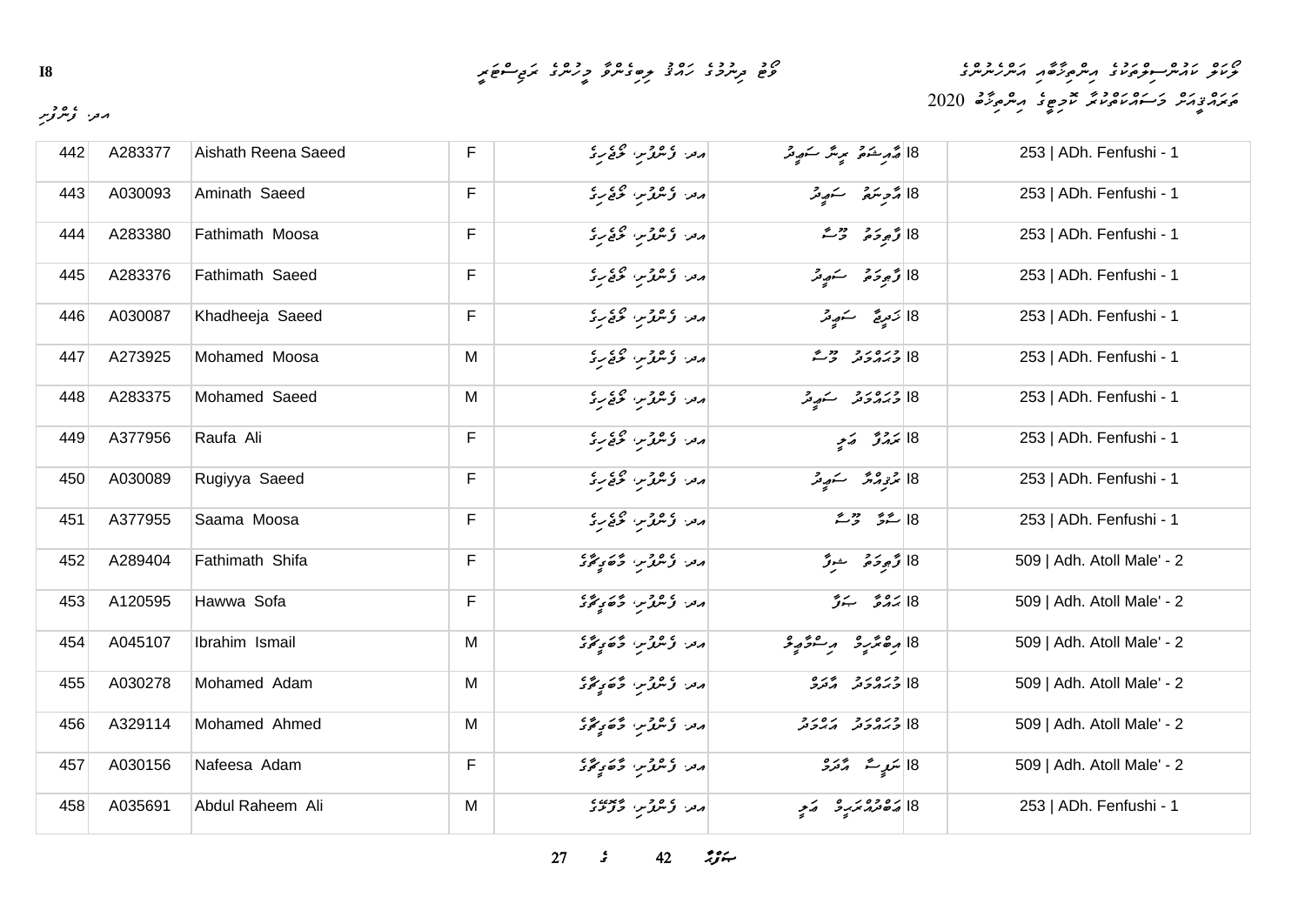| 442 | A283377 | Aishath Reena Saeed | F | އދ. ފެންފުށި، ތުޅިގެ | I8 އައިޝަތު ރީނާ ސަޢީދު | 253 \| ADh. Fenfushi - 1 |
|---|---|---|---|---|---|---|
| 443 | A030093 | Aminath Saeed | F | އދ. ފެންފުށި، ތުޅިގެ | I8 އާމިނަތު ސަޢީދު | 253 \| ADh. Fenfushi - 1 |
| 444 | A283380 | Fathimath Moosa | F | އދ. ފެންފުށި، ތުޅިގެ | I8 ފާތިމަތު މޫސާ | 253 \| ADh. Fenfushi - 1 |
| 445 | A283376 | Fathimath Saeed | F | އދ. ފެންފުށި، ތުޅިގެ | I8 ފާތިމަތު ސަޢީދު | 253 \| ADh. Fenfushi - 1 |
| 446 | A030087 | Khadheeja Saeed | F | އދ. ފެންފުށި، ތުޅިގެ | I8 ޚަދީޖާ ސަޢީދު | 253 \| ADh. Fenfushi - 1 |
| 447 | A273925 | Mohamed Moosa | M | އދ. ފެންފުށި، ތުޅިގެ | I8 މުޙައްމަދު މޫސާ | 253 \| ADh. Fenfushi - 1 |
| 448 | A283375 | Mohamed Saeed | M | އދ. ފެންފުށި، ތުޅިގެ | I8 މުޙައްމަދު ސަޢީދު | 253 \| ADh. Fenfushi - 1 |
| 449 | A377956 | Raufa Ali | F | އދ. ފެންފުށި، ތުޅިގެ | I8 ރައުފާ ޢަލީ | 253 \| ADh. Fenfushi - 1 |
| 450 | A030089 | Rugiyya Saeed | F | އދ. ފެންފުށި، ތުޅިގެ | I8 ރުޤިއްޔާ ސަޢީދު | 253 \| ADh. Fenfushi - 1 |
| 451 | A377955 | Saama Moosa | F | އދ. ފެންފުށި، ތުޅިގެ | I8 ސާމާ މޫސާ | 253 \| ADh. Fenfushi - 1 |
| 452 | A289404 | Fathimath Shifa | F | އދ. ފެންފުށި، މާބަގީޗާގެ | I8 ފާތިމަތު ޝިފާ | 509 \| Adh. Atoll Male' - 2 |
| 453 | A120595 | Hawwa Sofa | F | އދ. ފެންފުށި، މާބަގީޗާގެ | I8 ހައްވާ ސަފާ | 509 \| Adh. Atoll Male' - 2 |
| 454 | A045107 | Ibrahim Ismail | M | އދ. ފެންފުށި، މާބަގީޗާގެ | I8 އިބްރާހީމް އިސްމާޢީލް | 509 \| Adh. Atoll Male' - 2 |
| 455 | A030278 | Mohamed Adam | M | އދ. ފެންފުށި، މާބަގީޗާގެ | I8 މުޙައްމަދު އާދަމް | 509 \| Adh. Atoll Male' - 2 |
| 456 | A329114 | Mohamed Ahmed | M | އދ. ފެންފުށި، މާބަގީޗާގެ | I8 މުޙައްމަދު އަޙްމަދު | 509 \| Adh. Atoll Male' - 2 |
| 457 | A030156 | Nafeesa Adam | F | އދ. ފެންފުށި، މާބަގީޗާގެ | I8 ނަފީސާ އާދަމް | 509 \| Adh. Atoll Male' - 2 |
| 458 | A035691 | Abdul Raheem Ali | M | އދ. ފެންފުށި، މާފޮޅޭގެ | I8 އަބްދުއްރަޙީމް ޢަލީ | 253 \| ADh. Fenfushi - 1 |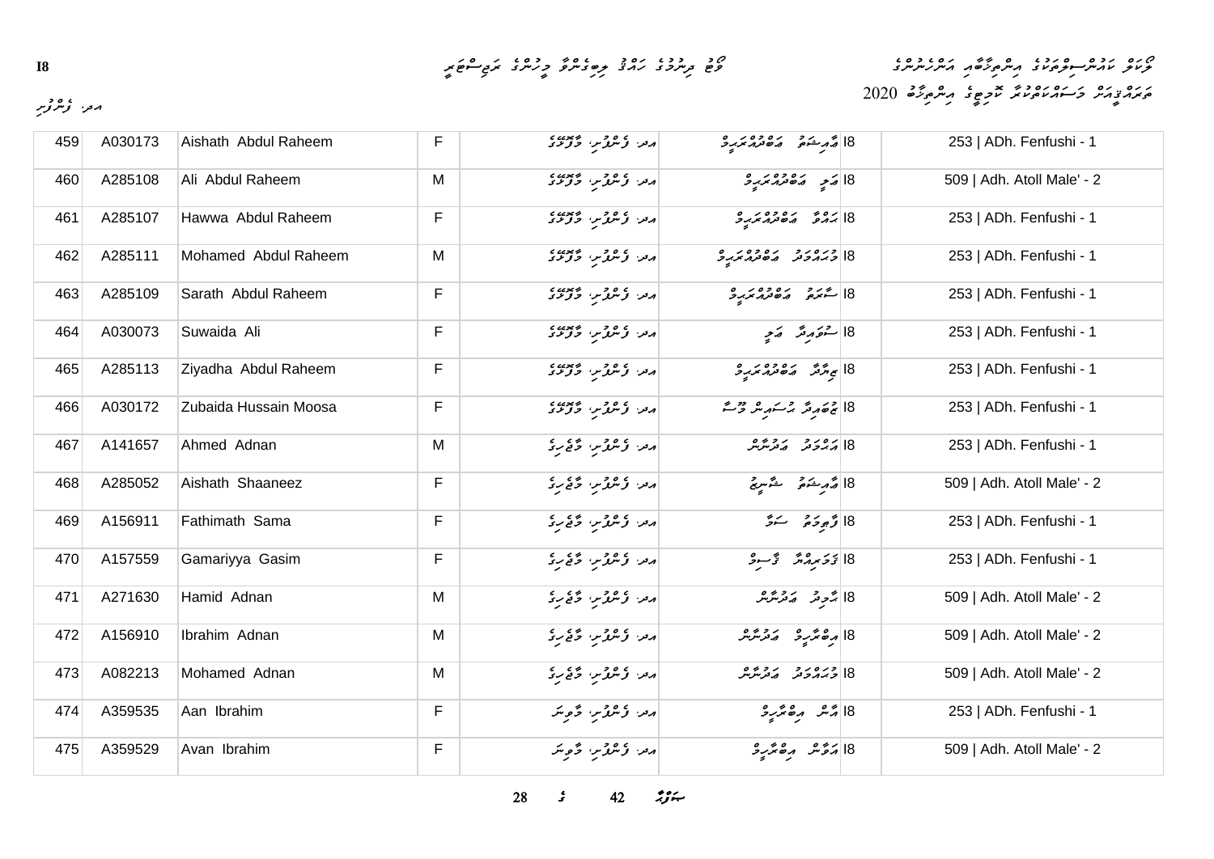| 459 | A030173 | Aishath Abdul Raheem | F | ރދ. ފެންފުށި، މާފާގެ | I8 އައިޝަތު އަބްދުއްރަޙީމް | 253 \| ADh. Fenfushi - 1 |
|---|---|---|---|---|---|---|
| 460 | A285108 | Ali Abdul Raheem | M | ރދ. ފެންފުށި، މާފާގެ | I8 އަލި އަބްދުއްރަޙީމް | 509 \| Adh. Atoll Male' - 2 |
| 461 | A285107 | Hawwa Abdul Raheem | F | ރދ. ފެންފުށި، މާފާގެ | I8 ހައްވާ އަބްދުއްރަޙީމް | 253 \| ADh. Fenfushi - 1 |
| 462 | A285111 | Mohamed Abdul Raheem | M | ރދ. ފެންފުށި، މާފާގެ | I8 މުޙައްމަދު އަބްދުއްރަޙީމް | 253 \| ADh. Fenfushi - 1 |
| 463 | A285109 | Sarath Abdul Raheem | F | ރދ. ފެންފުށި، މާފާގެ | I8 ސާރަތު އަބްދުއްރަޙީމް | 253 \| ADh. Fenfushi - 1 |
| 464 | A030073 | Suwaida Ali | F | ރދ. ފެންފުށި، މާފާގެ | I8 ސުވައިދާ އަލި | 253 \| ADh. Fenfushi - 1 |
| 465 | A285113 | Ziyadha Abdul Raheem | F | ރދ. ފެންފުށި، މާފާގެ | I8 ޒިޔާދާ އަބްދުއްރަޙީމް | 253 \| ADh. Fenfushi - 1 |
| 466 | A030172 | Zubaida Hussain Moosa | F | ރދ. ފެންފުށި، މާފާގެ | I8 ޒުބައިދާ ހުސައިން މޫސާ | 253 \| ADh. Fenfushi - 1 |
| 467 | A141657 | Ahmed Adnan | M | ރދ. ފެންފުށި، މާޖެހިގެ | I8 އަހްމަދު އަދުނާން | 253 \| ADh. Fenfushi - 1 |
| 468 | A285052 | Aishath Shaaneez | F | ރދ. ފެންފުށި، މާޖެހިގެ | I8 އައިޝަތު ޝާނީޒް | 509 \| Adh. Atoll Male' - 2 |
| 469 | A156911 | Fathimath Sama | F | ރދ. ފެންފުށި، މާޖެހިގެ | I8 ފާތިމަތު ސަމާ | 253 \| ADh. Fenfushi - 1 |
| 470 | A157559 | Gamariyya Gasim | F | ރދ. ފެންފުށި، މާޖެހިގެ | I8 ޤަމަރިއްޔާ ޤާސިމް | 253 \| ADh. Fenfushi - 1 |
| 471 | A271630 | Hamid Adnan | M | ރދ. ފެންފުށި، މާޖެހިގެ | I8 ހާމިދު އަދުނާން | 509 \| Adh. Atoll Male' - 2 |
| 472 | A156910 | Ibrahim Adnan | M | ރދ. ފެންފުށި، މާޖެހިގެ | I8 އިބްރާހީމް އަދުނާން | 509 \| Adh. Atoll Male' - 2 |
| 473 | A082213 | Mohamed Adnan | M | ރދ. ފެންފުށި، މާޖެހިގެ | I8 މުޙައްމަދު އަދުނާން | 509 \| Adh. Atoll Male' - 2 |
| 474 | A359535 | Aan Ibrahim | F | ރދ. ފެންފުށި، މާވިނަ | I8 އާން އިބްރާހީމް | 253 \| ADh. Fenfushi - 1 |
| 475 | A359529 | Avan Ibrahim | F | ރދ. ފެންފުށި، މާވިނަ | I8 އަވާން އިބްރާހީމް | 509 \| Adh. Atoll Male' - 2 |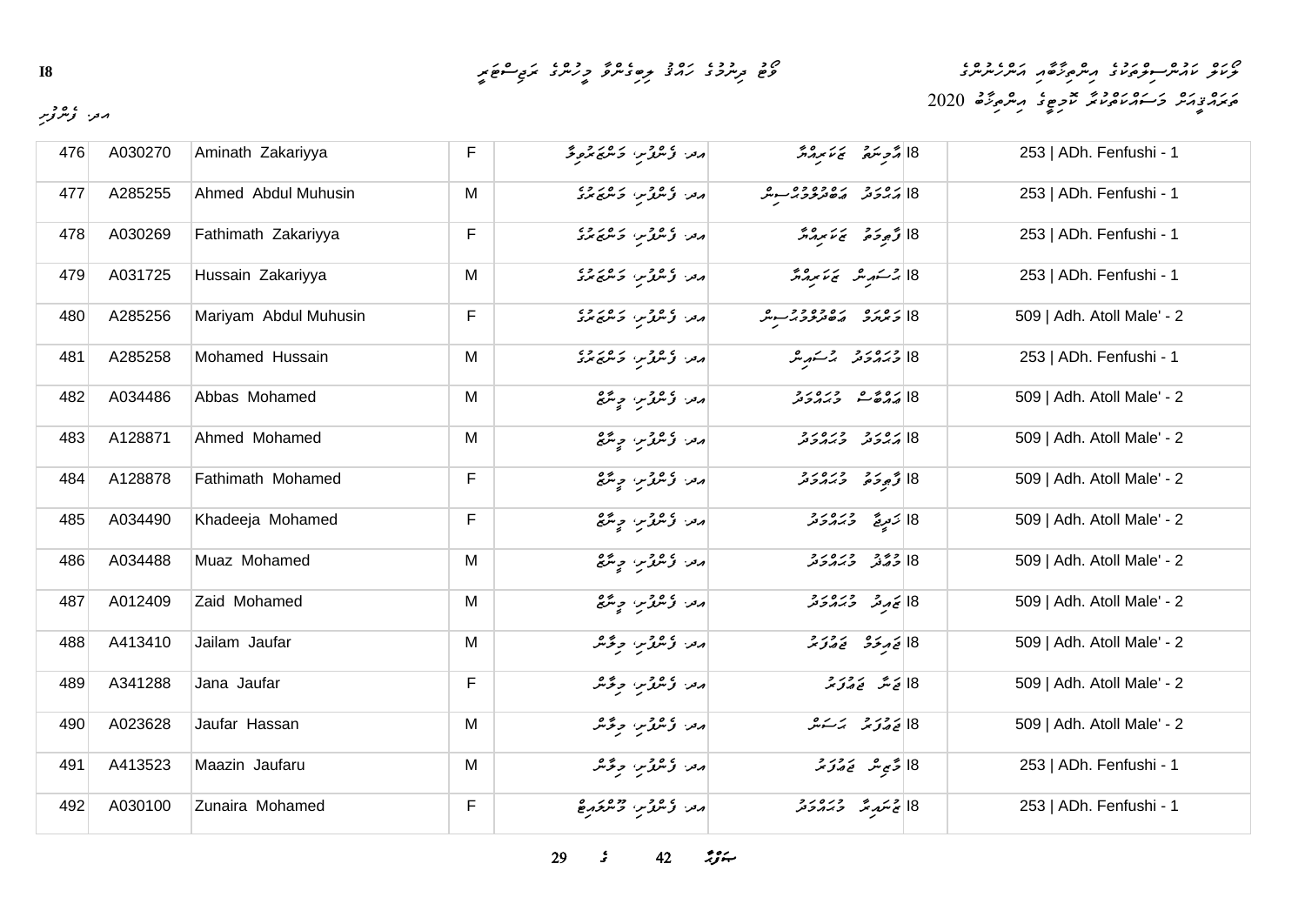| 476 | A030270 | Aminath Zakariyya | F | އދ. ފެންފުށި، ޒަންޖަބީލުވާދީ | 8| އާމިނަތު ޒަކަރިއްޔާ | 253 \| ADh. Fenfushi - 1 |
|---|---|---|---|---|---|---|
| 477 | A285255 | Ahmed Abdul Muhusin | M | އދ. ފެންފުށި، ޒަންޖަބީލު | 8| އަހުމަދު އަބްދުލްމުހުސިން | 253 \| ADh. Fenfushi - 1 |
| 478 | A030269 | Fathimath Zakariyya | F | އދ. ފެންފުށި، ޒަންޖަބީލު | 8| ފާތިމަތު ޒަކަރިއްޔާ | 253 \| ADh. Fenfushi - 1 |
| 479 | A031725 | Hussain Zakariyya | M | އދ. ފެންފުށި، ޒަންޖަބީލު | 8| ހުސައިން ޒަކަރިއްޔާ | 253 \| ADh. Fenfushi - 1 |
| 480 | A285256 | Mariyam Abdul Muhusin | F | އދ. ފެންފުށި، ޒަންޖަބީލު | 8| މަރިޔަމް އަބްދުލްމުހުސިން | 509 \| Adh. Atoll Male' - 2 |
| 481 | A285258 | Mohamed Hussain | M | އދ. ފެންފުށި، ޒަންޖަބީލު | 8| މުހައްމަދު ހުސައިން | 253 \| ADh. Fenfushi - 1 |
| 482 | A034486 | Abbas Mohamed | M | އދ. ފެންފުށި، ޖިންޖާ | 8| އައްބާސް މުހައްމަދު | 509 \| Adh. Atoll Male' - 2 |
| 483 | A128871 | Ahmed Mohamed | M | އދ. ފެންފުށި، ޖިންޖާ | 8| އަހުމަދު މުހައްމަދު | 509 \| Adh. Atoll Male' - 2 |
| 484 | A128878 | Fathimath Mohamed | F | އދ. ފެންފުށި، ޖިންޖާ | 8| ފާތިމަތު މުހައްމަދު | 509 \| Adh. Atoll Male' - 2 |
| 485 | A034490 | Khadeeja Mohamed | F | އދ. ފެންފުށި، ޖިންޖާ | 8| ޚަދީޖާ މުހައްމަދު | 509 \| Adh. Atoll Male' - 2 |
| 486 | A034488 | Muaz Mohamed | M | އދ. ފެންފުށި، ޖިންޖާ | 8| މުއާޛު މުހައްމަދު | 509 \| Adh. Atoll Male' - 2 |
| 487 | A012409 | Zaid Mohamed | M | އދ. ފެންފުށި، ޖިންޖާ | 8| ޒައިދު މުހައްމަދު | 509 \| Adh. Atoll Male' - 2 |
| 488 | A413410 | Jailam Jaufar | M | އދ. ފެންފުށި، ޖިވާން | 8| ޖައިލަމް ޖައުފަރު | 509 \| Adh. Atoll Male' - 2 |
| 489 | A341288 | Jana Jaufar | F | އދ. ފެންފުށި، ޖިވާން | 8| ޖަނާ ޖައުފަރު | 509 \| Adh. Atoll Male' - 2 |
| 490 | A023628 | Jaufar Hassan | M | އދ. ފެންފުށި، ޖިވާން | 8| ޖައުފަރު ހަސަން | 509 \| Adh. Atoll Male' - 2 |
| 491 | A413523 | Maazin Jaufaru | M | އދ. ފެންފުށި، ޖިވާން | 8| މާޒިން ޖައުފަރު | 253 \| ADh. Fenfushi - 1 |
| 492 | A030100 | Zunaira Mohamed | F | އދ. ފެންފުށި، ޖުންބުމާގެ | 8| ޒުނައިރާ މުހައްމަދު | 253 \| ADh. Fenfushi - 1 |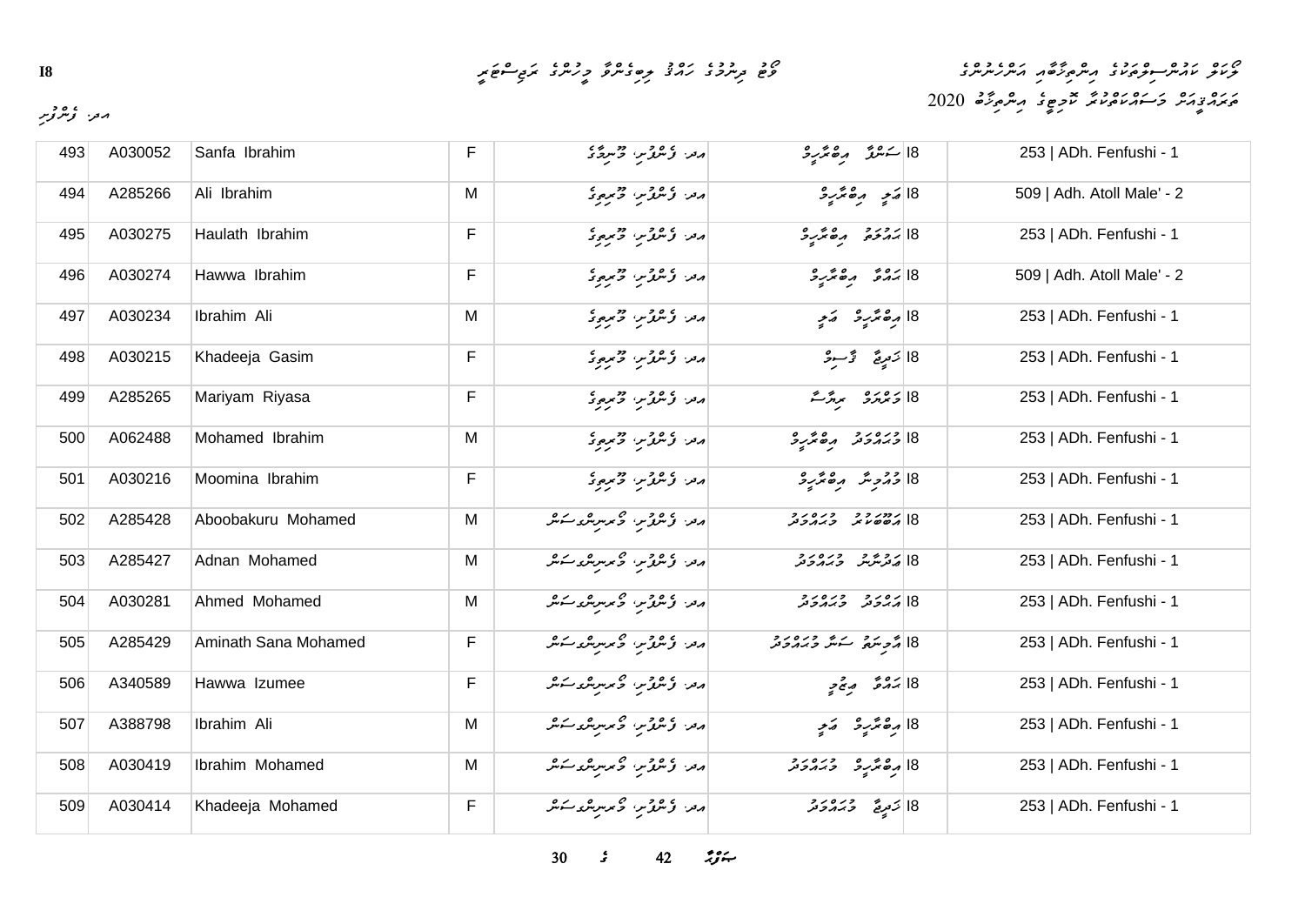| 493 | A030052 | Sanfa Ibrahim | F | އދ. ފެންފުށި، މާނިމާގެ | I8 ސަންފާ އިބްރާހީމް | 253 \| ADh. Fenfushi - 1 |
|---|---|---|---|---|---|---|
| 494 | A285266 | Ali Ibrahim | M | އދ. ފެންފުށި، މާރިތިގެ | I8 އަލި އިބްރާހީމް | 509 \| Adh. Atoll Male' - 2 |
| 495 | A030275 | Haulath Ibrahim | F | އދ. ފެންފުށި، މާރިތިގެ | I8 ހައުލަތު އިބްރާހީމް | 253 \| ADh. Fenfushi - 1 |
| 496 | A030274 | Hawwa Ibrahim | F | އދ. ފެންފުށި، މާރިތިގެ | I8 ހައްވާ އިބްރާހީމް | 509 \| Adh. Atoll Male' - 2 |
| 497 | A030234 | Ibrahim Ali | M | އދ. ފެންފުށި، މާރިތިގެ | I8 އިބްރާހީމް އަލި | 253 \| ADh. Fenfushi - 1 |
| 498 | A030215 | Khadeeja Gasim | F | އދ. ފެންފުށި، މާރިތިގެ | I8 ޚަދީޖާ ޤާސިމް | 253 \| ADh. Fenfushi - 1 |
| 499 | A285265 | Mariyam Riyasa | F | އދ. ފެންފުށި، މާރިތިގެ | I8 މަރިޔަމް ރިޔާސާ | 253 \| ADh. Fenfushi - 1 |
| 500 | A062488 | Mohamed Ibrahim | M | އދ. ފެންފުށި، މާރިތިގެ | I8 މުހައްމަދު އިބްރާހީމް | 253 \| ADh. Fenfushi - 1 |
| 501 | A030216 | Moomina Ibrahim | F | އދ. ފެންފުށި، މާރިތިގެ | I8 މޫމިނާ އިބްރާހީމް | 253 \| ADh. Fenfushi - 1 |
| 502 | A285428 | Aboobakuru Mohamed | M | އދ. ފެންފުށި، މާނިނިންގީސަން | I8 އަބޫބަކުރު މުހައްމަދު | 253 \| ADh. Fenfushi - 1 |
| 503 | A285427 | Adnan Mohamed | M | އދ. ފެންފުށި، މާނިނިންގީސަން | I8 އަދްނާން މުހައްމަދު | 253 \| ADh. Fenfushi - 1 |
| 504 | A030281 | Ahmed Mohamed | M | އދ. ފެންފުށި، މާނިނިންގީސަން | I8 އަހްމަދު މުހައްމަދު | 253 \| ADh. Fenfushi - 1 |
| 505 | A285429 | Aminath Sana Mohamed | F | އދ. ފެންފުށި، މާނިނިންގީސަން | I8 އާމިނަތު ސަނާ މުހައްމަދު | 253 \| ADh. Fenfushi - 1 |
| 506 | A340589 | Hawwa Izumee | F | އދ. ފެންފުށި، މާނިނިންގީސަން | I8 ހައްވާ އިޒުމީ | 253 \| ADh. Fenfushi - 1 |
| 507 | A388798 | Ibrahim Ali | M | އދ. ފެންފުށި، މާނިނިންގީސަން | I8 އިބްރާހީމް އަލި | 253 \| ADh. Fenfushi - 1 |
| 508 | A030419 | Ibrahim Mohamed | M | އދ. ފެންފުށި، މާނިނިންގީސަން | I8 އިބްރާހީމް މުހައްމަދު | 253 \| ADh. Fenfushi - 1 |
| 509 | A030414 | Khadeeja Mohamed | F | އދ. ފެންފުށި، މާނިނިންގީސަން | I8 ޚަދީޖާ މުހައްމަދު | 253 \| ADh. Fenfushi - 1 |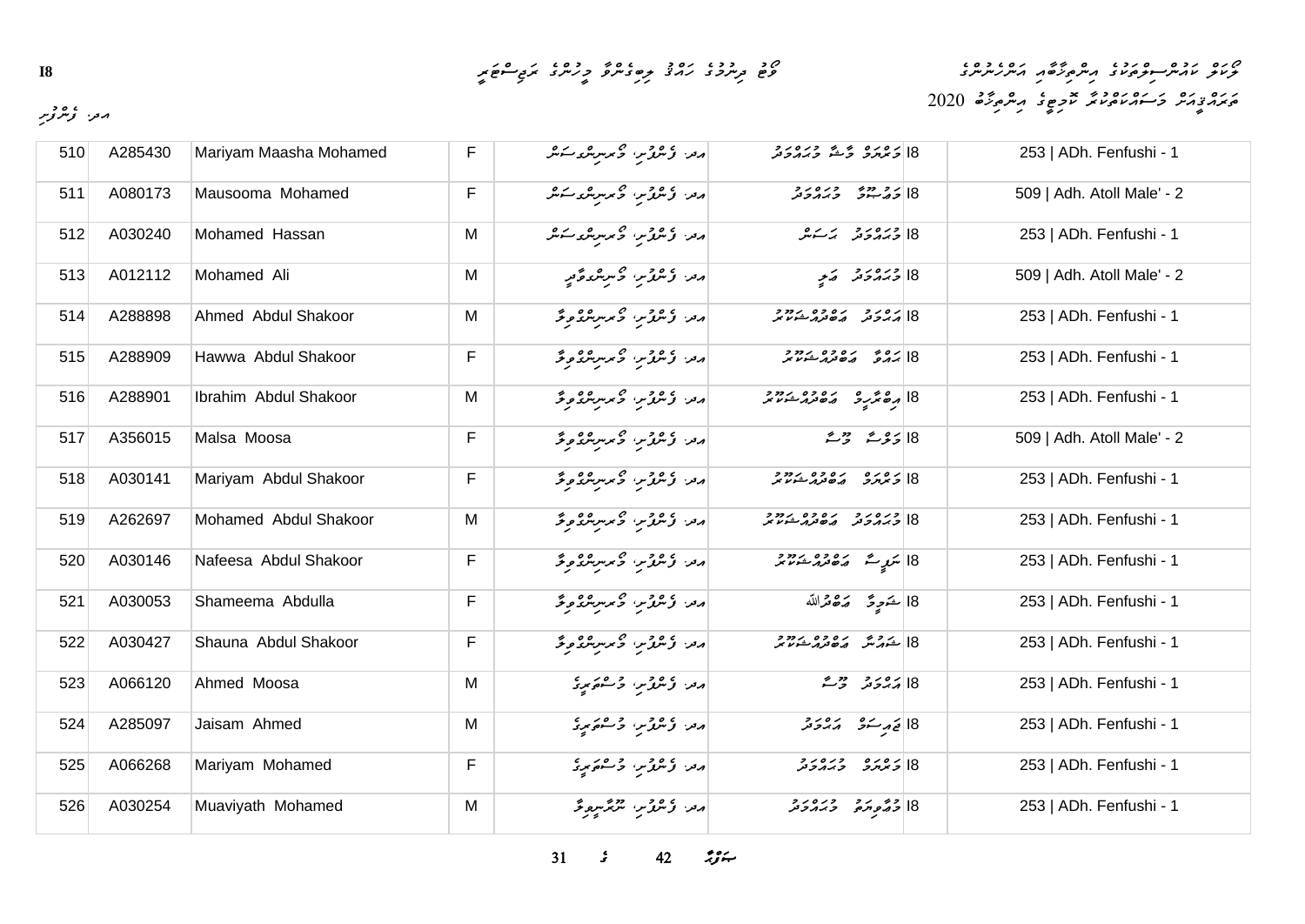| 510 | A285430 | Mariyam Maasha Mohamed | F | مەر. ۆسرۇس، ۇمرسرىترىسەتتر | 8| ۇىرىرۇ ۇتىگە ۋىرەدىر | 253 \| ADh. Fenfushi - 1 |
|---|---|---|---|---|---|---|
| 511 | A080173 | Mausooma Mohamed | F | مەر. ۆسرۇس، ۇمرسرىترىسەتتر | 8| ۇمەجىۋ ۋىرەدىر | 509 \| Adh. Atoll Male' - 2 |
| 512 | A030240 | Mohamed Hassan | M | مەر. ۆسرۇس، ۇمرسرىترىسەتتر | 8| ۋىرەدىر بەسەس | 253 \| ADh. Fenfushi - 1 |
| 513 | A012112 | Mohamed Ali | M | مەر. ۆسرۇس، ۇسرىترىۋىمر | 8| ۋىرەدىر ەمۇ | 509 \| Adh. Atoll Male' - 2 |
| 514 | A288898 | Ahmed Abdul Shakoor | M | مەر. ۆسرۇس، ۇمرسرىترىۋۇ | 8| ەبرۇىر ەھىرەشەبۇ | 253 \| ADh. Fenfushi - 1 |
| 515 | A288909 | Hawwa Abdul Shakoor | F | مەر. ۆسرۇس، ۇمرسرىترىۋۇ | 8| بەرۇ ەھىرەشەبۇ | 253 \| ADh. Fenfushi - 1 |
| 516 | A288901 | Ibrahim Abdul Shakoor | M | مەر. ۆسرۇس، ۇمرسرىترىۋۇ | 8| مەھەتربۇ ەھىرەشەبۇ | 253 \| ADh. Fenfushi - 1 |
| 517 | A356015 | Malsa Moosa | F | مەر. ۆسرۇس، ۇمرسرىترىۋۇ | 8| ۇۇسە ۋسە | 509 \| Adh. Atoll Male' - 2 |
| 518 | A030141 | Mariyam Abdul Shakoor | F | مەر. ۆسرۇس، ۇمرسرىترىۋۇ | 8| ۇىرىرۇ ەھىرەشەبۇ | 253 \| ADh. Fenfushi - 1 |
| 519 | A262697 | Mohamed Abdul Shakoor | M | مەر. ۆسرۇس، ۇمرسرىترىۋۇ | 8| ۋىرەدىر ەھىرەشەبۇ | 253 \| ADh. Fenfushi - 1 |
| 520 | A030146 | Nafeesa Abdul Shakoor | F | مەر. ۆسرۇس، ۇمرسرىترىۋۇ | 8| سۇپسە ەھىرەشەبۇ | 253 \| ADh. Fenfushi - 1 |
| 521 | A030053 | Shameema Abdulla | F | مەر. ۆسرۇس، ۇمرسرىترىۋۇ | 8| شەۋۇ ەھقرالله | 253 \| ADh. Fenfushi - 1 |
| 522 | A030427 | Shauna Abdul Shakoor | F | مەر. ۆسرۇس، ۇمرسرىترىۋۇ | 8| شەمرىتر ەھىرەشەبۇ | 253 \| ADh. Fenfushi - 1 |
| 523 | A066120 | Ahmed Moosa | M | مەر. ۆسرۇس، ۇسىھىرى | 8| ەبرۇىر ۋسە | 253 \| ADh. Fenfushi - 1 |
| 524 | A285097 | Jaisam Ahmed | M | مەر. ۆسرۇس، ۇسىھىرى | 8| قەمرسەۋ ەبرۇىر | 253 \| ADh. Fenfushi - 1 |
| 525 | A066268 | Mariyam Mohamed | F | مەر. ۆسرۇس، ۇسىھىرى | 8| ۇىرىرۇ ۋىرەدىر | 253 \| ADh. Fenfushi - 1 |
| 526 | A030254 | Muaviyath Mohamed | M | مەر. ۆسرۇس، سرترسرەۇ | 8| ۋەۋەرەۋ ۋىرەدىر | 253 \| ADh. Fenfushi - 1 |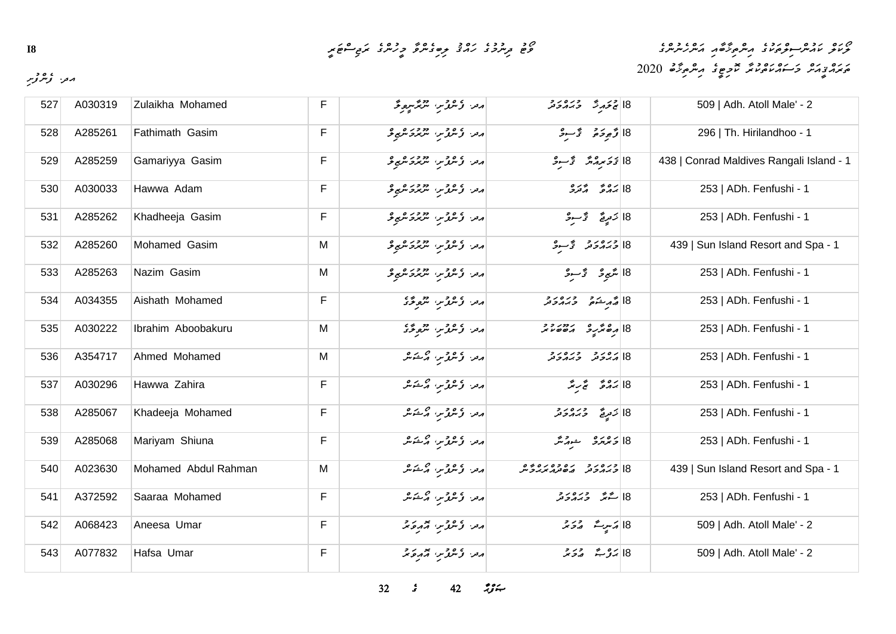| 527 | A030319 | Zulaikha Mohamed | F | ދދ. ފެންފުށި، ނޫރާނީގެ | I8 ޒުލައިޚާ މުޙައްމަދު | 509 \| Adh. Atoll Male' - 2 |
|---|---|---|---|---|---|---|
| 528 | A285261 | Fathimath Gasim | F | ދދ. ފެންފުށި، ނޫރުމަންޒިލް | I8 ފާތިމަތު ޤާސިމް | 296 \| Th. Hirilandhoo - 1 |
| 529 | A285259 | Gamariyya Gasim | F | ދދ. ފެންފުށި، ނޫރުމަންޒިލް | I8 ޤަމަރިއްޔާ ޤާސިމް | 438 \| Conrad Maldives Rangali Island - 1 |
| 530 | A030033 | Hawwa Adam | F | ދދ. ފެންފުށި، ނޫރުމަންޒިލް | I8 ހައްވާ އާދަމް | 253 \| ADh. Fenfushi - 1 |
| 531 | A285262 | Khadheeja Gasim | F | ދދ. ފެންފުށި، ނޫރުމަންޒިލް | I8 ޚަދީޖާ ޤާސިމް | 253 \| ADh. Fenfushi - 1 |
| 532 | A285260 | Mohamed Gasim | M | ދދ. ފެންފުށި، ނޫރުމަންޒިލް | I8 މުޙައްމަދު ޤާސިމް | 439 \| Sun Island Resort and Spa - 1 |
| 533 | A285263 | Nazim Gasim | M | ދދ. ފެންފުށި، ނޫރުމަންޒިލް | I8 ނާޒިމް ޤާސިމް | 253 \| ADh. Fenfushi - 1 |
| 534 | A034355 | Aishath Mohamed | F | ދދ. ފެންފުށި، ނޫޙިވާގެ | I8 އާއިޝަތު މުޙައްމަދު | 253 \| ADh. Fenfushi - 1 |
| 535 | A030222 | Ibrahim Aboobakuru | M | ދދ. ފެންފުށި، ނޫޙިވާގެ | I8 އިބްރާހީމް އަބޫބަކުރު | 253 \| ADh. Fenfushi - 1 |
| 536 | A354717 | Ahmed Mohamed | M | ދދ. ފެންފުށި، އޮޝަން | I8 އަޙްމަދު މުޙައްމަދު | 253 \| ADh. Fenfushi - 1 |
| 537 | A030296 | Hawwa Zahira | F | ދދ. ފެންފުށި، އޮޝަން | I8 ހައްވާ ޒާހިރާ | 253 \| ADh. Fenfushi - 1 |
| 538 | A285067 | Khadeeja Mohamed | F | ދދ. ފެންފުށި، އޮޝަން | I8 ޚަދީޖާ މުޙައްމަދު | 253 \| ADh. Fenfushi - 1 |
| 539 | A285068 | Mariyam Shiuna | F | ދދ. ފެންފުށި، އޮޝަން | I8 މަރިޔަމް ޝިއުނާ | 253 \| ADh. Fenfushi - 1 |
| 540 | A023630 | Mohamed Abdul Rahman | M | ދދ. ފެންފުށި، އޮޝަން | I8 މުޙައްމަދު އަބްދުއްރަޙްމާން | 439 \| Sun Island Resort and Spa - 1 |
| 541 | A372592 | Saaraa Mohamed | F | ދދ. ފެންފުށި، އޮޝަން | I8 ސާރާ މުޙައްމަދު | 253 \| ADh. Fenfushi - 1 |
| 542 | A068423 | Aneesa Umar | F | ދދ. ފެންފުށި، އޯރިވަރ | I8 އަނީސާ އުމަރު | 509 \| Adh. Atoll Male' - 2 |
| 543 | A077832 | Hafsa Umar | F | ދދ. ފެންފުށި، އޯރިވަރ | I8 ހަފްސާ އުމަރު | 509 \| Adh. Atoll Male' - 2 |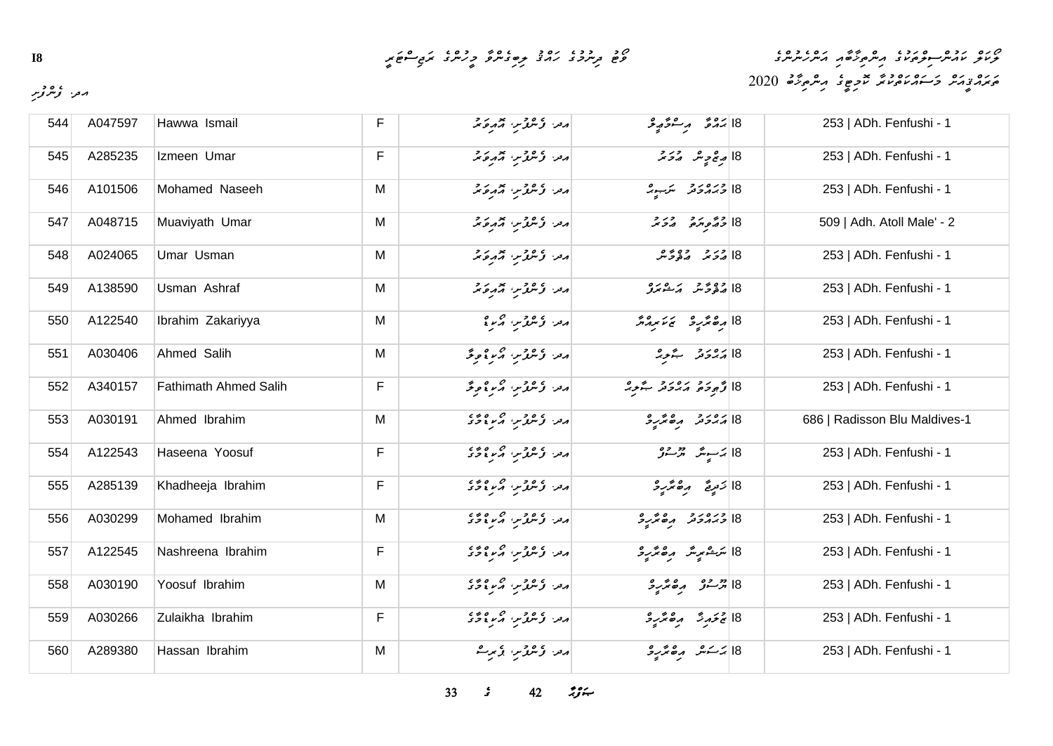| 544 | A047597 | Hawwa Ismail | F | މނ. ފެންފުށި، ޓޮއިލެޓް | I8 ހައްވާ ސްމާއިލް | 253 \| ADh. Fenfushi - 1 |
|---|---|---|---|---|---|---|
| 545 | A285235 | Izmeen Umar | F | މނ. ފެންފުށި، ޓޮއިލެޓް | I8 އިޒްމީން ޢުމަރު | 253 \| ADh. Fenfushi - 1 |
| 546 | A101506 | Mohamed Naseeh | M | މނ. ފެންފުށި، ޓޮއިލެޓް | I8 މުޙައްމަދު ނަސީހް | 253 \| ADh. Fenfushi - 1 |
| 547 | A048715 | Muaviyath Umar | M | މނ. ފެންފުށި، ޓޮއިލެޓް | I8 މުޢާވިޔަތު ޢުމަރު | 509 \| Adh. Atoll Male' - 2 |
| 548 | A024065 | Umar Usman | M | މނ. ފެންފުށި، ޓޮއިލެޓް | I8 ޢުމަރު ޢުތުމާން | 253 \| ADh. Fenfushi - 1 |
| 549 | A138590 | Usman Ashraf | M | މނ. ފެންފުށި، ޓޮއިލެޓް | I8 ޢުތުމާން އަޝްރަފް | 253 \| ADh. Fenfushi - 1 |
| 550 | A122540 | Ibrahim Zakariyya | M | މނ. ފެންފުށި، ޢުރަވާ | I8 އިބްރާހީމް ޒަކަރިއްޔާ | 253 \| ADh. Fenfushi - 1 |
| 551 | A030406 | Ahmed Salih | M | މނ. ފެންފުށި، ޢުރަވާލިވާ | I8 އަޙްމަދު ސާލިހް | 253 \| ADh. Fenfushi - 1 |
| 552 | A340157 | Fathimath Ahmed Salih | F | މނ. ފެންފުށި، ޢުރަވާލިވާ | I8 ފާތިމަތު އަޙްމަދު ސާލިހް | 253 \| ADh. Fenfushi - 1 |
| 553 | A030191 | Ahmed Ibrahim | M | މނ. ފެންފުށި، ޢުރަވާގެ | I8 އަޙްމަދު އިބްރާހީމް | 686 \| Radisson Blu Maldives-1 |
| 554 | A122543 | Haseena Yoosuf | F | މނ. ފެންފުށި، ޢުރަވާގެ | I8 ހަސީނާ ޔޫސުފް | 253 \| ADh. Fenfushi - 1 |
| 555 | A285139 | Khadheeja Ibrahim | F | މނ. ފެންފުށި، ޢުރަވާގެ | I8 ޚަދީޖާ އިބްރާހީމް | 253 \| ADh. Fenfushi - 1 |
| 556 | A030299 | Mohamed Ibrahim | M | މނ. ފެންފުށި، ޢުރަވާގެ | I8 މުޙައްމަދު އިބްރާހީމް | 253 \| ADh. Fenfushi - 1 |
| 557 | A122545 | Nashreena Ibrahim | F | މނ. ފެންފުށި، ޢުރަވާގެ | I8 ނަޝްރީނާ އިބްރާހީމް | 253 \| ADh. Fenfushi - 1 |
| 558 | A030190 | Yoosuf Ibrahim | M | މނ. ފެންފުށި، ޢުރަވާގެ | I8 ޔޫސުފް އިބްރާހީމް | 253 \| ADh. Fenfushi - 1 |
| 559 | A030266 | Zulaikha Ibrahim | F | މނ. ފެންފުށި، ޢުރަވާގެ | I8 ޒުލައިޚާ އިބްރާހީމް | 253 \| ADh. Fenfushi - 1 |
| 560 | A289380 | Hassan Ibrahim | M | މނ. ފެންފުށި، ވިރެސް | I8 ހަސަން އިބްރާހީމް | 253 \| ADh. Fenfushi - 1 |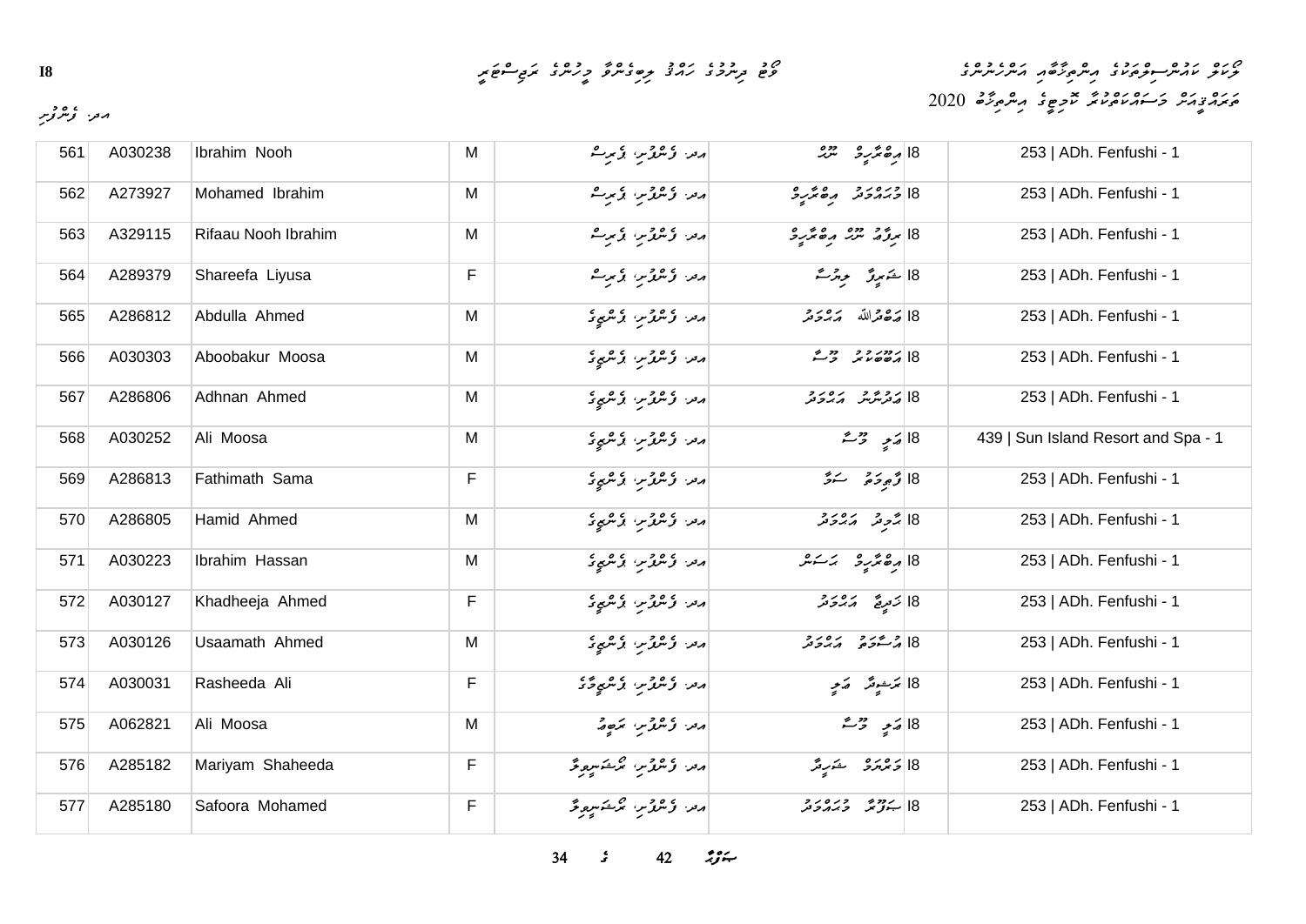| 561 | A030238 | Ibrahim Nooh | M | އދ. ފެންފުށި، ފިނިފެން | I8 އިބްރާހީމް ނޫޙް | 253 \| ADh. Fenfushi - 1 |
|---|---|---|---|---|---|---|
| 562 | A273927 | Mohamed Ibrahim | M | އދ. ފެންފުށި، ފިނިފެން | I8 މުޙައްމަދު އިބްރާހީމް | 253 \| ADh. Fenfushi - 1 |
| 563 | A329115 | Rifaau Nooh Ibrahim | M | އދ. ފެންފުށި، ފިނިފެން | I8 ރިފާއު ނޫޙް އިބްރާހީމް | 253 \| ADh. Fenfushi - 1 |
| 564 | A289379 | Shareefa Liyusa | F | އދ. ފެންފުށި، ފިނިފެން | I8 ޝަރީފާ ލިޔުސާ | 253 \| ADh. Fenfushi - 1 |
| 565 | A286812 | Abdulla Ahmed | M | އދ. ފެންފުށި، ފެންޗިލާ | I8 އަބްދުﷲ އަޙްމަދު | 253 \| ADh. Fenfushi - 1 |
| 566 | A030303 | Aboobakur Moosa | M | އދ. ފެންފުށި، ފެންޗިލާ | I8 އަބޫބަކުރު މޫސާ | 253 \| ADh. Fenfushi - 1 |
| 567 | A286806 | Adhnan Ahmed | M | އދ. ފެންފުށި، ފެންޗިލާ | I8 އަދްނާން އަޙްމަދު | 253 \| ADh. Fenfushi - 1 |
| 568 | A030252 | Ali Moosa | M | އދ. ފެންފުށި، ފެންޗިލާ | I8 އަލި މޫސާ | 439 \| Sun Island Resort and Spa - 1 |
| 569 | A286813 | Fathimath Sama | F | އދ. ފެންފުށި، ފެންޗިލާ | I8 ފާތިމަތު ސަމާ | 253 \| ADh. Fenfushi - 1 |
| 570 | A286805 | Hamid Ahmed | M | އދ. ފެންފުށި، ފެންޗިލާ | I8 ހާމިދު އަޙްމަދު | 253 \| ADh. Fenfushi - 1 |
| 571 | A030223 | Ibrahim Hassan | M | އދ. ފެންފުށި، ފެންޗިލާ | I8 އިބްރާހީމް ހަސަން | 253 \| ADh. Fenfushi - 1 |
| 572 | A030127 | Khadheeja Ahmed | F | އދ. ފެންފުށި، ފެންޗިލާ | I8 ޚަދީޖާ އަޙްމަދު | 253 \| ADh. Fenfushi - 1 |
| 573 | A030126 | Usaamath Ahmed | M | އދ. ފެންފުށި، ފެންޗިލާ | I8 އުސާމަތު އަޙްމަދު | 253 \| ADh. Fenfushi - 1 |
| 574 | A030031 | Rasheeda Ali | F | އދ. ފެންފުށި، ފެންޗިލާގޭ | I8 ރަޝީދާ އަލި | 253 \| ADh. Fenfushi - 1 |
| 575 | A062821 | Ali Moosa | M | އދ. ފެންފުށި، ރަބީޢާ | I8 އަލި މޫސާ | 253 \| ADh. Fenfushi - 1 |
| 576 | A285182 | Mariyam Shaheeda | F | އދ. ފެންފުށި، ރޯޝަނީވިލާ | I8 މަރިޔަމް ޝަހީދާ | 253 \| ADh. Fenfushi - 1 |
| 577 | A285180 | Safoora Mohamed | F | އދ. ފެންފުށި، ރޯޝަނީވިލާ | I8 ސަފޫރާ މުޙައްމަދު | 253 \| ADh. Fenfushi - 1 |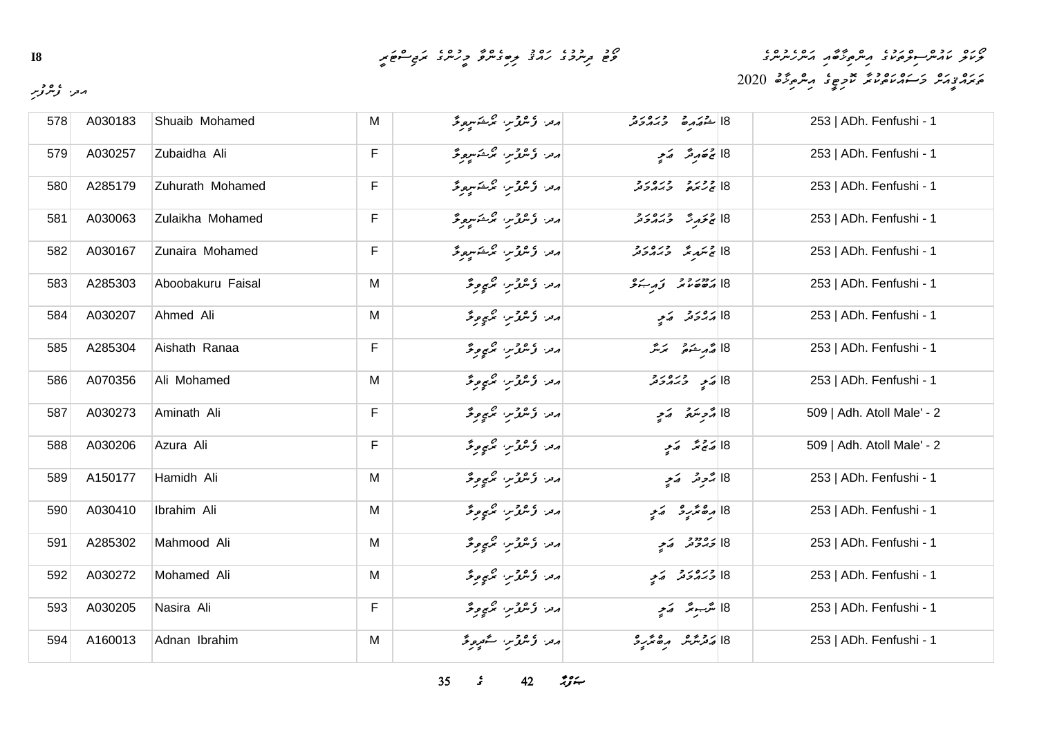| 578 | A030183 | Shuaib Mohamed | M | އދ. ފެންފުށި، ރާޅުގަސްދޮށުގެ | I8 ޝުޢައިބު މުޙައްމަދު | 253 \| ADh. Fenfushi - 1 |
|---|---|---|---|---|---|---|
| 579 | A030257 | Zubaidha Ali | F | އދ. ފެންފުށި، ރާޅުގަސްދޮށުގެ | I8 ޒުބައިދާ އަލީ | 253 \| ADh. Fenfushi - 1 |
| 580 | A285179 | Zuhurath Mohamed | F | އދ. ފެންފުށި، ރާޅުގަސްދޮށުގެ | I8 ޒުހުރަތު މުޙައްމަދު | 253 \| ADh. Fenfushi - 1 |
| 581 | A030063 | Zulaikha Mohamed | F | އދ. ފެންފުށި، ރާޅުގަސްދޮށުގެ | I8 ޒުލައިޚާ މުޙައްމަދު | 253 \| ADh. Fenfushi - 1 |
| 582 | A030167 | Zunaira Mohamed | F | އދ. ފެންފުށި، ރާޅުގަސްދޮށުގެ | I8 ޒުނައިރާ މުޙައްމަދު | 253 \| ADh. Fenfushi - 1 |
| 583 | A285303 | Aboobakuru Faisal | M | އދ. ފެންފުށި، ރެޑްވިލާ | I8 އަބޫބަކުރު ފައިސަލް | 253 \| ADh. Fenfushi - 1 |
| 584 | A030207 | Ahmed Ali | M | އދ. ފެންފުށި، ރެޑްވިލާ | I8 އަޙްމަދު އަލީ | 253 \| ADh. Fenfushi - 1 |
| 585 | A285304 | Aishath Ranaa | F | އދ. ފެންފުށި، ރެޑްވިލާ | I8 އާއިޝަތު ރަނާ | 253 \| ADh. Fenfushi - 1 |
| 586 | A070356 | Ali Mohamed | M | އދ. ފެންފުށި، ރެޑްވިލާ | I8 އަލީ މުޙައްމަދު | 253 \| ADh. Fenfushi - 1 |
| 587 | A030273 | Aminath Ali | F | އދ. ފެންފުށި، ރެޑްވިލާ | I8 އާމިނަތު އަލީ | 509 \| Adh. Atoll Male' - 2 |
| 588 | A030206 | Azura Ali | F | އދ. ފެންފުށި، ރެޑްވިލާ | I8 އަޒޫރާ އަލީ | 509 \| Adh. Atoll Male' - 2 |
| 589 | A150177 | Hamidh Ali | M | އދ. ފެންފުށި، ރެޑްވިލާ | I8 ހާމިދު އަލީ | 253 \| ADh. Fenfushi - 1 |
| 590 | A030410 | Ibrahim Ali | M | އދ. ފެންފުށި، ރެޑްވިލާ | I8 އިބްރާހީމް އަލީ | 253 \| ADh. Fenfushi - 1 |
| 591 | A285302 | Mahmood Ali | M | އދ. ފެންފުށި، ރެޑްވިލާ | I8 މަޙްމޫދު އަލީ | 253 \| ADh. Fenfushi - 1 |
| 592 | A030272 | Mohamed Ali | M | އދ. ފެންފުށި، ރެޑްވިލާ | I8 މުޙައްމަދު އަލީ | 253 \| ADh. Fenfushi - 1 |
| 593 | A030205 | Nasira Ali | F | އދ. ފެންފުށި، ރެޑްވިލާ | I8 ނާސިރާ އަލީ | 253 \| ADh. Fenfushi - 1 |
| 594 | A160013 | Adnan Ibrahim | M | އދ. ފެންފުށި، ސާރިވިލާ | I8 އަދުނާން އިބްރާހީމް | 253 \| ADh. Fenfushi - 1 |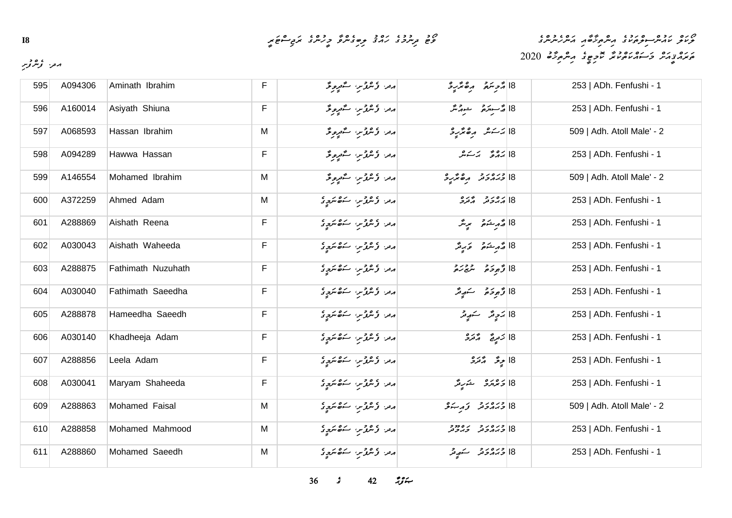| 595 | A094306 | Aminath Ibrahim | F | ހދ. ފެންފުށި ސާރީވިލާ | I8 އާމިނަތު އިބްރާހީމް | 253 \| ADh. Fenfushi - 1 |
|---|---|---|---|---|---|---|
| 596 | A160014 | Asiyath Shiuna | F | ހދ. ފެންފުށި ސާރީވިލާ | I8 އާސިޔަތު ޝިއުނާ | 253 \| ADh. Fenfushi - 1 |
| 597 | A068593 | Hassan Ibrahim | M | ހދ. ފެންފުށި ސާރީވިލާ | I8 ހަސަން އިބްރާހީމް | 509 \| Adh. Atoll Male' - 2 |
| 598 | A094289 | Hawwa Hassan | F | ހދ. ފެންފުށި ސާރީވިލާ | I8 ހައްވާ ހަސަން | 253 \| ADh. Fenfushi - 1 |
| 599 | A146554 | Mohamed Ibrahim | M | ހދ. ފެންފުށި ސާރީވިލާ | I8 މުހައްމަދު އިބްރާހީމް | 509 \| Adh. Atoll Male' - 2 |
| 600 | A372259 | Ahmed Adam | M | ހދ. ފެންފުށި ސަބްނަމްގެ | I8 އަހްމަދު އާދަމް | 253 \| ADh. Fenfushi - 1 |
| 601 | A288869 | Aishath Reena | F | ހދ. ފެންފުށި ސަބްނަމްގެ | I8 އާއިޝަތު ރީނާ | 253 \| ADh. Fenfushi - 1 |
| 602 | A030043 | Aishath Waheeda | F | ހދ. ފެންފުށި ސަބްނަމްގެ | I8 އާއިޝަތު ވަހީދާ | 253 \| ADh. Fenfushi - 1 |
| 603 | A288875 | Fathimath Nuzuhath | F | ހދ. ފެންފުށި ސަބްނަމްގެ | I8 ފާތިމަތު ނުޒުހަތު | 253 \| ADh. Fenfushi - 1 |
| 604 | A030040 | Fathimath Saeedha | F | ހދ. ފެންފުށި ސަބްނަމްގެ | I8 ފާތިމަތު ސައީދާ | 253 \| ADh. Fenfushi - 1 |
| 605 | A288878 | Hameedha Saeedh | F | ހދ. ފެންފުށި ސަބްނަމްގެ | I8 ހަމީދާ ސައީދު | 253 \| ADh. Fenfushi - 1 |
| 606 | A030140 | Khadheeja Adam | F | ހދ. ފެންފުށި ސަބްނަމްގެ | I8 ޚަދީޖާ އާދަމް | 253 \| ADh. Fenfushi - 1 |
| 607 | A288856 | Leela Adam | F | ހދ. ފެންފުށި ސަބްނަމްގެ | I8 ލީލާ އާދަމް | 253 \| ADh. Fenfushi - 1 |
| 608 | A030041 | Maryam Shaheeda | F | ހދ. ފެންފުށި ސަބްނަމްގެ | I8 މަރްޔަމް ޝަހީދާ | 253 \| ADh. Fenfushi - 1 |
| 609 | A288863 | Mohamed Faisal | M | ހދ. ފެންފުށި ސަބްނަމްގެ | I8 މުހައްމަދު ފައިސަލް | 509 \| Adh. Atoll Male' - 2 |
| 610 | A288858 | Mohamed Mahmood | M | ހދ. ފެންފުށި ސަބްނަމްގެ | I8 މުހައްމަދު މަޙްމޫދު | 253 \| ADh. Fenfushi - 1 |
| 611 | A288860 | Mohamed Saeedh | M | ހދ. ފެންފުށި ސަބްނަމްގެ | I8 މުހައްމަދު ސައީދު | 253 \| ADh. Fenfushi - 1 |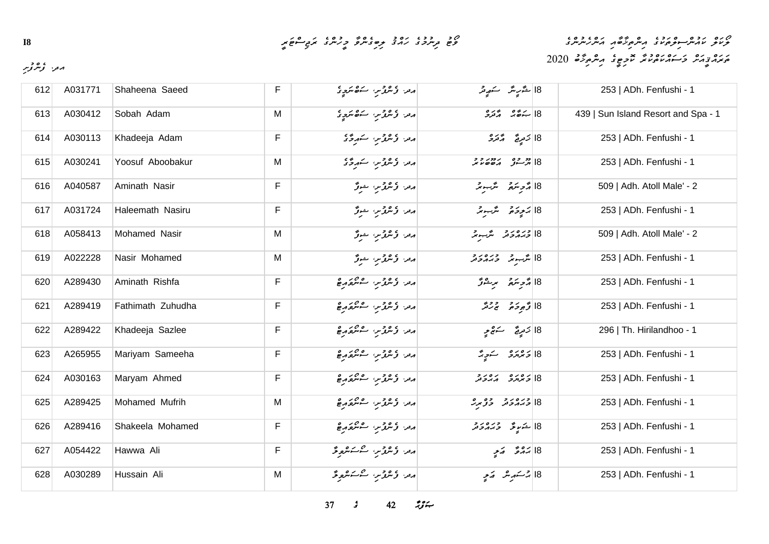| 612 | A031771 | Shaheena Saeed | F | ދ. ފެންފުށި، ސަބާނަކިލީގެ | I8 | 253 \| ADh. Fenfushi - 1 |
|---|---|---|---|---|---|---|
| 613 | A030412 | Sobah Adam | M | ދ. ފެންފުށި، ސަބާނަކިލީގެ | I8 | 439 \| Sun Island Resort and Spa - 1 |
| 614 | A030113 | Khadeeja Adam | F | ދ. ފެންފުށި، ސަމިލާގެ | I8 | 253 \| ADh. Fenfushi - 1 |
| 615 | A030241 | Yoosuf Aboobakur | M | ދ. ފެންފުށި، ސަމިލާގެ | I8 | 253 \| ADh. Fenfushi - 1 |
| 616 | A040587 | Aminath Nasir | F | ދ. ފެންފުށި، ޝިފާ | I8 | 509 \| Adh. Atoll Male' - 2 |
| 617 | A031724 | Haleemath Nasiru | F | ދ. ފެންފުށި، ޝިފާ | I8 | 253 \| ADh. Fenfushi - 1 |
| 618 | A058413 | Mohamed Nasir | M | ދ. ފެންފުށި، ޝިފާ | I8 | 509 \| Adh. Atoll Male' - 2 |
| 619 | A022228 | Nasir Mohamed | M | ދ. ފެންފުށި، ޝިފާ | I8 | 253 \| ADh. Fenfushi - 1 |
| 620 | A289430 | Aminath Rishfa | F | ދ. ފެންފުށި، ސުންބުލާއިޓް | I8 | 253 \| ADh. Fenfushi - 1 |
| 621 | A289419 | Fathimath Zuhudha | F | ދ. ފެންފުށި، ސުންބުލާއިޓް | I8 | 253 \| ADh. Fenfushi - 1 |
| 622 | A289422 | Khadeeja Sazlee | F | ދ. ފެންފުށި، ސުންބުލާއިޓް | I8 | 296 \| Th. Hirilandhoo - 1 |
| 623 | A265955 | Mariyam Sameeha | F | ދ. ފެންފުށި، ސުންބުލާއިޓް | I8 | 253 \| ADh. Fenfushi - 1 |
| 624 | A030163 | Maryam Ahmed | F | ދ. ފެންފުށި، ސުންބުލާއިޓް | I8 | 253 \| ADh. Fenfushi - 1 |
| 625 | A289425 | Mohamed Mufrih | M | ދ. ފެންފުށި، ސުންބުލާއިޓް | I8 | 253 \| ADh. Fenfushi - 1 |
| 626 | A289416 | Shakeela Mohamed | F | ދ. ފެންފުށި، ސުންބުލާއިޓް | I8 | 253 \| ADh. Fenfushi - 1 |
| 627 | A054422 | Hawwa Ali | F | ދ. ފެންފުށި، ސުސަންވިލާ | I8 | 253 \| ADh. Fenfushi - 1 |
| 628 | A030289 | Hussain Ali | M | ދ. ފެންފުށި، ސުސަންވިލާ | I8 | 253 \| ADh. Fenfushi - 1 |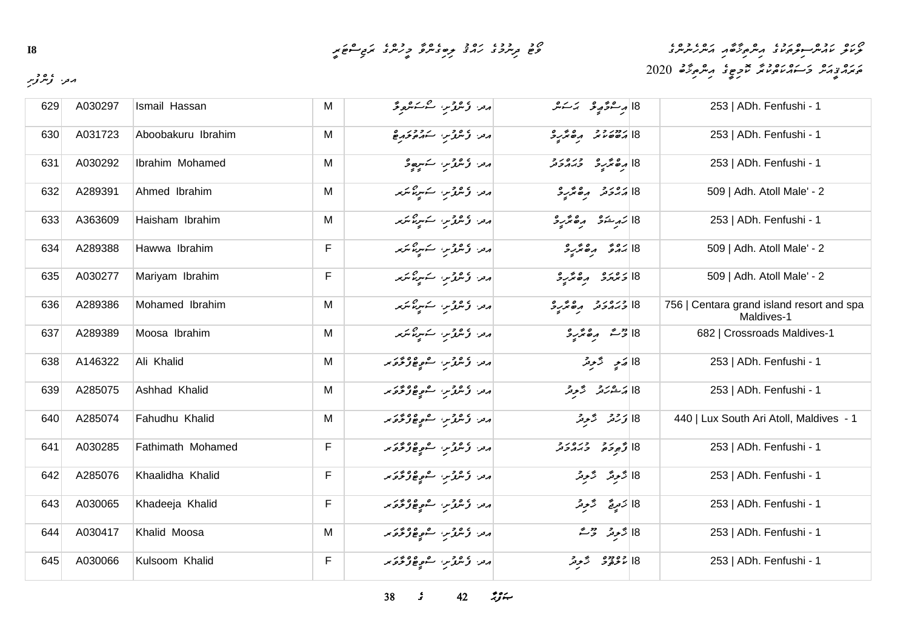| 629 | A030297 | Ismail Hassan | M | އދ. ފެންފުށި، ސޯސަންވިލާ | I8 | 253 \| ADh. Fenfushi - 1 |
|---|---|---|---|---|---|---|
| 630 | A031723 | Aboobakuru Ibrahim | M | އދ. ފެންފުށި، ސައުތުވަރޑް | I8 | 253 \| ADh. Fenfushi - 1 |
| 631 | A030292 | Ibrahim Mohamed | M | އދ. ފެންފުށި، ސަނީވިލާ | I8 | 253 \| ADh. Fenfushi - 1 |
| 632 | A289391 | Ahmed Ibrahim | M | އދ. ފެންފުށި، ސަންރައިސް | I8 | 509 \| Adh. Atoll Male' - 2 |
| 633 | A363609 | Haisham Ibrahim | M | އދ. ފެންފުށި، ސަންރައިސް | I8 | 253 \| ADh. Fenfushi - 1 |
| 634 | A289388 | Hawwa Ibrahim | F | އދ. ފެންފުށި، ސަންރައިސް | I8 | 509 \| Adh. Atoll Male' - 2 |
| 635 | A030277 | Mariyam Ibrahim | F | އދ. ފެންފުށި، ސަންރައިސް | I8 | 509 \| Adh. Atoll Male' - 2 |
| 636 | A289386 | Mohamed Ibrahim | M | އދ. ފެންފުށި، ސަންރައިސް | I8 | 756 \| Centara grand island resort and spa Maldives-1 |
| 637 | A289389 | Moosa Ibrahim | M | އދ. ފެންފުށި، ސަންރައިސް | I8 | 682 \| Crossroads Maldives-1 |
| 638 | A146322 | Ali Khalid | M | އދ. ފެންފުށި، ސިލްވަރފްލަވަރ | I8 | 253 \| ADh. Fenfushi - 1 |
| 639 | A285075 | Ashhad Khalid | M | އދ. ފެންފުށި، ސިލްވަރފްލަވަރ | I8 | 253 \| ADh. Fenfushi - 1 |
| 640 | A285074 | Fahudhu Khalid | M | އދ. ފެންފުށި، ސިލްވަރފްލަވަރ | I8 | 440 \| Lux South Ari Atoll, Maldives - 1 |
| 641 | A030285 | Fathimath Mohamed | F | އދ. ފެންފުށި، ސިލްވަރފްލަވަރ | I8 | 253 \| ADh. Fenfushi - 1 |
| 642 | A285076 | Khaalidha Khalid | F | އދ. ފެންފުށި، ސިލްވަރފްލަވަރ | I8 | 253 \| ADh. Fenfushi - 1 |
| 643 | A030065 | Khadeeja Khalid | F | އދ. ފެންފުށި، ސިލްވަރފްލަވަރ | I8 | 253 \| ADh. Fenfushi - 1 |
| 644 | A030417 | Khalid Moosa | M | އދ. ފެންފުށި، ސިލްވަރފްލަވަރ | I8 | 253 \| ADh. Fenfushi - 1 |
| 645 | A030066 | Kulsoom Khalid | F | އދ. ފެންފުށި، ސިލްވަރފްލަވަރ | I8 | 253 \| ADh. Fenfushi - 1 |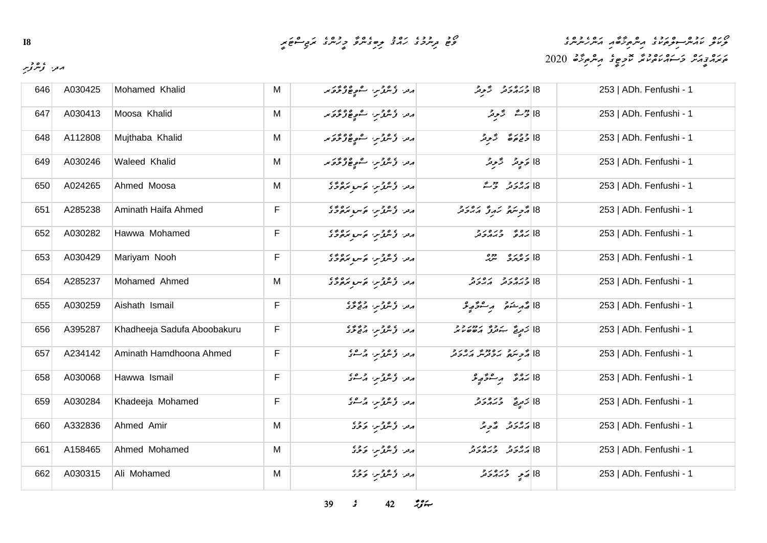| 646 | A030425 | Mohamed Khalid | M | مدر. وَشْرُوْسِ، سُوِجْ وَوُدَىر | I8 وَبَرْرُوَتْرُ زُوِيْرُ | 253 \| ADh. Fenfushi - 1 |
|---|---|---|---|---|---|---|
| 647 | A030413 | Moosa Khalid | M | مدر. وَشْرُوْسِ، سُوِجْ وَوُدَىر | I8 وُسَّہ زُوِيْرُ | 253 \| ADh. Fenfushi - 1 |
| 648 | A112808 | Mujthaba Khalid | M | مدر. وَشْرُوْسِ، سُوِجْ وَوُدَىر | I8 وُجْحَوَّ زُوِيْرُ | 253 \| ADh. Fenfushi - 1 |
| 649 | A030246 | Waleed Khalid | M | مدر. وَشْرُوْسِ، سُوِجْ وَوُدَىر | I8 وَوِيْرُ زُوِيْرُ | 253 \| ADh. Fenfushi - 1 |
| 650 | A024265 | Ahmed Moosa | M | مدر. وَشْرُوْسِ، ھَسِرِ بَرَھُوْدَىْ | I8 اَبْرُوَتْرُ وُسَّہ | 253 \| ADh. Fenfushi - 1 |
| 651 | A285238 | Aminath Haifa Ahmed | F | مدر. وَشْرُوْسِ، ھَسِرِ بَرَھُوْدَىْ | I8 اُوِسَرَمُ رَرِوُ اَبْرُوَتْرُ | 253 \| ADh. Fenfushi - 1 |
| 652 | A030282 | Hawwa Mohamed | F | مدر. وَشْرُوْسِ، ھَسِرِ بَرَھُوْدَىْ | I8 بَرْوُ وَبَرْرُوَتْرُ | 253 \| ADh. Fenfushi - 1 |
| 653 | A030429 | Mariyam Nooh | F | مدر. وَشْرُوْسِ، ھَسِرِ بَرَھُوْدَىْ | I8 وَبْرَرُوْ سُرْ | 253 \| ADh. Fenfushi - 1 |
| 654 | A285237 | Mohamed Ahmed | M | مدر. وَشْرُوْسِ، ھَسِرِ بَرَھُوْدَىْ | I8 وَبَرْرُوَتْرُ اَبْرُوَتْرُ | 253 \| ADh. Fenfushi - 1 |
| 655 | A030259 | Aishath Ismail | F | مدر. وَشْرُوْسِ، اُجُوُدَىْ | I8 اُمِرِشَمُ مِرِسْوُّمِرِوْ | 253 \| ADh. Fenfushi - 1 |
| 656 | A395287 | Khadheeja Sadufa Aboobakuru | F | مدر. وَشْرُوْسِ، اُجُوُدَىْ | I8 زَمِرِجُ سَوَرْرُ اَھُھُمَرْ | 253 \| ADh. Fenfushi - 1 |
| 657 | A234142 | Aminath Hamdhoona Ahmed | F | مدر. وَشْرُوْسِ، اُسْوَىْ | I8 اُوِسَرَمُ بَرْوُتْرُسُ اَبْرُوَتْرُ | 253 \| ADh. Fenfushi - 1 |
| 658 | A030068 | Hawwa Ismail | F | مدر. وَشْرُوْسِ، اُسْوَىْ | I8 بَرْوُ مِرِسْوُّمِرِوْ | 253 \| ADh. Fenfushi - 1 |
| 659 | A030284 | Khadeeja Mohamed | F | مدر. وَشْرُوْسِ، اُسْوَىْ | I8 زَمِرِجُ وَبَرْرُوَتْرُ | 253 \| ADh. Fenfushi - 1 |
| 660 | A332836 | Ahmed Amir | M | مدر. وَشْرُوْسِ، وَوُىْ | I8 اَبْرُوَتْرُ اُوِبْرُ | 253 \| ADh. Fenfushi - 1 |
| 661 | A158465 | Ahmed Mohamed | M | مدر. وَشْرُوْسِ، وَوُىْ | I8 اَبْرُوَتْرُ وَبَرْرُوَتْرُ | 253 \| ADh. Fenfushi - 1 |
| 662 | A030315 | Ali Mohamed | M | مدر. وَشْرُوْسِ، وَوُىْ | I8 اَمِرِ وَبَرْرُوَتْرُ | 253 \| ADh. Fenfushi - 1 |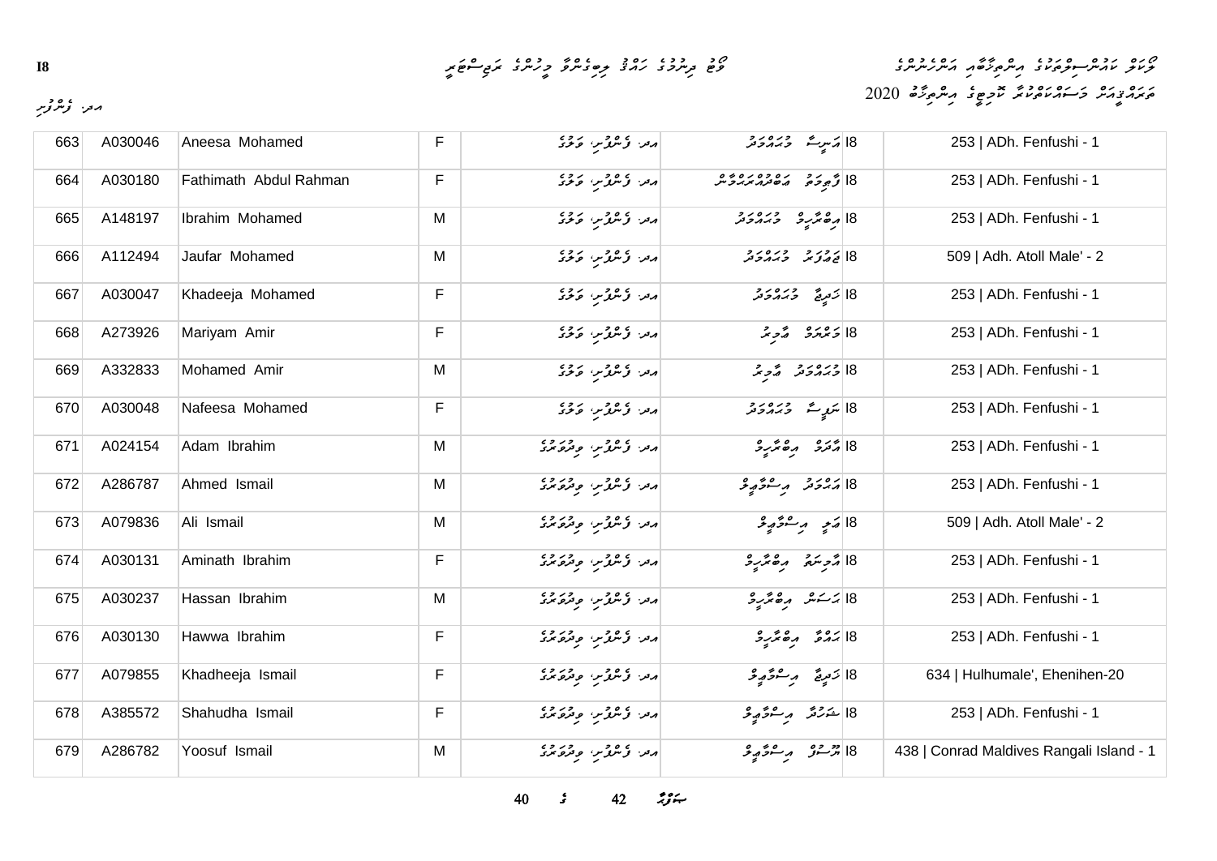| 663 | A030046 | Aneesa Mohamed | F | އދ. ފެންފުށި، ވަވޭގެ | I8 އަނީސާ މުހައްމަދު | 253 \| ADh. Fenfushi - 1 |
|---|---|---|---|---|---|---|
| 664 | A030180 | Fathimath Abdul Rahman | F | އދ. ފެންފުށި، ވަވޭގެ | I8 ފާތިމަތު އަބްދުއްރަޙްމާން | 253 \| ADh. Fenfushi - 1 |
| 665 | A148197 | Ibrahim Mohamed | M | އދ. ފެންފުށި، ވަވޭގެ | I8 އިބްރާހީމް މުހައްމަދު | 253 \| ADh. Fenfushi - 1 |
| 666 | A112494 | Jaufar Mohamed | M | އދ. ފެންފުށި، ވަވޭގެ | I8 ޖައުފަރު މުހައްމަދު | 509 \| Adh. Atoll Male' - 2 |
| 667 | A030047 | Khadeeja Mohamed | F | އދ. ފެންފުށި، ވަވޭގެ | I8 ޚަދީޖާ މުހައްމަދު | 253 \| ADh. Fenfushi - 1 |
| 668 | A273926 | Mariyam Amir | F | އދ. ފެންފުށި، ވަވޭގެ | I8 މަރިޔަމް އާމިރު | 253 \| ADh. Fenfushi - 1 |
| 669 | A332833 | Mohamed Amir | M | އދ. ފެންފުށި، ވަވޭގެ | I8 މުހައްމަދު އާމިރު | 253 \| ADh. Fenfushi - 1 |
| 670 | A030048 | Nafeesa Mohamed | F | އދ. ފެންފުށި، ވަވޭގެ | I8 ނަފީސާ މުހައްމަދު | 253 \| ADh. Fenfushi - 1 |
| 671 | A024154 | Adam Ibrahim | M | އދ. ފެންފުށި، ވިލުވަރުގެ | I8 އާދަމް އިބްރާހީމް | 253 \| ADh. Fenfushi - 1 |
| 672 | A286787 | Ahmed Ismail | M | އދ. ފެންފުށި، ވިލުވަރުގެ | I8 އަޙްމަދު އިސްމާޢީލް | 253 \| ADh. Fenfushi - 1 |
| 673 | A079836 | Ali Ismail | M | އދ. ފެންފުށި، ވިލުވަރުގެ | I8 އަލި އިސްމާޢީލް | 509 \| Adh. Atoll Male' - 2 |
| 674 | A030131 | Aminath Ibrahim | F | އދ. ފެންފުށި، ވިލުވަރުގެ | I8 އާމިނަތު އިބްރާހީމް | 253 \| ADh. Fenfushi - 1 |
| 675 | A030237 | Hassan Ibrahim | M | އދ. ފެންފުށި، ވިލުވަރުގެ | I8 ޙަސަން އިބްރާހީމް | 253 \| ADh. Fenfushi - 1 |
| 676 | A030130 | Hawwa Ibrahim | F | އދ. ފެންފުށި، ވިލުވަރުގެ | I8 ޙައްވާ އިބްރާހީމް | 253 \| ADh. Fenfushi - 1 |
| 677 | A079855 | Khadheeja Ismail | F | އދ. ފެންފުށި، ވިލުވަރުގެ | I8 ޚަދީޖާ އިސްމާޢީލް | 634 \| Hulhumale', Ehenihen-20 |
| 678 | A385572 | Shahudha Ismail | F | އދ. ފެންފުށި، ވިލުވަރުގެ | I8 ޝަހުދާ އިސްމާޢީލް | 253 \| ADh. Fenfushi - 1 |
| 679 | A286782 | Yoosuf Ismail | M | އދ. ފެންފުށި، ވިލުވަރުގެ | I8 ޔޫސުފް އިސްމާޢީލް | 438 \| Conrad Maldives Rangali Island - 1 |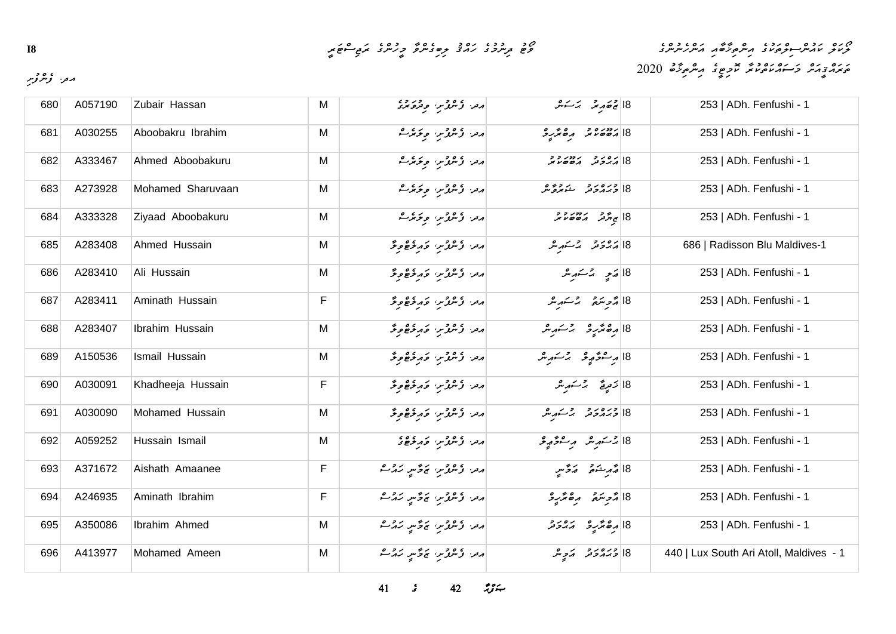| 680 | A057190 | Zubair Hassan | M | އދ. ފެންފުށި، ޓިއުލިޕްގެ | I8 ޒުބައިރު ޙަސަން | 253 \| ADh. Fenfushi - 1 |
|---|---|---|---|---|---|---|
| 681 | A030255 | Aboobakru Ibrahim | M | އދ. ފެންފުށި، ވިލަރޫސް | I8 އަބޫބަކުރު އިބްރާހީމް | 253 \| ADh. Fenfushi - 1 |
| 682 | A333467 | Ahmed Aboobakuru | M | އދ. ފެންފުށި، ވިލަރޫސް | I8 އަޙްމަދު އަބޫބަކުރު | 253 \| ADh. Fenfushi - 1 |
| 683 | A273928 | Mohamed Sharuvaan | M | އދ. ފެންފުށި، ވިލަރޫސް | I8 މުޙައްމަދު ޝަރުވާން | 253 \| ADh. Fenfushi - 1 |
| 684 | A333328 | Ziyaad Aboobakuru | M | އދ. ފެންފުށި، ވިލަރޫސް | I8 ޒިޔާދު އަބޫބަކުރު | 253 \| ADh. Fenfushi - 1 |
| 685 | A283408 | Ahmed Hussain | M | އދ. ފެންފުށި، ވައިލެޓްވިލާ | I8 އަޙްމަދު ހުސައިން | 686 \| Radisson Blu Maldives-1 |
| 686 | A283410 | Ali Hussain | M | އދ. ފެންފުށި، ވައިލެޓްވިލާ | I8 އަލި ހުސައިން | 253 \| ADh. Fenfushi - 1 |
| 687 | A283411 | Aminath Hussain | F | އދ. ފެންފުށި، ވައިލެޓްވިލާ | I8 އާމިނަތު ހުސައިން | 253 \| ADh. Fenfushi - 1 |
| 688 | A283407 | Ibrahim Hussain | M | އދ. ފެންފުށި، ވައިލެޓްވިލާ | I8 އިބްރާހީމް ހުސައިން | 253 \| ADh. Fenfushi - 1 |
| 689 | A150536 | Ismail Hussain | M | އދ. ފެންފުށި، ވައިލެޓްވިލާ | I8 އިސްމާޢީލް ހުސައިން | 253 \| ADh. Fenfushi - 1 |
| 690 | A030091 | Khadheeja Hussain | F | އދ. ފެންފުށި، ވައިލެޓްވިލާ | I8 ޚަދީޖާ ހުސައިން | 253 \| ADh. Fenfushi - 1 |
| 691 | A030090 | Mohamed Hussain | M | އދ. ފެންފުށި، ވައިލެޓްވިލާ | I8 މުޙައްމަދު ހުސައިން | 253 \| ADh. Fenfushi - 1 |
| 692 | A059252 | Hussain Ismail | M | އދ. ފެންފުށި، ވައިލެޓްގެ | I8 ހުސައިން އިސްމާޢީލް | 253 \| ADh. Fenfushi - 1 |
| 693 | A371672 | Aishath Amaanee | F | އދ. ފެންފުށި، ޖަވާހިރު ހައުސް | I8 އާއިޝަތު އަމާނީ | 253 \| ADh. Fenfushi - 1 |
| 694 | A246935 | Aminath Ibrahim | F | އދ. ފެންފުށި، ޖަވާހިރު ހައުސް | I8 އާމިނަތު އިބްރާހީމް | 253 \| ADh. Fenfushi - 1 |
| 695 | A350086 | Ibrahim Ahmed | M | އދ. ފެންފުށި، ޖަވާހިރު ހައުސް | I8 އިބްރާހީމް އަޙްމަދު | 253 \| ADh. Fenfushi - 1 |
| 696 | A413977 | Mohamed Ameen | M | އދ. ފެންފުށި، ޖަވާހިރު ހައުސް | I8 މުޙައްމަދު އަމީން | 440 \| Lux South Ari Atoll, Maldives - 1 |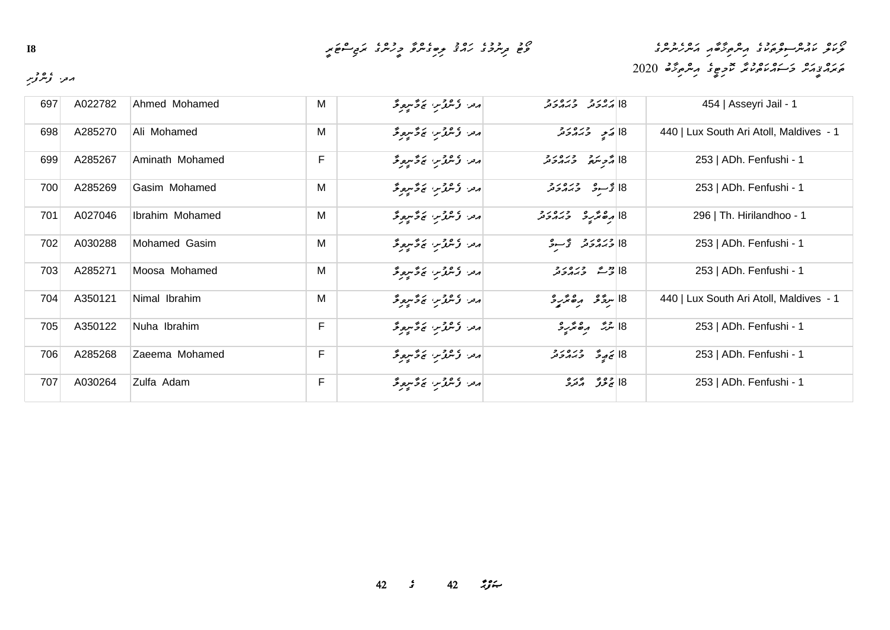ރަށު ކައުންސިލްތަކުގެ އިންތިޚާބު އަށް ވޯޓުލާ ފަރާތްތަކުގެ ލިސްޓު 2020 I8 ތިލަދުންމަތީ ދެކުނުބުރީ ކުޅުދުއްފުށި

އަތޮޅު: ފެންފުށި

| | | | | | | |
|---|---|---|---|---|---|---|
| 697 | A022782 | Ahmed Mohamed | M | އދ. ފެންފުށި، ޖަވާހިރުވާ | I8 އަހްމަދު މުހައްމަދު | 454 \| Asseyri Jail - 1 |
| 698 | A285270 | Ali Mohamed | M | އދ. ފެންފުށި، ޖަވާހިރުވާ | I8 އަލި މުހައްމަދު | 440 \| Lux South Ari Atoll, Maldives - 1 |
| 699 | A285267 | Aminath Mohamed | F | އދ. ފެންފުށި، ޖަވާހިރުވާ | I8 އާމިނަތު މުހައްމަދު | 253 \| ADh. Fenfushi - 1 |
| 700 | A285269 | Gasim Mohamed | M | އދ. ފެންފުށި، ޖަވާހިރުވާ | I8 ޤާސިމް މުހައްމަދު | 253 \| ADh. Fenfushi - 1 |
| 701 | A027046 | Ibrahim Mohamed | M | އދ. ފެންފުށި، ޖަވާހިރުވާ | I8 އިބްރާހީމް މުހައްމަދު | 296 \| Th. Hirilandhoo - 1 |
| 702 | A030288 | Mohamed Gasim | M | އދ. ފެންފުށި، ޖަވާހިރުވާ | I8 މުހައްމަދު ޤާސިމް | 253 \| ADh. Fenfushi - 1 |
| 703 | A285271 | Moosa Mohamed | M | އދ. ފެންފުށި، ޖަވާހިރުވާ | I8 މޫސާ މުހައްމަދު | 253 \| ADh. Fenfushi - 1 |
| 704 | A350121 | Nimal Ibrahim | M | އދ. ފެންފުށި، ޖަވާހިރުވާ | I8 ނިމާލް އިބްރާހީމް | 440 \| Lux South Ari Atoll, Maldives - 1 |
| 705 | A350122 | Nuha Ibrahim | F | އދ. ފެންފުށި، ޖަވާހިރުވާ | I8 ނުހާ އިބްރާހީމް | 253 \| ADh. Fenfushi - 1 |
| 706 | A285268 | Zaeema Mohamed | F | އދ. ފެންފުށި، ޖަވާހިރުވާ | I8 ޒައީމާ މުހައްމަދު | 253 \| ADh. Fenfushi - 1 |
| 707 | A030264 | Zulfa Adam | F | އދ. ފެންފުށި، ޖަވާހިރުވާ | I8 ޒުލްފާ އާދަމް | 253 \| ADh. Fenfushi - 1 |